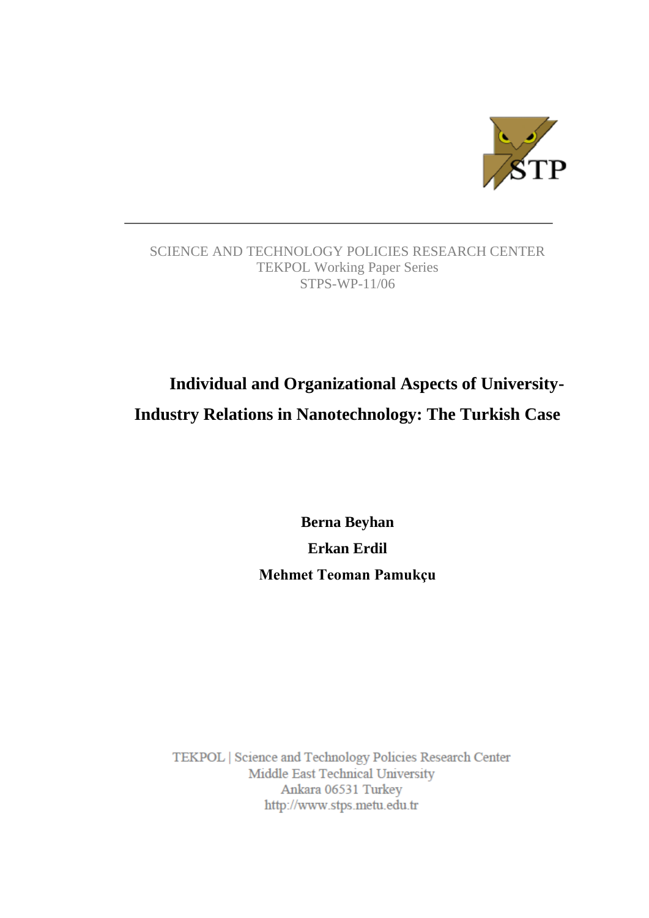SCIENCE AND TECHNOLOGY POLICIES RESEARCH CENTER
TEKPOL Working Paper Series
STPS-WP-11/06

# Individual and Organizational Aspects of University-Industry Relations in Nanotechnology: The Turkish Case

**Berna Beyhan**

**Erkan Erdil**

**Mehmet Teoman Pamukçu**

TEKPOL | Science and Technology Policies Research Center
Middle East Technical University
Ankara 06531 Turkey
http://www.stps.metu.edu.tr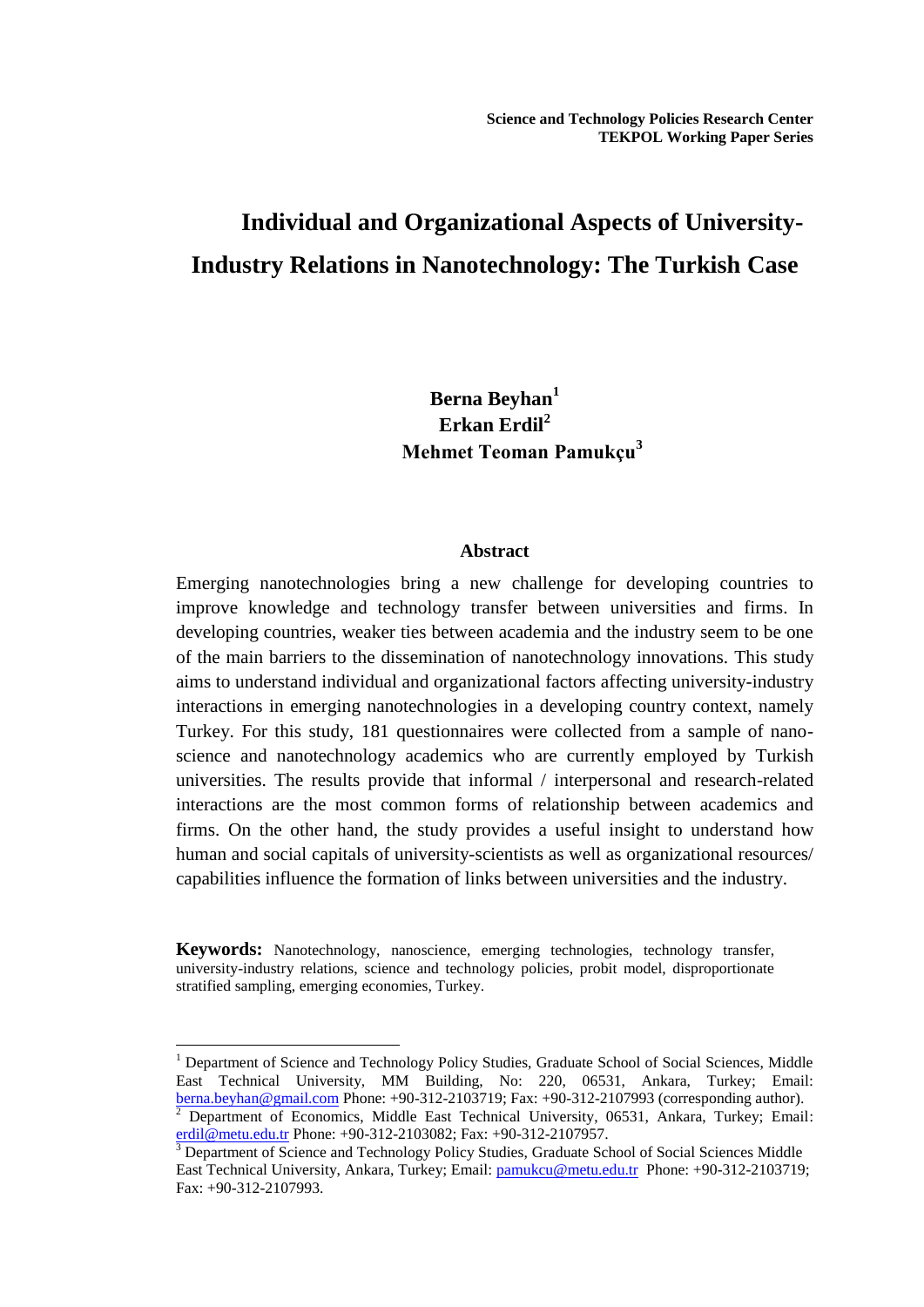**Science and Technology Policies Research Center**
**TEKPOL Working Paper Series**

# Individual and Organizational Aspects of University-Industry Relations in Nanotechnology: The Turkish Case

**Berna Beyhan**[1]
**Erkan Erdil**[2]
**Mehmet Teoman Pamukçu**[3]

## Abstract

Emerging nanotechnologies bring a new challenge for developing countries to improve knowledge and technology transfer between universities and firms. In developing countries, weaker ties between academia and the industry seem to be one of the main barriers to the dissemination of nanotechnology innovations. This study aims to understand individual and organizational factors affecting university-industry interactions in emerging nanotechnologies in a developing country context, namely Turkey. For this study, 181 questionnaires were collected from a sample of nano-science and nanotechnology academics who are currently employed by Turkish universities. The results provide that informal / interpersonal and research-related interactions are the most common forms of relationship between academics and firms. On the other hand, the study provides a useful insight to understand how human and social capitals of university-scientists as well as organizational resources/ capabilities influence the formation of links between universities and the industry.

**Keywords:** Nanotechnology, nanoscience, emerging technologies, technology transfer, university-industry relations, science and technology policies, probit model, disproportionate stratified sampling, emerging economies, Turkey.

---

[1] Department of Science and Technology Policy Studies, Graduate School of Social Sciences, Middle East Technical University, MM Building, No: 220, 06531, Ankara, Turkey; Email: berna.beyhan@gmail.com Phone: +90-312-2103719; Fax: +90-312-2107993 (corresponding author).

[2] Department of Economics, Middle East Technical University, 06531, Ankara, Turkey; Email: erdil@metu.edu.tr Phone: +90-312-2103082; Fax: +90-312-2107957.

[3] Department of Science and Technology Policy Studies, Graduate School of Social Sciences Middle East Technical University, Ankara, Turkey; Email: pamukcu@metu.edu.tr Phone: +90-312-2103719; Fax: +90-312-2107993.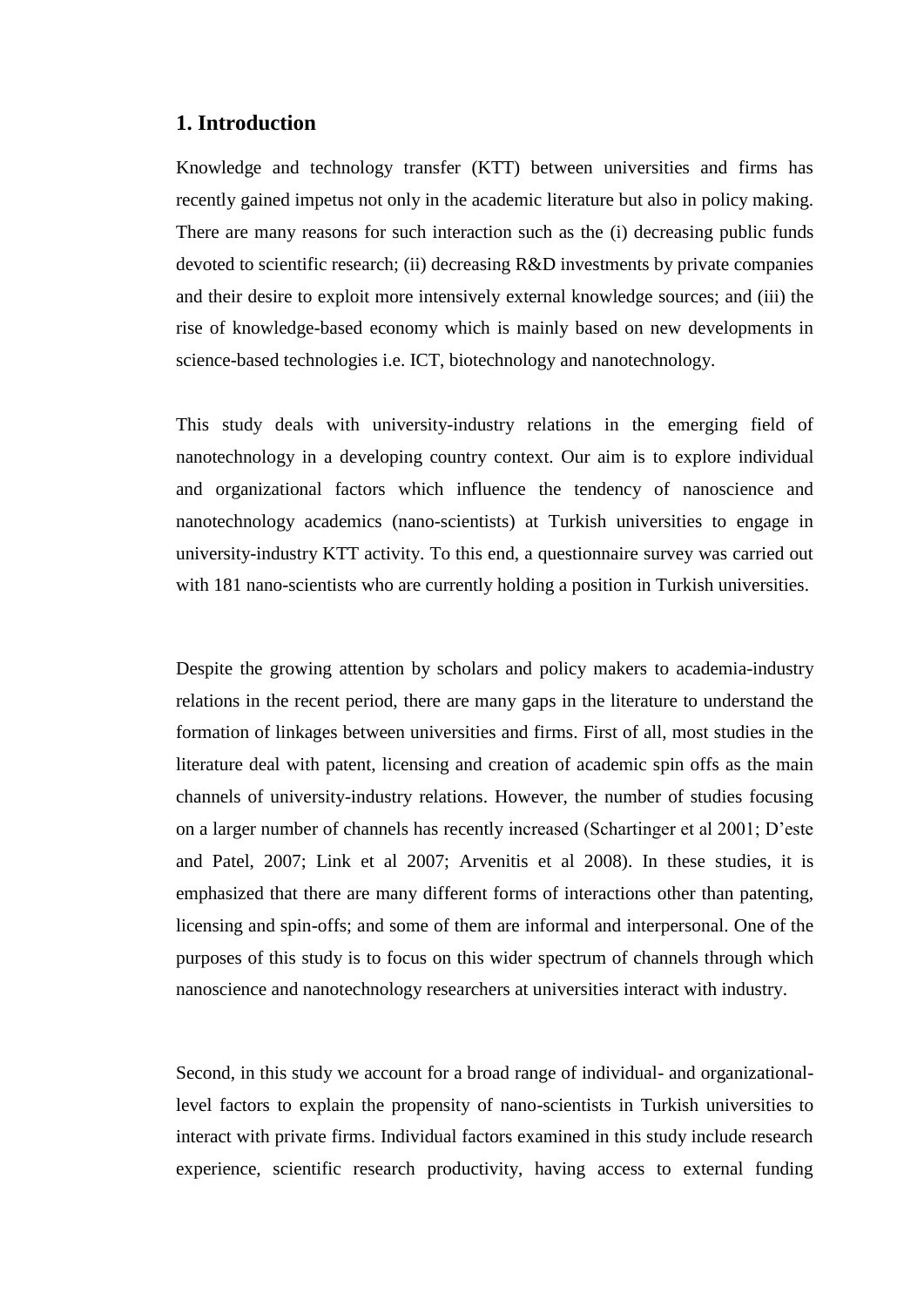## 1. Introduction

Knowledge and technology transfer (KTT) between universities and firms has recently gained impetus not only in the academic literature but also in policy making. There are many reasons for such interaction such as the (i) decreasing public funds devoted to scientific research; (ii) decreasing R&D investments by private companies and their desire to exploit more intensively external knowledge sources; and (iii) the rise of knowledge-based economy which is mainly based on new developments in science-based technologies i.e. ICT, biotechnology and nanotechnology.

This study deals with university-industry relations in the emerging field of nanotechnology in a developing country context. Our aim is to explore individual and organizational factors which influence the tendency of nanoscience and nanotechnology academics (nano-scientists) at Turkish universities to engage in university-industry KTT activity. To this end, a questionnaire survey was carried out with 181 nano-scientists who are currently holding a position in Turkish universities.

Despite the growing attention by scholars and policy makers to academia-industry relations in the recent period, there are many gaps in the literature to understand the formation of linkages between universities and firms. First of all, most studies in the literature deal with patent, licensing and creation of academic spin offs as the main channels of university-industry relations. However, the number of studies focusing on a larger number of channels has recently increased (Schartinger et al 2001; D'este and Patel, 2007; Link et al 2007; Arvenitis et al 2008). In these studies, it is emphasized that there are many different forms of interactions other than patenting, licensing and spin-offs; and some of them are informal and interpersonal. One of the purposes of this study is to focus on this wider spectrum of channels through which nanoscience and nanotechnology researchers at universities interact with industry.

Second, in this study we account for a broad range of individual- and organizational-level factors to explain the propensity of nano-scientists in Turkish universities to interact with private firms. Individual factors examined in this study include research experience, scientific research productivity, having access to external funding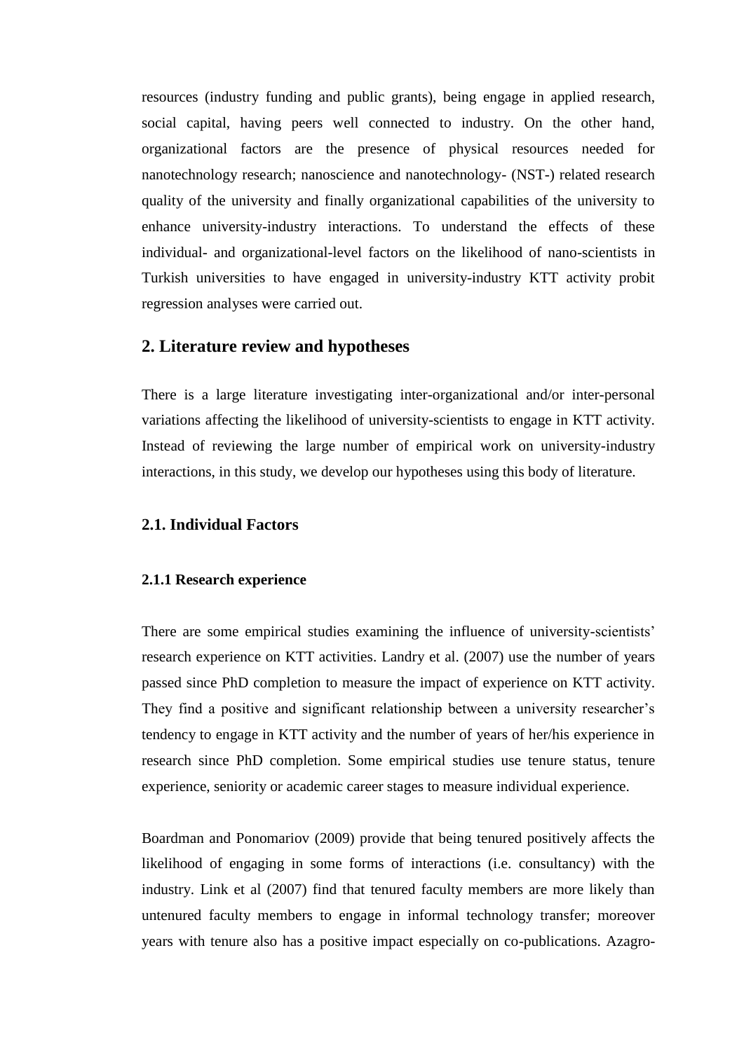resources (industry funding and public grants), being engage in applied research, social capital, having peers well connected to industry. On the other hand, organizational factors are the presence of physical resources needed for nanotechnology research; nanoscience and nanotechnology- (NST-) related research quality of the university and finally organizational capabilities of the university to enhance university-industry interactions. To understand the effects of these individual- and organizational-level factors on the likelihood of nano-scientists in Turkish universities to have engaged in university-industry KTT activity probit regression analyses were carried out.

## 2. Literature review and hypotheses

There is a large literature investigating inter-organizational and/or inter-personal variations affecting the likelihood of university-scientists to engage in KTT activity. Instead of reviewing the large number of empirical work on university-industry interactions, in this study, we develop our hypotheses using this body of literature.

### 2.1. Individual Factors

#### 2.1.1 Research experience

There are some empirical studies examining the influence of university-scientists' research experience on KTT activities. Landry et al. (2007) use the number of years passed since PhD completion to measure the impact of experience on KTT activity. They find a positive and significant relationship between a university researcher's tendency to engage in KTT activity and the number of years of her/his experience in research since PhD completion. Some empirical studies use tenure status, tenure experience, seniority or academic career stages to measure individual experience.

Boardman and Ponomariov (2009) provide that being tenured positively affects the likelihood of engaging in some forms of interactions (i.e. consultancy) with the industry. Link et al (2007) find that tenured faculty members are more likely than untenured faculty members to engage in informal technology transfer; moreover years with tenure also has a positive impact especially on co-publications. Azagro-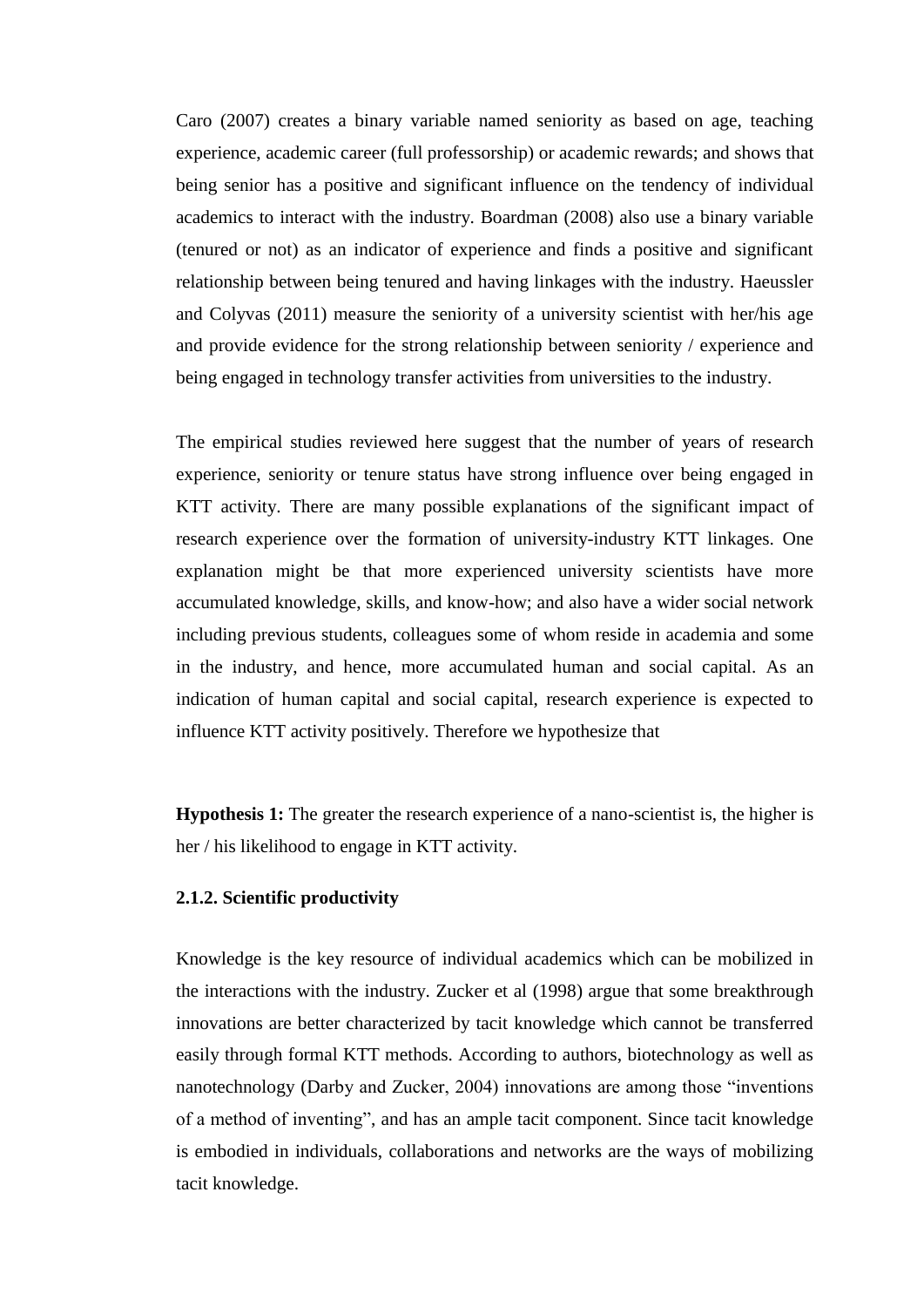Caro (2007) creates a binary variable named seniority as based on age, teaching experience, academic career (full professorship) or academic rewards; and shows that being senior has a positive and significant influence on the tendency of individual academics to interact with the industry. Boardman (2008) also use a binary variable (tenured or not) as an indicator of experience and finds a positive and significant relationship between being tenured and having linkages with the industry. Haeussler and Colyvas (2011) measure the seniority of a university scientist with her/his age and provide evidence for the strong relationship between seniority / experience and being engaged in technology transfer activities from universities to the industry.

The empirical studies reviewed here suggest that the number of years of research experience, seniority or tenure status have strong influence over being engaged in KTT activity. There are many possible explanations of the significant impact of research experience over the formation of university-industry KTT linkages. One explanation might be that more experienced university scientists have more accumulated knowledge, skills, and know-how; and also have a wider social network including previous students, colleagues some of whom reside in academia and some in the industry, and hence, more accumulated human and social capital. As an indication of human capital and social capital, research experience is expected to influence KTT activity positively. Therefore we hypothesize that

**Hypothesis 1:** The greater the research experience of a nano-scientist is, the higher is her / his likelihood to engage in KTT activity.

### 2.1.2. Scientific productivity

Knowledge is the key resource of individual academics which can be mobilized in the interactions with the industry. Zucker et al (1998) argue that some breakthrough innovations are better characterized by tacit knowledge which cannot be transferred easily through formal KTT methods. According to authors, biotechnology as well as nanotechnology (Darby and Zucker, 2004) innovations are among those "inventions of a method of inventing", and has an ample tacit component. Since tacit knowledge is embodied in individuals, collaborations and networks are the ways of mobilizing tacit knowledge.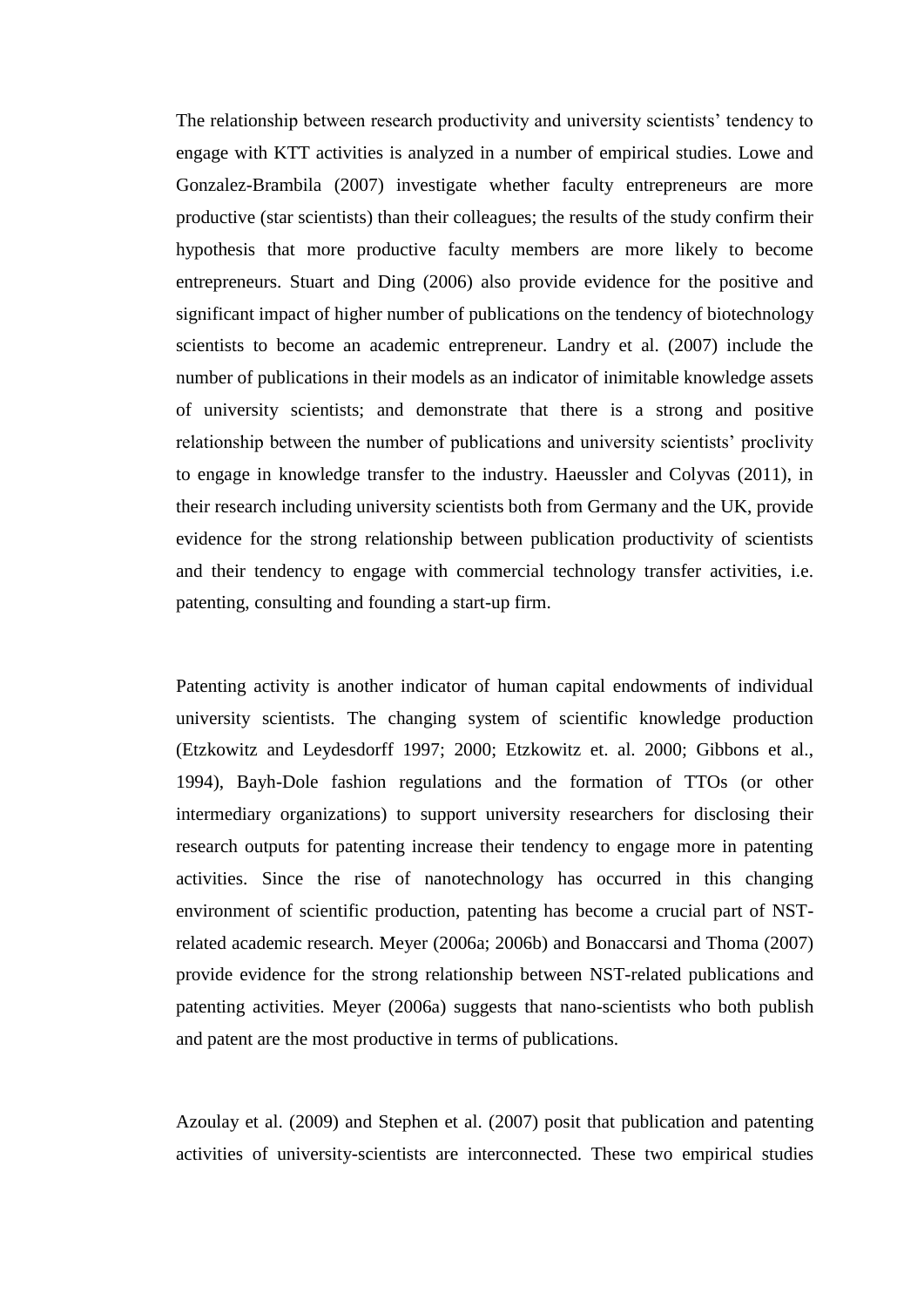The relationship between research productivity and university scientists' tendency to engage with KTT activities is analyzed in a number of empirical studies. Lowe and Gonzalez-Brambila (2007) investigate whether faculty entrepreneurs are more productive (star scientists) than their colleagues; the results of the study confirm their hypothesis that more productive faculty members are more likely to become entrepreneurs. Stuart and Ding (2006) also provide evidence for the positive and significant impact of higher number of publications on the tendency of biotechnology scientists to become an academic entrepreneur. Landry et al. (2007) include the number of publications in their models as an indicator of inimitable knowledge assets of university scientists; and demonstrate that there is a strong and positive relationship between the number of publications and university scientists' proclivity to engage in knowledge transfer to the industry. Haeussler and Colyvas (2011), in their research including university scientists both from Germany and the UK, provide evidence for the strong relationship between publication productivity of scientists and their tendency to engage with commercial technology transfer activities, i.e. patenting, consulting and founding a start-up firm.

Patenting activity is another indicator of human capital endowments of individual university scientists. The changing system of scientific knowledge production (Etzkowitz and Leydesdorff 1997; 2000; Etzkowitz et. al. 2000; Gibbons et al., 1994), Bayh-Dole fashion regulations and the formation of TTOs (or other intermediary organizations) to support university researchers for disclosing their research outputs for patenting increase their tendency to engage more in patenting activities. Since the rise of nanotechnology has occurred in this changing environment of scientific production, patenting has become a crucial part of NST-related academic research. Meyer (2006a; 2006b) and Bonaccarsi and Thoma (2007) provide evidence for the strong relationship between NST-related publications and patenting activities. Meyer (2006a) suggests that nano-scientists who both publish and patent are the most productive in terms of publications.

Azoulay et al. (2009) and Stephen et al. (2007) posit that publication and patenting activities of university-scientists are interconnected. These two empirical studies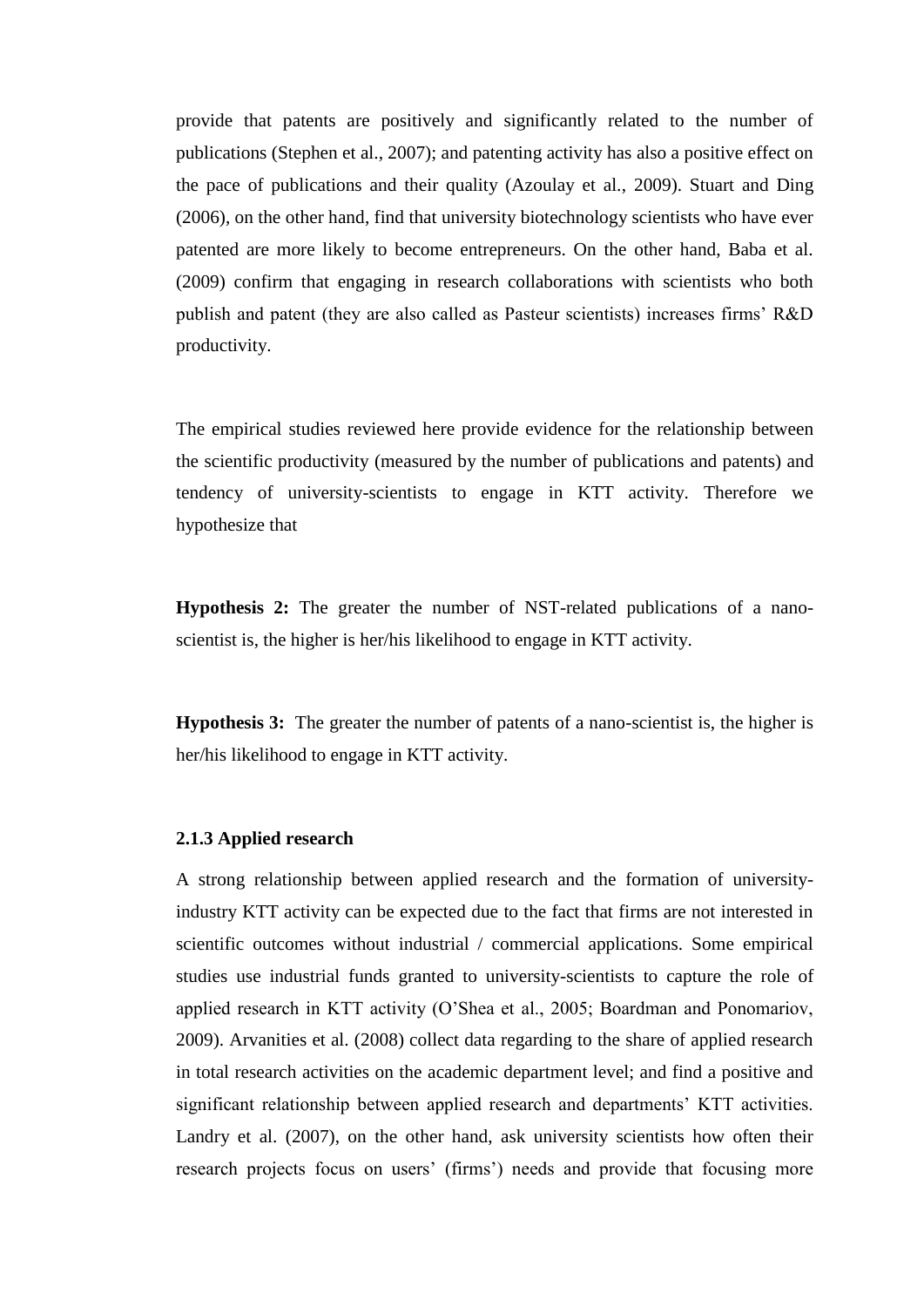provide that patents are positively and significantly related to the number of publications (Stephen et al., 2007); and patenting activity has also a positive effect on the pace of publications and their quality (Azoulay et al., 2009). Stuart and Ding (2006), on the other hand, find that university biotechnology scientists who have ever patented are more likely to become entrepreneurs. On the other hand, Baba et al. (2009) confirm that engaging in research collaborations with scientists who both publish and patent (they are also called as Pasteur scientists) increases firms' R&D productivity.

The empirical studies reviewed here provide evidence for the relationship between the scientific productivity (measured by the number of publications and patents) and tendency of university-scientists to engage in KTT activity. Therefore we hypothesize that

**Hypothesis 2:** The greater the number of NST-related publications of a nano-scientist is, the higher is her/his likelihood to engage in KTT activity.

**Hypothesis 3:** The greater the number of patents of a nano-scientist is, the higher is her/his likelihood to engage in KTT activity.

### 2.1.3 Applied research

A strong relationship between applied research and the formation of university-industry KTT activity can be expected due to the fact that firms are not interested in scientific outcomes without industrial / commercial applications. Some empirical studies use industrial funds granted to university-scientists to capture the role of applied research in KTT activity (O'Shea et al., 2005; Boardman and Ponomariov, 2009). Arvanities et al. (2008) collect data regarding to the share of applied research in total research activities on the academic department level; and find a positive and significant relationship between applied research and departments' KTT activities. Landry et al. (2007), on the other hand, ask university scientists how often their research projects focus on users' (firms') needs and provide that focusing more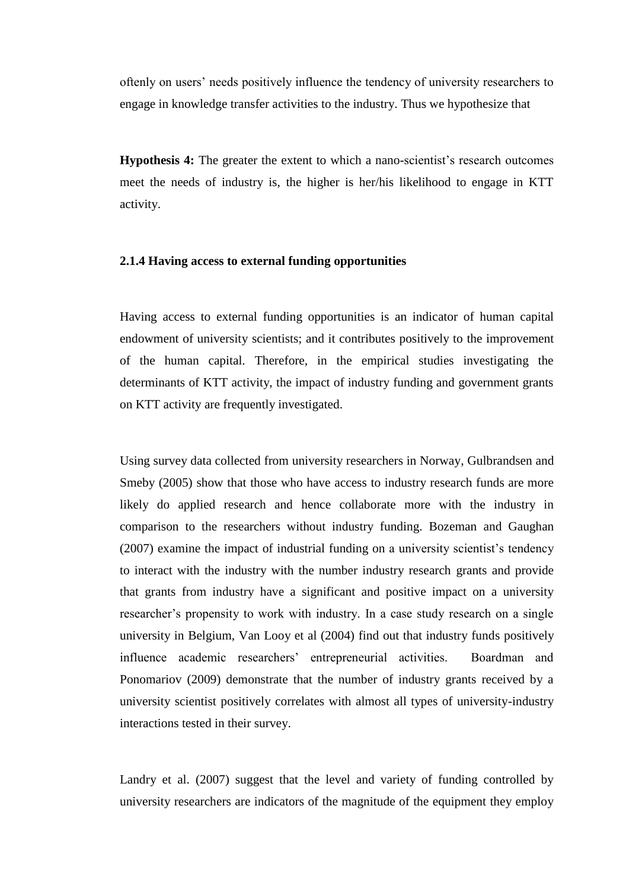oftenly on users' needs positively influence the tendency of university researchers to engage in knowledge transfer activities to the industry. Thus we hypothesize that

**Hypothesis 4:** The greater the extent to which a nano-scientist's research outcomes meet the needs of industry is, the higher is her/his likelihood to engage in KTT activity.

### 2.1.4 Having access to external funding opportunities

Having access to external funding opportunities is an indicator of human capital endowment of university scientists; and it contributes positively to the improvement of the human capital. Therefore, in the empirical studies investigating the determinants of KTT activity, the impact of industry funding and government grants on KTT activity are frequently investigated.

Using survey data collected from university researchers in Norway, Gulbrandsen and Smeby (2005) show that those who have access to industry research funds are more likely do applied research and hence collaborate more with the industry in comparison to the researchers without industry funding. Bozeman and Gaughan (2007) examine the impact of industrial funding on a university scientist's tendency to interact with the industry with the number industry research grants and provide that grants from industry have a significant and positive impact on a university researcher's propensity to work with industry. In a case study research on a single university in Belgium, Van Looy et al (2004) find out that industry funds positively influence academic researchers' entrepreneurial activities. Boardman and Ponomariov (2009) demonstrate that the number of industry grants received by a university scientist positively correlates with almost all types of university-industry interactions tested in their survey.

Landry et al. (2007) suggest that the level and variety of funding controlled by university researchers are indicators of the magnitude of the equipment they employ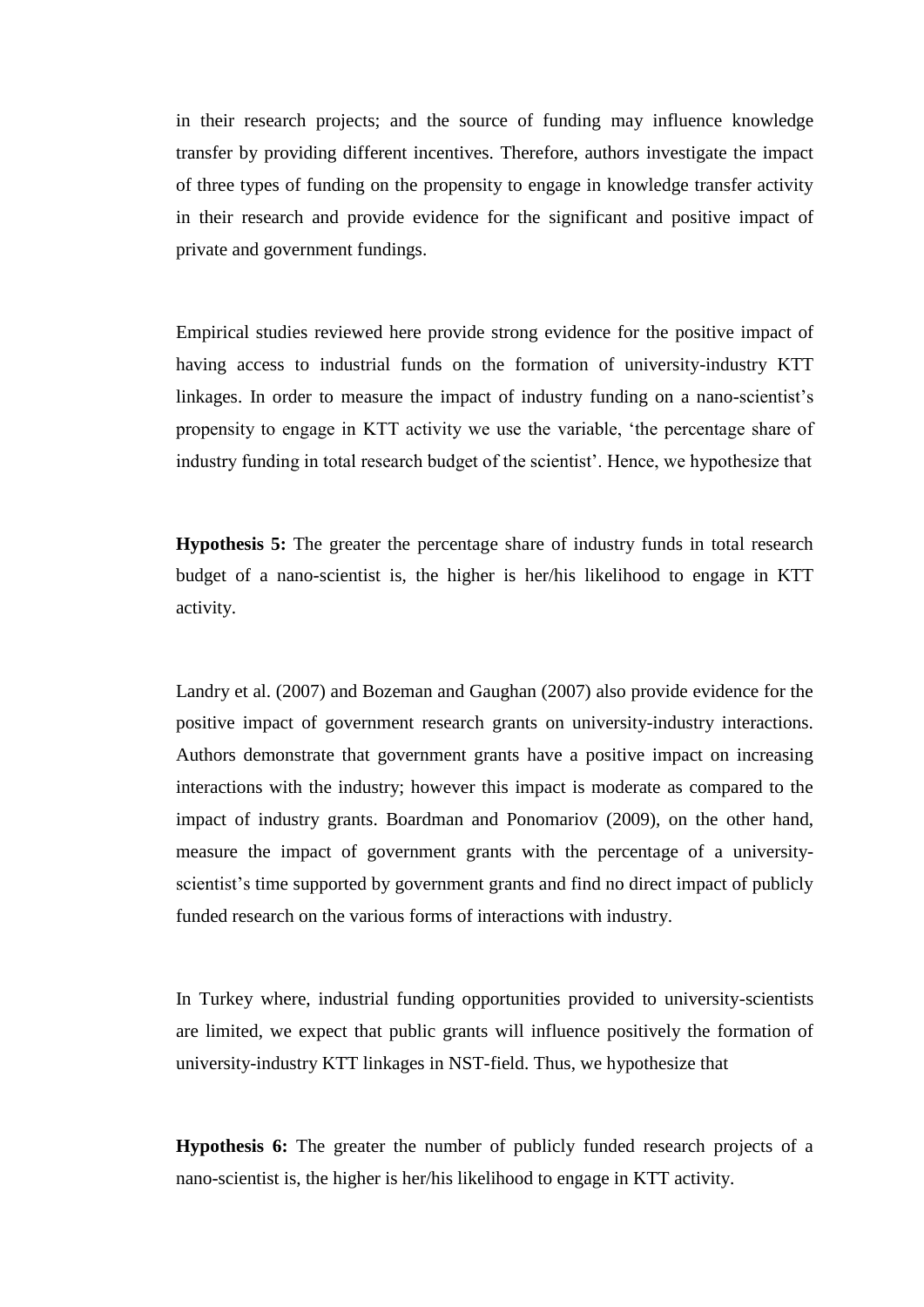in their research projects; and the source of funding may influence knowledge transfer by providing different incentives. Therefore, authors investigate the impact of three types of funding on the propensity to engage in knowledge transfer activity in their research and provide evidence for the significant and positive impact of private and government fundings.

Empirical studies reviewed here provide strong evidence for the positive impact of having access to industrial funds on the formation of university-industry KTT linkages. In order to measure the impact of industry funding on a nano-scientist's propensity to engage in KTT activity we use the variable, 'the percentage share of industry funding in total research budget of the scientist'. Hence, we hypothesize that

**Hypothesis 5:** The greater the percentage share of industry funds in total research budget of a nano-scientist is, the higher is her/his likelihood to engage in KTT activity.

Landry et al. (2007) and Bozeman and Gaughan (2007) also provide evidence for the positive impact of government research grants on university-industry interactions. Authors demonstrate that government grants have a positive impact on increasing interactions with the industry; however this impact is moderate as compared to the impact of industry grants. Boardman and Ponomariov (2009), on the other hand, measure the impact of government grants with the percentage of a university-scientist's time supported by government grants and find no direct impact of publicly funded research on the various forms of interactions with industry.

In Turkey where, industrial funding opportunities provided to university-scientists are limited, we expect that public grants will influence positively the formation of university-industry KTT linkages in NST-field. Thus, we hypothesize that

**Hypothesis 6:** The greater the number of publicly funded research projects of a nano-scientist is, the higher is her/his likelihood to engage in KTT activity.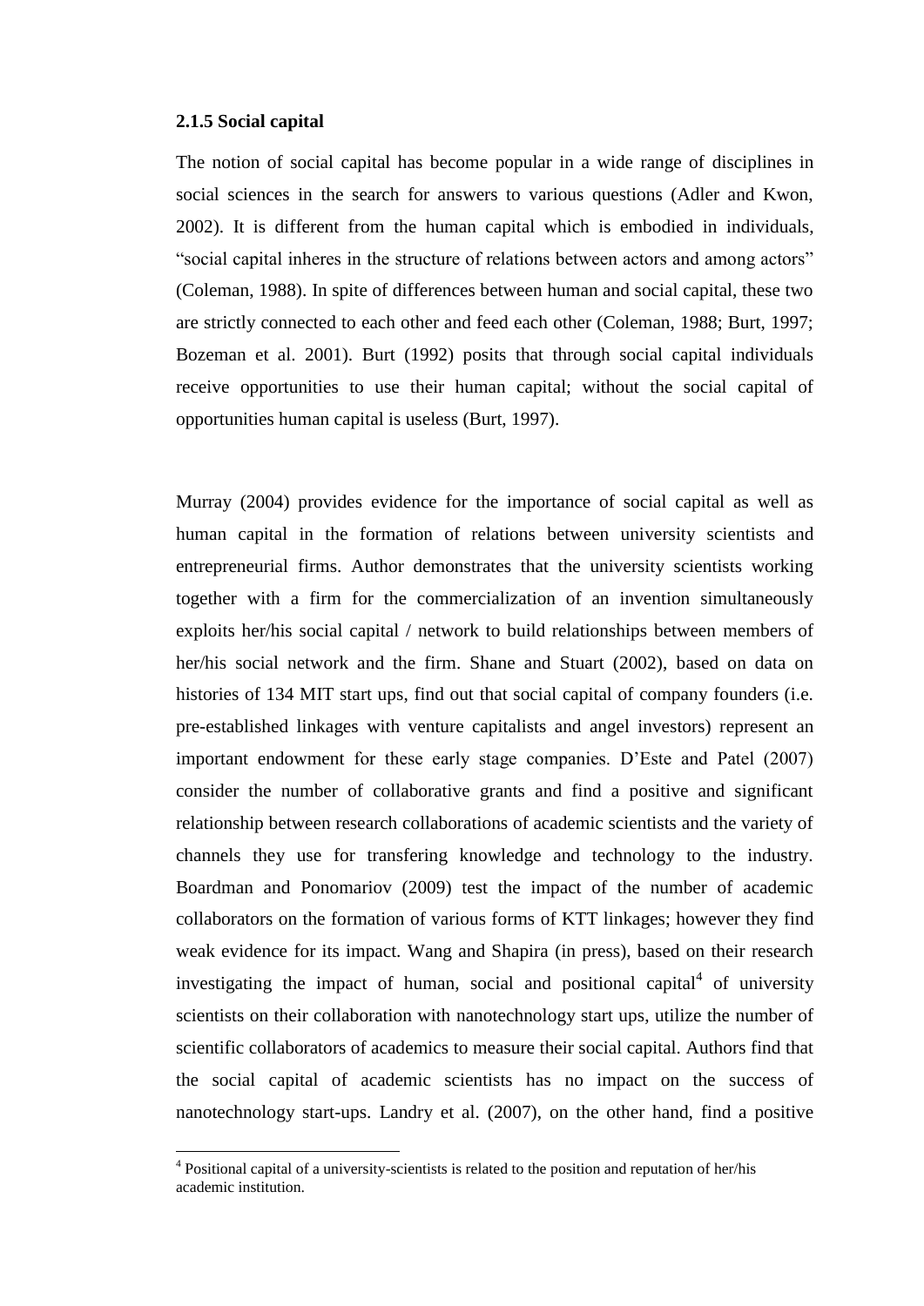### 2.1.5 Social capital

The notion of social capital has become popular in a wide range of disciplines in social sciences in the search for answers to various questions (Adler and Kwon, 2002). It is different from the human capital which is embodied in individuals, "social capital inheres in the structure of relations between actors and among actors" (Coleman, 1988). In spite of differences between human and social capital, these two are strictly connected to each other and feed each other (Coleman, 1988; Burt, 1997; Bozeman et al. 2001). Burt (1992) posits that through social capital individuals receive opportunities to use their human capital; without the social capital of opportunities human capital is useless (Burt, 1997).

Murray (2004) provides evidence for the importance of social capital as well as human capital in the formation of relations between university scientists and entrepreneurial firms. Author demonstrates that the university scientists working together with a firm for the commercialization of an invention simultaneously exploits her/his social capital / network to build relationships between members of her/his social network and the firm. Shane and Stuart (2002), based on data on histories of 134 MIT start ups, find out that social capital of company founders (i.e. pre-established linkages with venture capitalists and angel investors) represent an important endowment for these early stage companies. D'Este and Patel (2007) consider the number of collaborative grants and find a positive and significant relationship between research collaborations of academic scientists and the variety of channels they use for transfering knowledge and technology to the industry. Boardman and Ponomariov (2009) test the impact of the number of academic collaborators on the formation of various forms of KTT linkages; however they find weak evidence for its impact. Wang and Shapira (in press), based on their research investigating the impact of human, social and positional capital[4] of university scientists on their collaboration with nanotechnology start ups, utilize the number of scientific collaborators of academics to measure their social capital. Authors find that the social capital of academic scientists has no impact on the success of nanotechnology start-ups. Landry et al. (2007), on the other hand, find a positive

[4] Positional capital of a university-scientists is related to the position and reputation of her/his academic institution.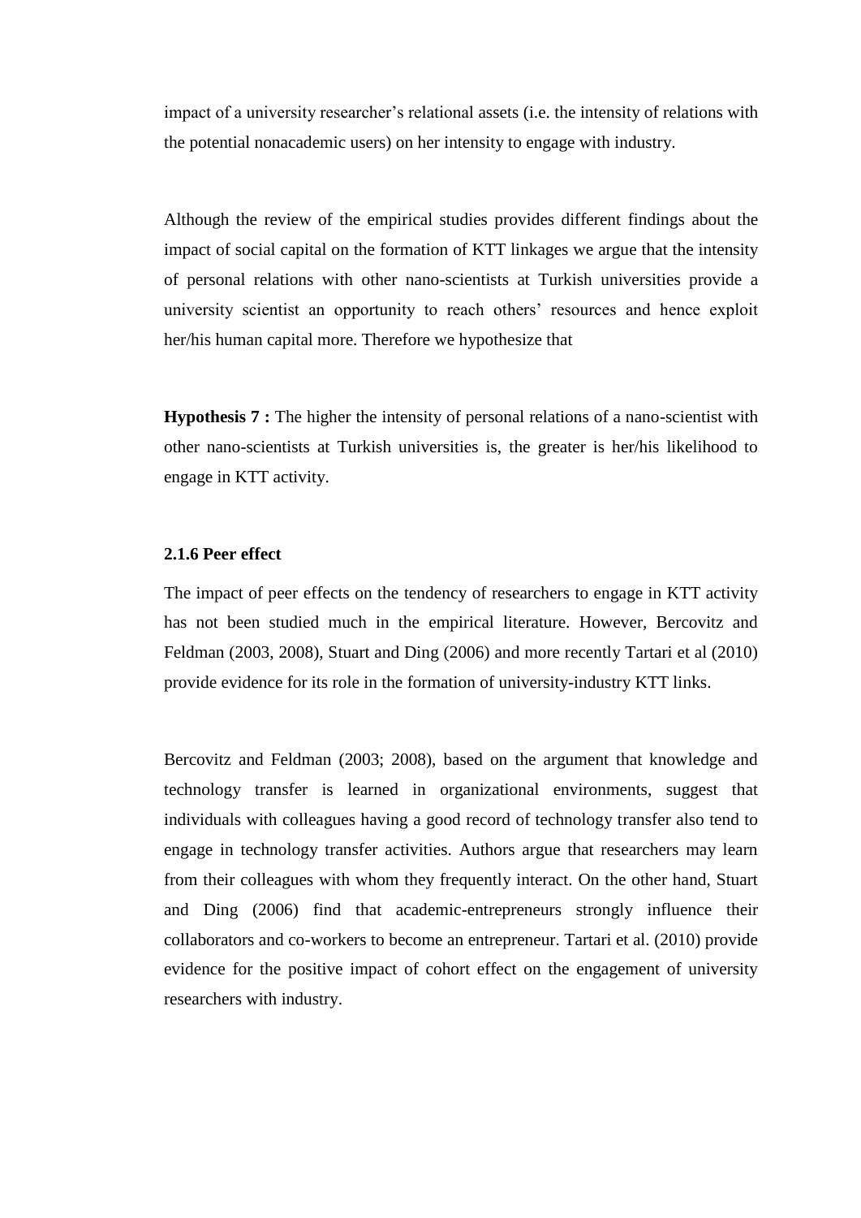impact of a university researcher's relational assets (i.e. the intensity of relations with the potential nonacademic users) on her intensity to engage with industry.

Although the review of the empirical studies provides different findings about the impact of social capital on the formation of KTT linkages we argue that the intensity of personal relations with other nano-scientists at Turkish universities provide a university scientist an opportunity to reach others' resources and hence exploit her/his human capital more. Therefore we hypothesize that

**Hypothesis 7 :** The higher the intensity of personal relations of a nano-scientist with other nano-scientists at Turkish universities is, the greater is her/his likelihood to engage in KTT activity.

### 2.1.6 Peer effect

The impact of peer effects on the tendency of researchers to engage in KTT activity has not been studied much in the empirical literature. However, Bercovitz and Feldman (2003, 2008), Stuart and Ding (2006) and more recently Tartari et al (2010) provide evidence for its role in the formation of university-industry KTT links.

Bercovitz and Feldman (2003; 2008), based on the argument that knowledge and technology transfer is learned in organizational environments, suggest that individuals with colleagues having a good record of technology transfer also tend to engage in technology transfer activities. Authors argue that researchers may learn from their colleagues with whom they frequently interact. On the other hand, Stuart and Ding (2006) find that academic-entrepreneurs strongly influence their collaborators and co-workers to become an entrepreneur. Tartari et al. (2010) provide evidence for the positive impact of cohort effect on the engagement of university researchers with industry.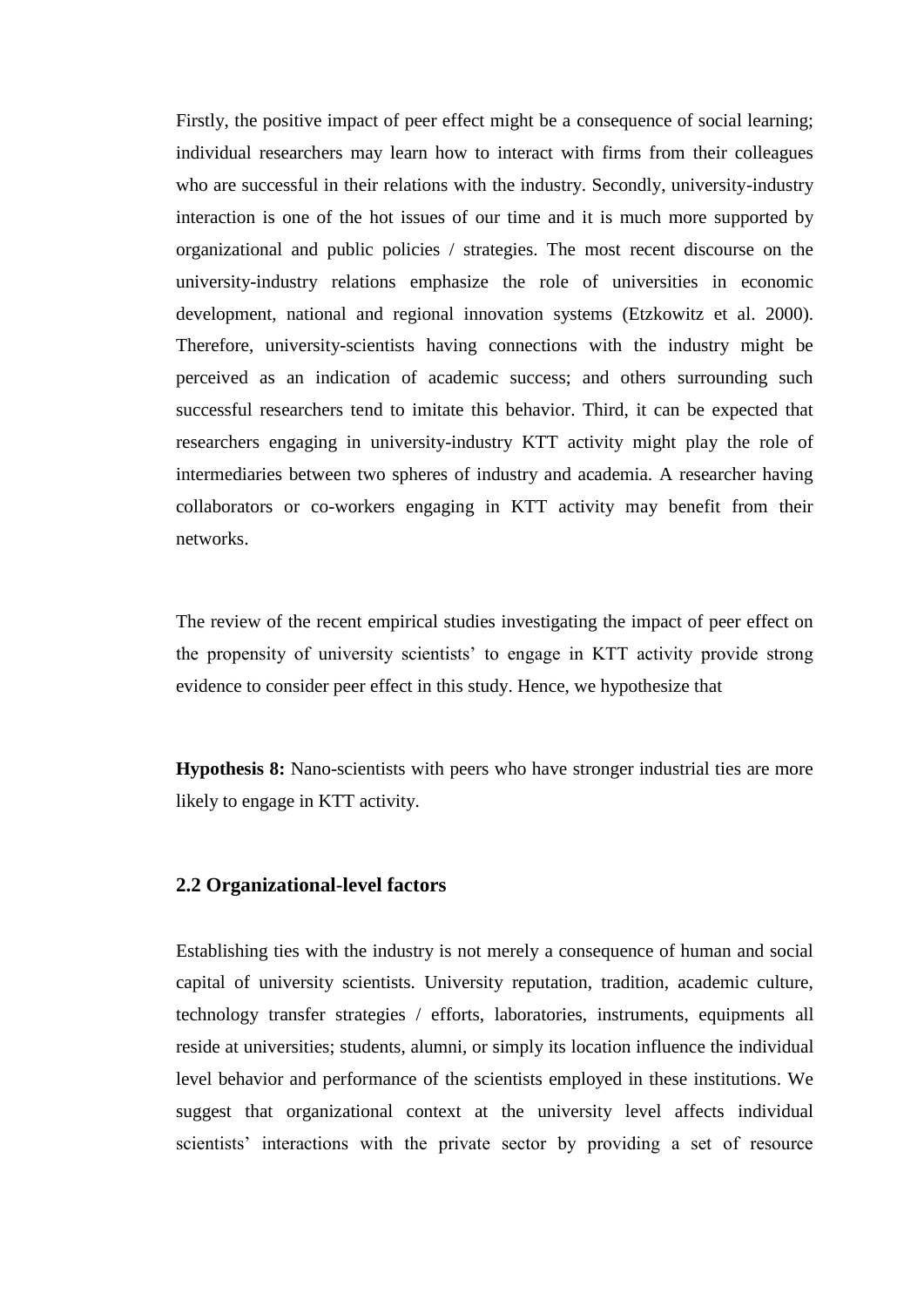Firstly, the positive impact of peer effect might be a consequence of social learning; individual researchers may learn how to interact with firms from their colleagues who are successful in their relations with the industry. Secondly, university-industry interaction is one of the hot issues of our time and it is much more supported by organizational and public policies / strategies. The most recent discourse on the university-industry relations emphasize the role of universities in economic development, national and regional innovation systems (Etzkowitz et al. 2000). Therefore, university-scientists having connections with the industry might be perceived as an indication of academic success; and others surrounding such successful researchers tend to imitate this behavior. Third, it can be expected that researchers engaging in university-industry KTT activity might play the role of intermediaries between two spheres of industry and academia. A researcher having collaborators or co-workers engaging in KTT activity may benefit from their networks.

The review of the recent empirical studies investigating the impact of peer effect on the propensity of university scientists' to engage in KTT activity provide strong evidence to consider peer effect in this study. Hence, we hypothesize that

**Hypothesis 8:** Nano-scientists with peers who have stronger industrial ties are more likely to engage in KTT activity.

## 2.2 Organizational-level factors

Establishing ties with the industry is not merely a consequence of human and social capital of university scientists. University reputation, tradition, academic culture, technology transfer strategies / efforts, laboratories, instruments, equipments all reside at universities; students, alumni, or simply its location influence the individual level behavior and performance of the scientists employed in these institutions. We suggest that organizational context at the university level affects individual scientists' interactions with the private sector by providing a set of resource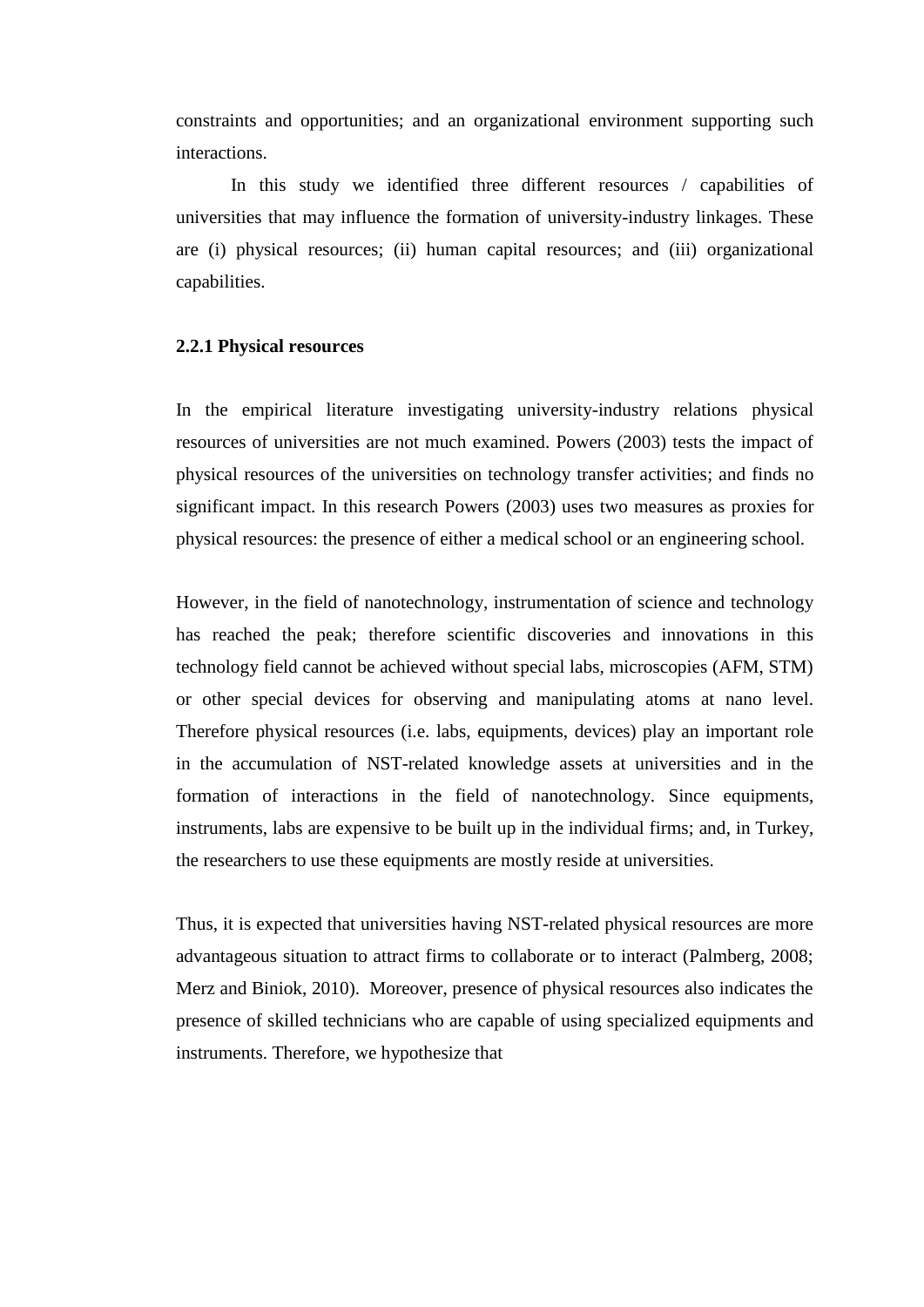constraints and opportunities; and an organizational environment supporting such interactions.

In this study we identified three different resources / capabilities of universities that may influence the formation of university-industry linkages. These are (i) physical resources; (ii) human capital resources; and (iii) organizational capabilities.

**2.2.1 Physical resources**

In the empirical literature investigating university-industry relations physical resources of universities are not much examined. Powers (2003) tests the impact of physical resources of the universities on technology transfer activities; and finds no significant impact. In this research Powers (2003) uses two measures as proxies for physical resources: the presence of either a medical school or an engineering school.

However, in the field of nanotechnology, instrumentation of science and technology has reached the peak; therefore scientific discoveries and innovations in this technology field cannot be achieved without special labs, microscopies (AFM, STM) or other special devices for observing and manipulating atoms at nano level. Therefore physical resources (i.e. labs, equipments, devices) play an important role in the accumulation of NST-related knowledge assets at universities and in the formation of interactions in the field of nanotechnology. Since equipments, instruments, labs are expensive to be built up in the individual firms; and, in Turkey, the researchers to use these equipments are mostly reside at universities.

Thus, it is expected that universities having NST-related physical resources are more advantageous situation to attract firms to collaborate or to interact (Palmberg, 2008; Merz and Biniok, 2010). Moreover, presence of physical resources also indicates the presence of skilled technicians who are capable of using specialized equipments and instruments. Therefore, we hypothesize that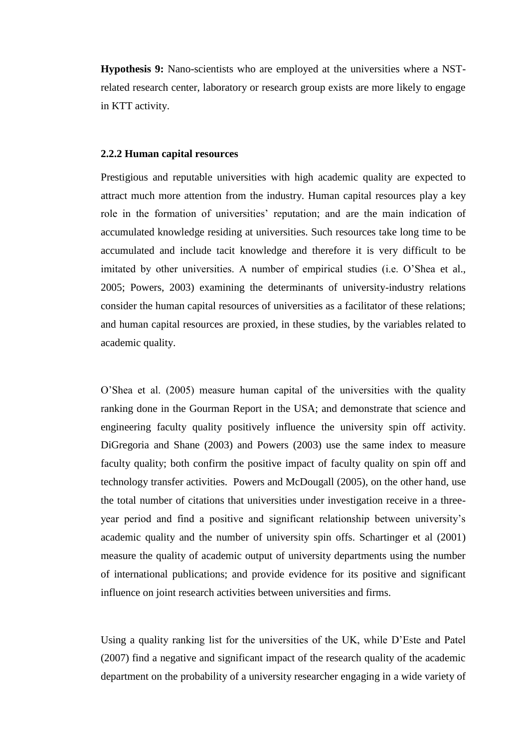**Hypothesis 9:** Nano-scientists who are employed at the universities where a NST-related research center, laboratory or research group exists are more likely to engage in KTT activity.

### 2.2.2 Human capital resources

Prestigious and reputable universities with high academic quality are expected to attract much more attention from the industry. Human capital resources play a key role in the formation of universities' reputation; and are the main indication of accumulated knowledge residing at universities. Such resources take long time to be accumulated and include tacit knowledge and therefore it is very difficult to be imitated by other universities. A number of empirical studies (i.e. O'Shea et al., 2005; Powers, 2003) examining the determinants of university-industry relations consider the human capital resources of universities as a facilitator of these relations; and human capital resources are proxied, in these studies, by the variables related to academic quality.

O'Shea et al. (2005) measure human capital of the universities with the quality ranking done in the Gourman Report in the USA; and demonstrate that science and engineering faculty quality positively influence the university spin off activity. DiGregoria and Shane (2003) and Powers (2003) use the same index to measure faculty quality; both confirm the positive impact of faculty quality on spin off and technology transfer activities. Powers and McDougall (2005), on the other hand, use the total number of citations that universities under investigation receive in a three-year period and find a positive and significant relationship between university's academic quality and the number of university spin offs. Schartinger et al (2001) measure the quality of academic output of university departments using the number of international publications; and provide evidence for its positive and significant influence on joint research activities between universities and firms.

Using a quality ranking list for the universities of the UK, while D'Este and Patel (2007) find a negative and significant impact of the research quality of the academic department on the probability of a university researcher engaging in a wide variety of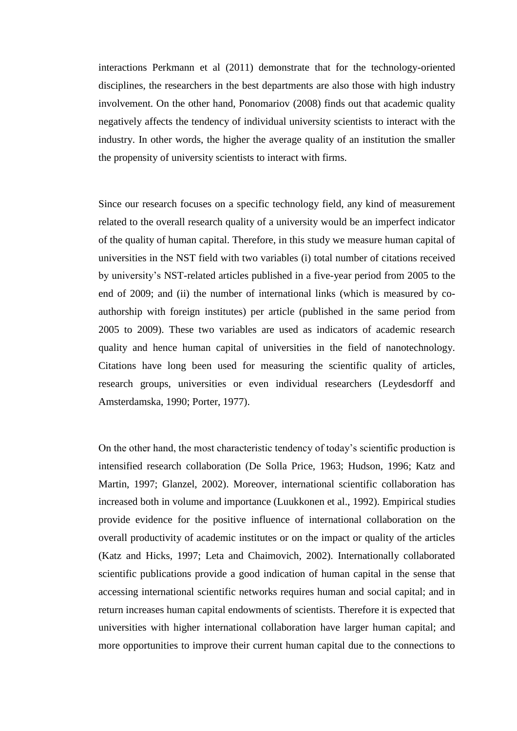interactions Perkmann et al (2011) demonstrate that for the technology-oriented disciplines, the researchers in the best departments are also those with high industry involvement. On the other hand, Ponomariov (2008) finds out that academic quality negatively affects the tendency of individual university scientists to interact with the industry. In other words, the higher the average quality of an institution the smaller the propensity of university scientists to interact with firms.

Since our research focuses on a specific technology field, any kind of measurement related to the overall research quality of a university would be an imperfect indicator of the quality of human capital. Therefore, in this study we measure human capital of universities in the NST field with two variables (i) total number of citations received by university's NST-related articles published in a five-year period from 2005 to the end of 2009; and (ii) the number of international links (which is measured by co-authorship with foreign institutes) per article (published in the same period from 2005 to 2009). These two variables are used as indicators of academic research quality and hence human capital of universities in the field of nanotechnology. Citations have long been used for measuring the scientific quality of articles, research groups, universities or even individual researchers (Leydesdorff and Amsterdamska, 1990; Porter, 1977).

On the other hand, the most characteristic tendency of today's scientific production is intensified research collaboration (De Solla Price, 1963; Hudson, 1996; Katz and Martin, 1997; Glanzel, 2002). Moreover, international scientific collaboration has increased both in volume and importance (Luukkonen et al., 1992). Empirical studies provide evidence for the positive influence of international collaboration on the overall productivity of academic institutes or on the impact or quality of the articles (Katz and Hicks, 1997; Leta and Chaimovich, 2002). Internationally collaborated scientific publications provide a good indication of human capital in the sense that accessing international scientific networks requires human and social capital; and in return increases human capital endowments of scientists. Therefore it is expected that universities with higher international collaboration have larger human capital; and more opportunities to improve their current human capital due to the connections to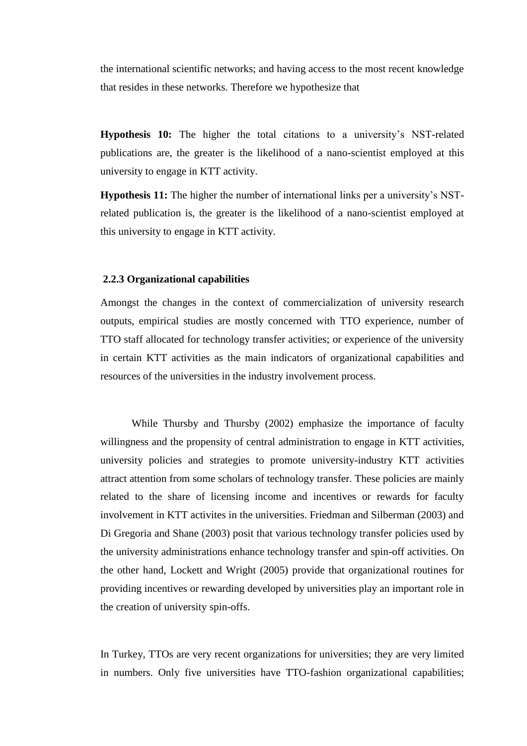the international scientific networks; and having access to the most recent knowledge that resides in these networks. Therefore we hypothesize that

**Hypothesis 10:** The higher the total citations to a university's NST-related publications are, the greater is the likelihood of a nano-scientist employed at this university to engage in KTT activity.

**Hypothesis 11:** The higher the number of international links per a university's NST-related publication is, the greater is the likelihood of a nano-scientist employed at this university to engage in KTT activity.

### 2.2.3 Organizational capabilities

Amongst the changes in the context of commercialization of university research outputs, empirical studies are mostly concerned with TTO experience, number of TTO staff allocated for technology transfer activities; or experience of the university in certain KTT activities as the main indicators of organizational capabilities and resources of the universities in the industry involvement process.

While Thursby and Thursby (2002) emphasize the importance of faculty willingness and the propensity of central administration to engage in KTT activities, university policies and strategies to promote university-industry KTT activities attract attention from some scholars of technology transfer. These policies are mainly related to the share of licensing income and incentives or rewards for faculty involvement in KTT activites in the universities. Friedman and Silberman (2003) and Di Gregoria and Shane (2003) posit that various technology transfer policies used by the university administrations enhance technology transfer and spin-off activities. On the other hand, Lockett and Wright (2005) provide that organizational routines for providing incentives or rewarding developed by universities play an important role in the creation of university spin-offs.

In Turkey, TTOs are very recent organizations for universities; they are very limited in numbers. Only five universities have TTO-fashion organizational capabilities;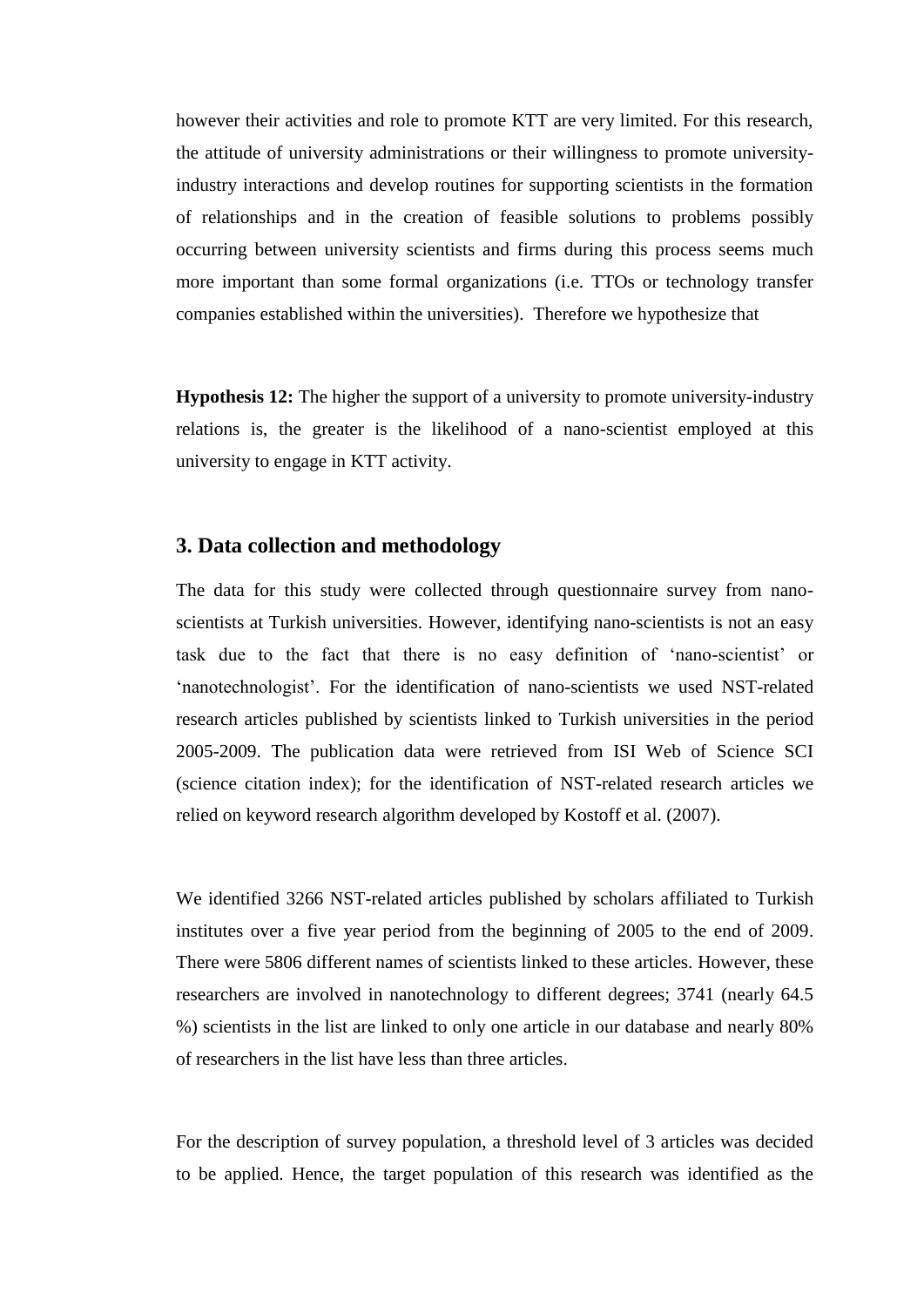however their activities and role to promote KTT are very limited. For this research, the attitude of university administrations or their willingness to promote university-industry interactions and develop routines for supporting scientists in the formation of relationships and in the creation of feasible solutions to problems possibly occurring between university scientists and firms during this process seems much more important than some formal organizations (i.e. TTOs or technology transfer companies established within the universities). Therefore we hypothesize that

**Hypothesis 12:** The higher the support of a university to promote university-industry relations is, the greater is the likelihood of a nano-scientist employed at this university to engage in KTT activity.

## 3. Data collection and methodology

The data for this study were collected through questionnaire survey from nano-scientists at Turkish universities. However, identifying nano-scientists is not an easy task due to the fact that there is no easy definition of 'nano-scientist' or 'nanotechnologist'. For the identification of nano-scientists we used NST-related research articles published by scientists linked to Turkish universities in the period 2005-2009. The publication data were retrieved from ISI Web of Science SCI (science citation index); for the identification of NST-related research articles we relied on keyword research algorithm developed by Kostoff et al. (2007).

We identified 3266 NST-related articles published by scholars affiliated to Turkish institutes over a five year period from the beginning of 2005 to the end of 2009. There were 5806 different names of scientists linked to these articles. However, these researchers are involved in nanotechnology to different degrees; 3741 (nearly 64.5 %) scientists in the list are linked to only one article in our database and nearly 80% of researchers in the list have less than three articles.

For the description of survey population, a threshold level of 3 articles was decided to be applied. Hence, the target population of this research was identified as the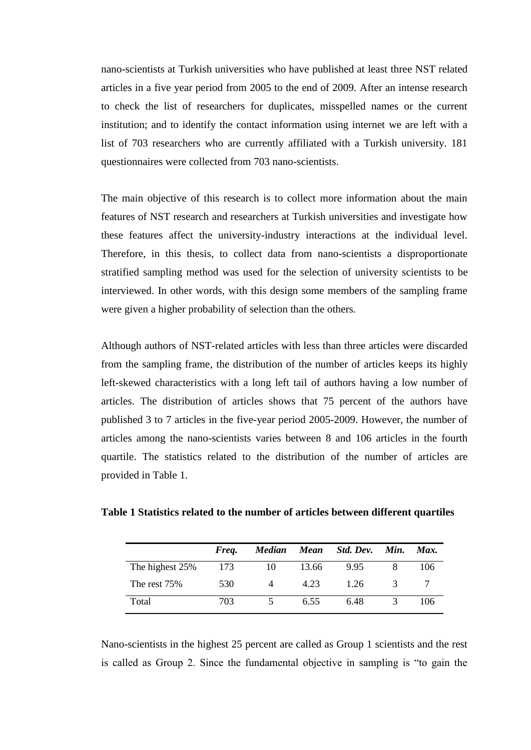nano-scientists at Turkish universities who have published at least three NST related articles in a five year period from 2005 to the end of 2009. After an intense research to check the list of researchers for duplicates, misspelled names or the current institution; and to identify the contact information using internet we are left with a list of 703 researchers who are currently affiliated with a Turkish university. 181 questionnaires were collected from 703 nano-scientists.

The main objective of this research is to collect more information about the main features of NST research and researchers at Turkish universities and investigate how these features affect the university-industry interactions at the individual level. Therefore, in this thesis, to collect data from nano-scientists a disproportionate stratified sampling method was used for the selection of university scientists to be interviewed. In other words, with this design some members of the sampling frame were given a higher probability of selection than the others.

Although authors of NST-related articles with less than three articles were discarded from the sampling frame, the distribution of the number of articles keeps its highly left-skewed characteristics with a long left tail of authors having a low number of articles. The distribution of articles shows that 75 percent of the authors have published 3 to 7 articles in the five-year period 2005-2009. However, the number of articles among the nano-scientists varies between 8 and 106 articles in the fourth quartile. The statistics related to the distribution of the number of articles are provided in Table 1.

**Table 1 Statistics related to the number of articles between different quartiles**

| | *Freq.* | *Median* | *Mean* | *Std. Dev.* | *Min.* | *Max.* |
|---|---|---|---|---|---|---|
| The highest 25% | 173 | 10 | 13.66 | 9.95 | 8 | 106 |
| The rest 75% | 530 | 4 | 4.23 | 1.26 | 3 | 7 |
| Total | 703 | 5 | 6.55 | 6.48 | 3 | 106 |

Nano-scientists in the highest 25 percent are called as Group 1 scientists and the rest is called as Group 2. Since the fundamental objective in sampling is "to gain the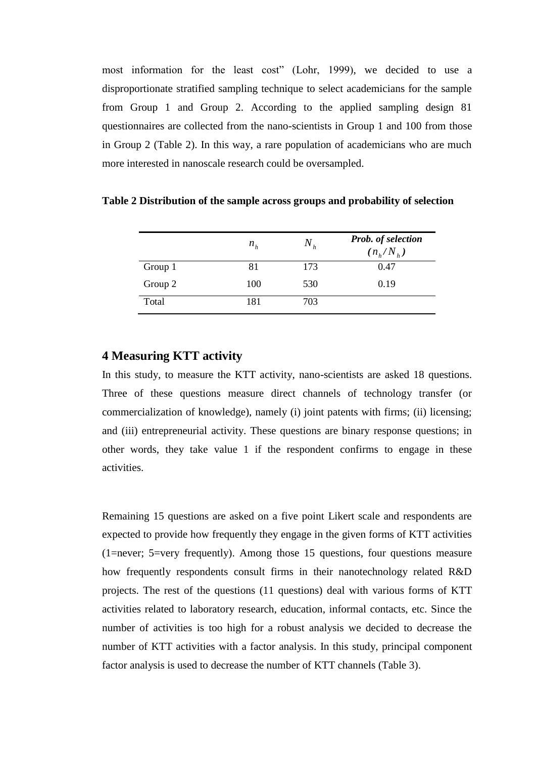most information for the least cost" (Lohr, 1999), we decided to use a disproportionate stratified sampling technique to select academicians for the sample from Group 1 and Group 2. According to the applied sampling design 81 questionnaires are collected from the nano-scientists in Group 1 and 100 from those in Group 2 (Table 2). In this way, a rare population of academicians who are much more interested in nanoscale research could be oversampled.

**Table 2 Distribution of the sample across groups and probability of selection**

| | $n_h$ | $N_h$ | ***Prob. of selection*** ($n_h / N_h$) |
|---|---|---|---|
| Group 1 | 81 | 173 | 0.47 |
| Group 2 | 100 | 530 | 0.19 |
| Total | 181 | 703 | |

## 4 Measuring KTT activity

In this study, to measure the KTT activity, nano-scientists are asked 18 questions. Three of these questions measure direct channels of technology transfer (or commercialization of knowledge), namely (i) joint patents with firms; (ii) licensing; and (iii) entrepreneurial activity. These questions are binary response questions; in other words, they take value 1 if the respondent confirms to engage in these activities.

Remaining 15 questions are asked on a five point Likert scale and respondents are expected to provide how frequently they engage in the given forms of KTT activities (1=never; 5=very frequently). Among those 15 questions, four questions measure how frequently respondents consult firms in their nanotechnology related R&D projects. The rest of the questions (11 questions) deal with various forms of KTT activities related to laboratory research, education, informal contacts, etc. Since the number of activities is too high for a robust analysis we decided to decrease the number of KTT activities with a factor analysis. In this study, principal component factor analysis is used to decrease the number of KTT channels (Table 3).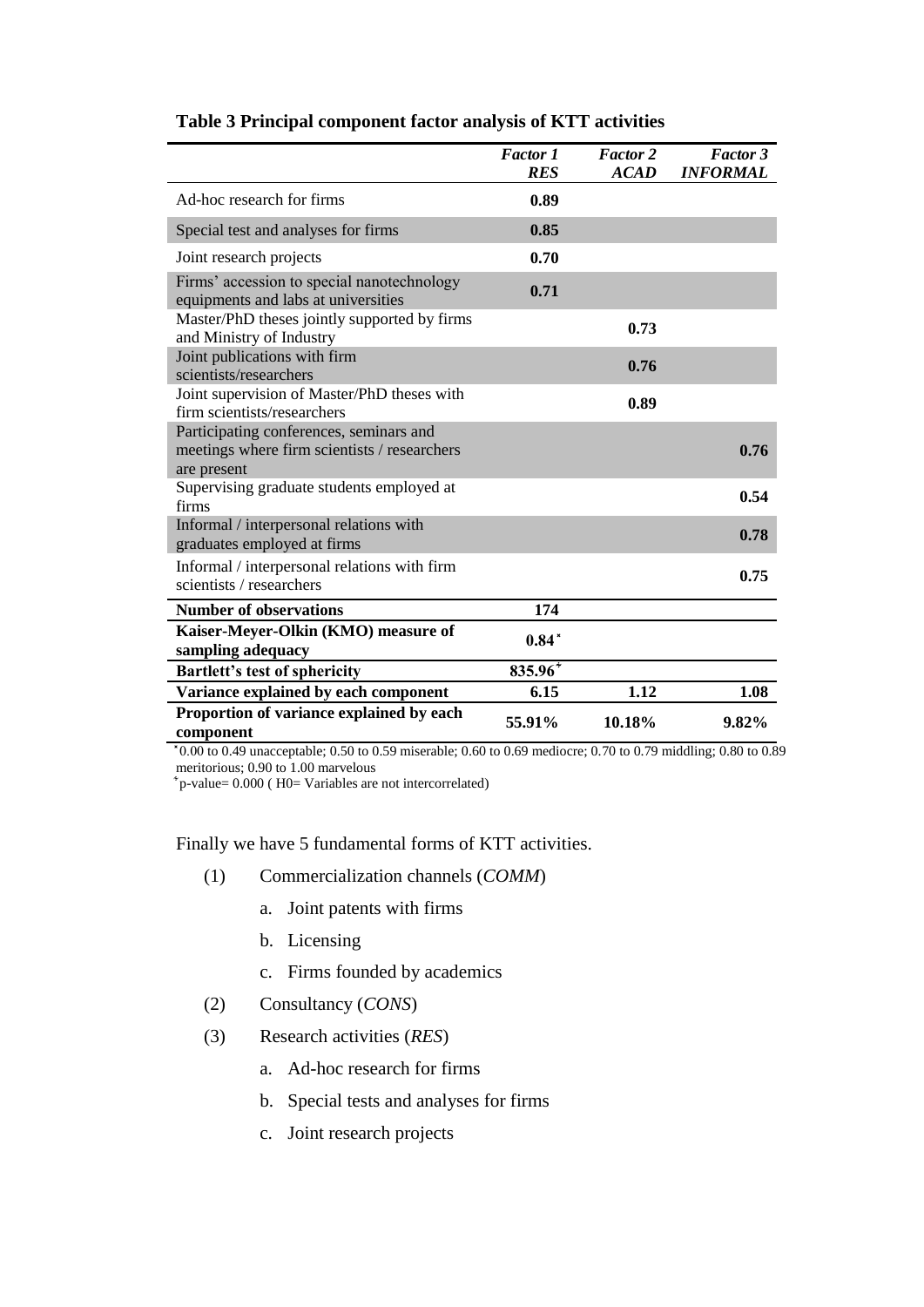**Table 3 Principal component factor analysis of KTT activities**

| | *Factor 1* ***RES*** | *Factor 2* ***ACAD*** | *Factor 3* ***INFORMAL*** |
|---|---|---|---|
| Ad-hoc research for firms | **0.89** | | |
| Special test and analyses for firms | **0.85** | | |
| Joint research projects | **0.70** | | |
| Firms' accession to special nanotechnology equipments and labs at universities | **0.71** | | |
| Master/PhD theses jointly supported by firms and Ministry of Industry | | **0.73** | |
| Joint publications with firm scientists/researchers | | **0.76** | |
| Joint supervision of Master/PhD theses with firm scientists/researchers | | **0.89** | |
| Participating conferences, seminars and meetings where firm scientists / researchers are present | | | **0.76** |
| Supervising graduate students employed at firms | | | **0.54** |
| Informal / interpersonal relations with graduates employed at firms | | | **0.78** |
| Informal / interpersonal relations with firm scientists / researchers | | | **0.75** |
| **Number of observations** | **174** | | |
| **Kaiser-Meyer-Olkin (KMO) measure of sampling adequacy** | **0.84*** | | |
| **Bartlett's test of sphericity** | **835.96⁺** | | |
| **Variance explained by each component** | **6.15** | **1.12** | **1.08** |
| **Proportion of variance explained by each component** | **55.91%** | **10.18%** | **9.82%** |

*0.00 to 0.49 unacceptable; 0.50 to 0.59 miserable; 0.60 to 0.69 mediocre; 0.70 to 0.79 middling; 0.80 to 0.89 meritorious; 0.90 to 1.00 marvelous

⁺p-value= 0.000 ( H0= Variables are not intercorrelated)

Finally we have 5 fundamental forms of KTT activities.

(1) Commercialization channels (*COMM*)
   a. Joint patents with firms
   b. Licensing
   c. Firms founded by academics

(2) Consultancy (*CONS*)

(3) Research activities (*RES*)
   a. Ad-hoc research for firms
   b. Special tests and analyses for firms
   c. Joint research projects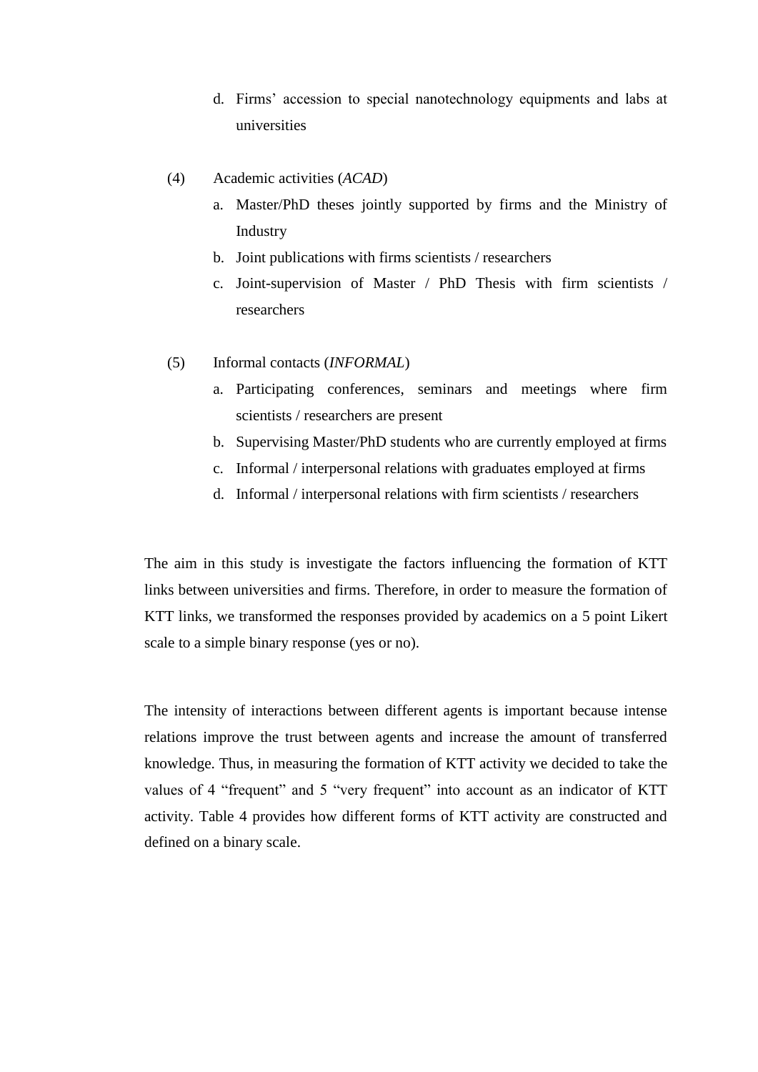d. Firms' accession to special nanotechnology equipments and labs at universities

(4) Academic activities (*ACAD*)

   a. Master/PhD theses jointly supported by firms and the Ministry of Industry
   b. Joint publications with firms scientists / researchers
   c. Joint-supervision of Master / PhD Thesis with firm scientists / researchers

(5) Informal contacts (*INFORMAL*)

   a. Participating conferences, seminars and meetings where firm scientists / researchers are present
   b. Supervising Master/PhD students who are currently employed at firms
   c. Informal / interpersonal relations with graduates employed at firms
   d. Informal / interpersonal relations with firm scientists / researchers

The aim in this study is investigate the factors influencing the formation of KTT links between universities and firms. Therefore, in order to measure the formation of KTT links, we transformed the responses provided by academics on a 5 point Likert scale to a simple binary response (yes or no).

The intensity of interactions between different agents is important because intense relations improve the trust between agents and increase the amount of transferred knowledge. Thus, in measuring the formation of KTT activity we decided to take the values of 4 "frequent" and 5 "very frequent" into account as an indicator of KTT activity. Table 4 provides how different forms of KTT activity are constructed and defined on a binary scale.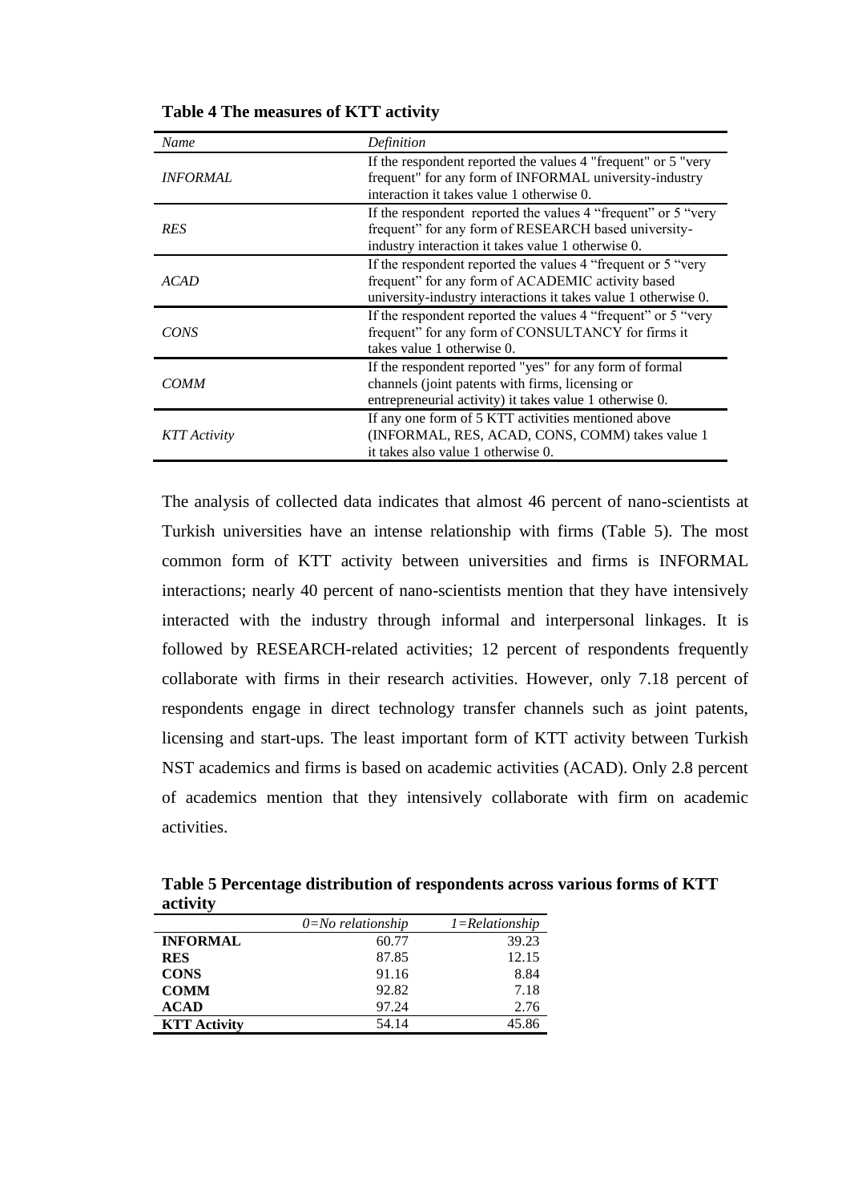**Table 4 The measures of KTT activity**

| *Name* | *Definition* |
|---|---|
| *INFORMAL* | If the respondent reported the values 4 "frequent" or 5 "very frequent" for any form of INFORMAL university-industry interaction it takes value 1 otherwise 0. |
| *RES* | If the respondent reported the values 4 "frequent" or 5 "very frequent" for any form of RESEARCH based university-industry interaction it takes value 1 otherwise 0. |
| *ACAD* | If the respondent reported the values 4 "frequent or 5 "very frequent" for any form of ACADEMIC activity based university-industry interactions it takes value 1 otherwise 0. |
| *CONS* | If the respondent reported the values 4 "frequent" or 5 "very frequent" for any form of CONSULTANCY for firms it takes value 1 otherwise 0. |
| *COMM* | If the respondent reported "yes" for any form of formal channels (joint patents with firms, licensing or entrepreneurial activity) it takes value 1 otherwise 0. |
| *KTT Activity* | If any one form of 5 KTT activities mentioned above (INFORMAL, RES, ACAD, CONS, COMM) takes value 1 it takes also value 1 otherwise 0. |

The analysis of collected data indicates that almost 46 percent of nano-scientists at Turkish universities have an intense relationship with firms (Table 5). The most common form of KTT activity between universities and firms is INFORMAL interactions; nearly 40 percent of nano-scientists mention that they have intensively interacted with the industry through informal and interpersonal linkages. It is followed by RESEARCH-related activities; 12 percent of respondents frequently collaborate with firms in their research activities. However, only 7.18 percent of respondents engage in direct technology transfer channels such as joint patents, licensing and start-ups. The least important form of KTT activity between Turkish NST academics and firms is based on academic activities (ACAD). Only 2.8 percent of academics mention that they intensively collaborate with firm on academic activities.

**Table 5 Percentage distribution of respondents across various forms of KTT activity**

| | *0=No relationship* | *1=Relationship* |
|---|---|---|
| **INFORMAL** | 60.77 | 39.23 |
| **RES** | 87.85 | 12.15 |
| **CONS** | 91.16 | 8.84 |
| **COMM** | 92.82 | 7.18 |
| **ACAD** | 97.24 | 2.76 |
| **KTT Activity** | 54.14 | 45.86 |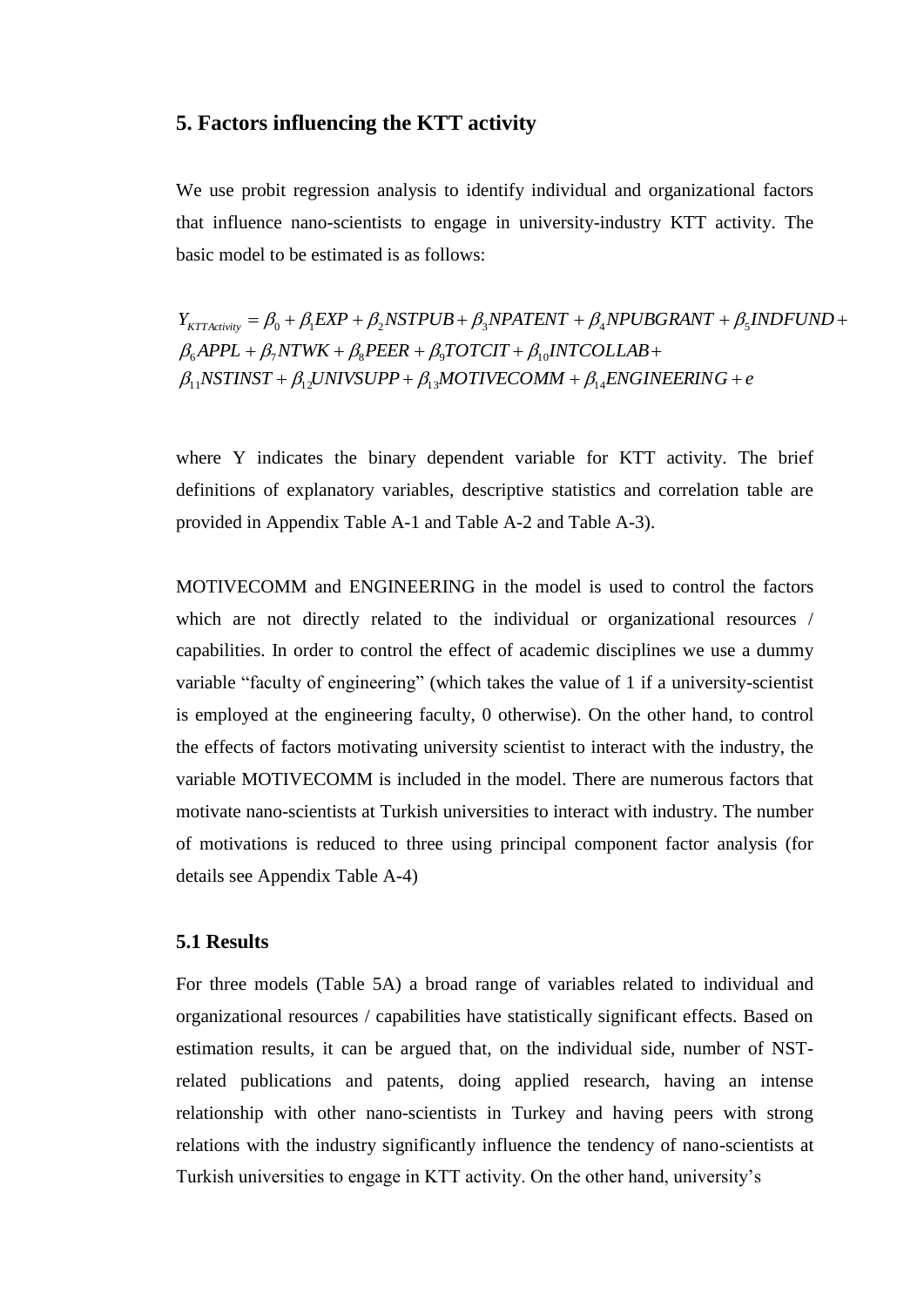## 5. Factors influencing the KTT activity

We use probit regression analysis to identify individual and organizational factors that influence nano-scientists to engage in university-industry KTT activity. The basic model to be estimated is as follows:

$$
\begin{aligned}
Y_{KTTActivity} &= \beta_0 + \beta_1 EXP + \beta_2 NSTPUB + \beta_3 NPATENT + \beta_4 NPUBGRANT + \beta_5 INDFUND + \\
&\beta_6 APPL + \beta_7 NTWK + \beta_8 PEER + \beta_9 TOTCIT + \beta_{10} INTCOLLAB + \\
&\beta_{11} NSTINST + \beta_{12} UNIVSUPP + \beta_{13} MOTIVECOMM + \beta_{14} ENGINEERING + e
\end{aligned}
$$

where Y indicates the binary dependent variable for KTT activity. The brief definitions of explanatory variables, descriptive statistics and correlation table are provided in Appendix Table A-1 and Table A-2 and Table A-3).

MOTIVECOMM and ENGINEERING in the model is used to control the factors which are not directly related to the individual or organizational resources / capabilities. In order to control the effect of academic disciplines we use a dummy variable "faculty of engineering" (which takes the value of 1 if a university-scientist is employed at the engineering faculty, 0 otherwise). On the other hand, to control the effects of factors motivating university scientist to interact with the industry, the variable MOTIVECOMM is included in the model. There are numerous factors that motivate nano-scientists at Turkish universities to interact with industry. The number of motivations is reduced to three using principal component factor analysis (for details see Appendix Table A-4)

### 5.1 Results

For three models (Table 5A) a broad range of variables related to individual and organizational resources / capabilities have statistically significant effects. Based on estimation results, it can be argued that, on the individual side, number of NST-related publications and patents, doing applied research, having an intense relationship with other nano-scientists in Turkey and having peers with strong relations with the industry significantly influence the tendency of nano-scientists at Turkish universities to engage in KTT activity. On the other hand, university's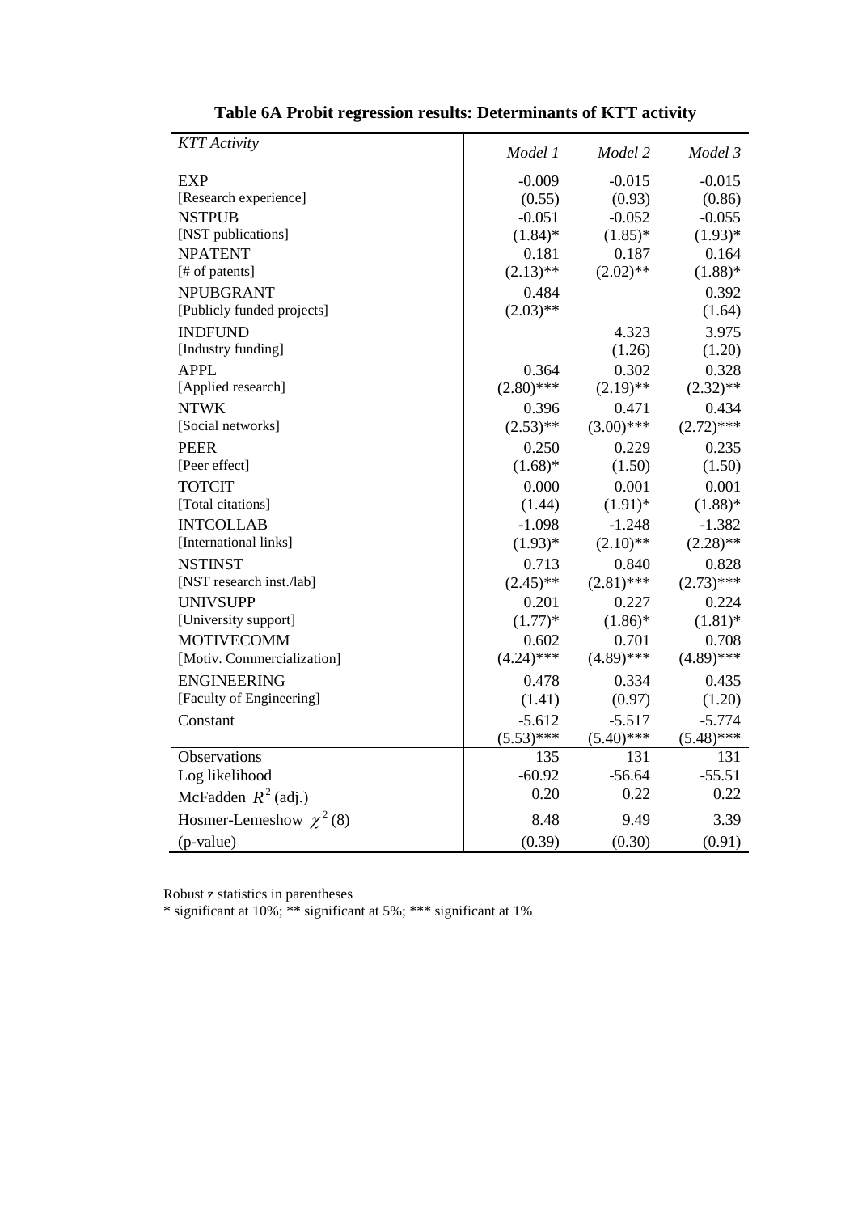**Table 6A Probit regression results: Determinants of KTT activity**

| *KTT Activity* | *Model 1* | *Model 2* | *Model 3* |
|---|---|---|---|
| EXP | -0.009 | -0.015 | -0.015 |
| [Research experience] | (0.55) | (0.93) | (0.86) |
| NSTPUB | -0.051 | -0.052 | -0.055 |
| [NST publications] | (1.84)* | (1.85)* | (1.93)* |
| NPATENT | 0.181 | 0.187 | 0.164 |
| [# of patents] | (2.13)** | (2.02)** | (1.88)* |
| NPUBGRANT | 0.484 | | 0.392 |
| [Publicly funded projects] | (2.03)** | | (1.64) |
| INDFUND | | 4.323 | 3.975 |
| [Industry funding] | | (1.26) | (1.20) |
| APPL | 0.364 | 0.302 | 0.328 |
| [Applied research] | (2.80)*** | (2.19)** | (2.32)** |
| NTWK | 0.396 | 0.471 | 0.434 |
| [Social networks] | (2.53)** | (3.00)*** | (2.72)*** |
| PEER | 0.250 | 0.229 | 0.235 |
| [Peer effect] | (1.68)* | (1.50) | (1.50) |
| TOTCIT | 0.000 | 0.001 | 0.001 |
| [Total citations] | (1.44) | (1.91)* | (1.88)* |
| INTCOLLAB | -1.098 | -1.248 | -1.382 |
| [International links] | (1.93)* | (2.10)** | (2.28)** |
| NSTINST | 0.713 | 0.840 | 0.828 |
| [NST research inst./lab] | (2.45)** | (2.81)*** | (2.73)*** |
| UNIVSUPP | 0.201 | 0.227 | 0.224 |
| [University support] | (1.77)* | (1.86)* | (1.81)* |
| MOTIVECOMM | 0.602 | 0.701 | 0.708 |
| [Motiv. Commercialization] | (4.24)*** | (4.89)*** | (4.89)*** |
| ENGINEERING | 0.478 | 0.334 | 0.435 |
| [Faculty of Engineering] | (1.41) | (0.97) | (1.20) |
| Constant | -5.612 | -5.517 | -5.774 |
| | (5.53)*** | (5.40)*** | (5.48)*** |
| Observations | 135 | 131 | 131 |
| Log likelihood | -60.92 | -56.64 | -55.51 |
| McFadden $R^2$ (adj.) | 0.20 | 0.22 | 0.22 |
| Hosmer-Lemeshow $\chi^2(8)$ | 8.48 | 9.49 | 3.39 |
| (p-value) | (0.39) | (0.30) | (0.91) |

Robust z statistics in parentheses
* significant at 10%; ** significant at 5%; *** significant at 1%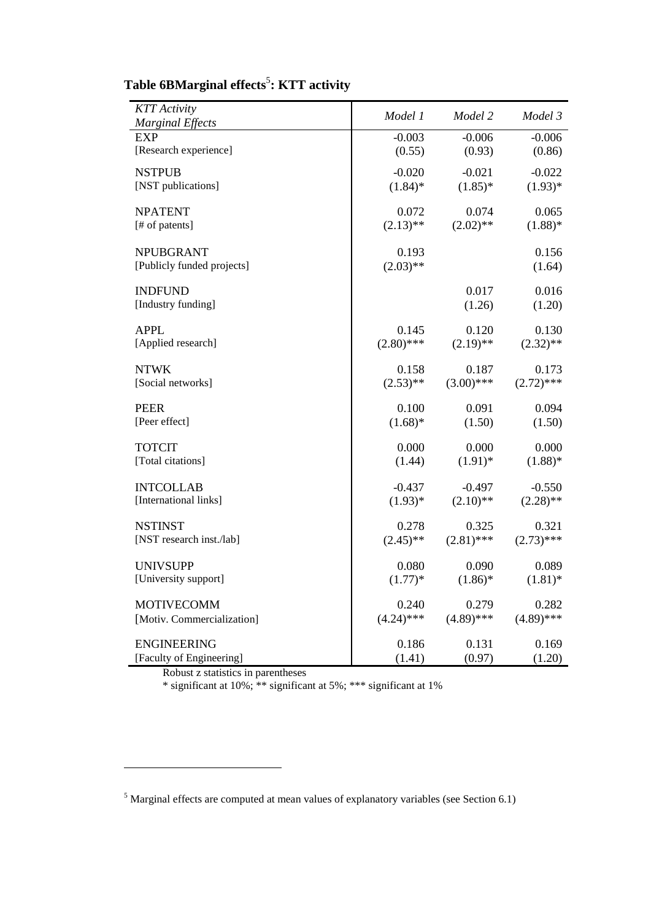**Table 6BMarginal effects[5]: KTT activity**

| *KTT Activity* *Marginal Effects* | *Model 1* | *Model 2* | *Model 3* |
|---|---|---|---|
| EXP | -0.003 | -0.006 | -0.006 |
| [Research experience] | (0.55) | (0.93) | (0.86) |
| NSTPUB | -0.020 | -0.021 | -0.022 |
| [NST publications] | (1.84)* | (1.85)* | (1.93)* |
| NPATENT | 0.072 | 0.074 | 0.065 |
| [# of patents] | (2.13)** | (2.02)** | (1.88)* |
| NPUBGRANT | 0.193 | | 0.156 |
| [Publicly funded projects] | (2.03)** | | (1.64) |
| INDFUND | | 0.017 | 0.016 |
| [Industry funding] | | (1.26) | (1.20) |
| APPL | 0.145 | 0.120 | 0.130 |
| [Applied research] | (2.80)*** | (2.19)** | (2.32)** |
| NTWK | 0.158 | 0.187 | 0.173 |
| [Social networks] | (2.53)** | (3.00)*** | (2.72)*** |
| PEER | 0.100 | 0.091 | 0.094 |
| [Peer effect] | (1.68)* | (1.50) | (1.50) |
| TOTCIT | 0.000 | 0.000 | 0.000 |
| [Total citations] | (1.44) | (1.91)* | (1.88)* |
| INTCOLLAB | -0.437 | -0.497 | -0.550 |
| [International links] | (1.93)* | (2.10)** | (2.28)** |
| NSTINST | 0.278 | 0.325 | 0.321 |
| [NST research inst./lab] | (2.45)** | (2.81)*** | (2.73)*** |
| UNIVSUPP | 0.080 | 0.090 | 0.089 |
| [University support] | (1.77)* | (1.86)* | (1.81)* |
| MOTIVECOMM | 0.240 | 0.279 | 0.282 |
| [Motiv. Commercialization] | (4.24)*** | (4.89)*** | (4.89)*** |
| ENGINEERING | 0.186 | 0.131 | 0.169 |
| [Faculty of Engineering] | (1.41) | (0.97) | (1.20) |

Robust z statistics in parentheses
* significant at 10%; ** significant at 5%; *** significant at 1%

[5] Marginal effects are computed at mean values of explanatory variables (see Section 6.1)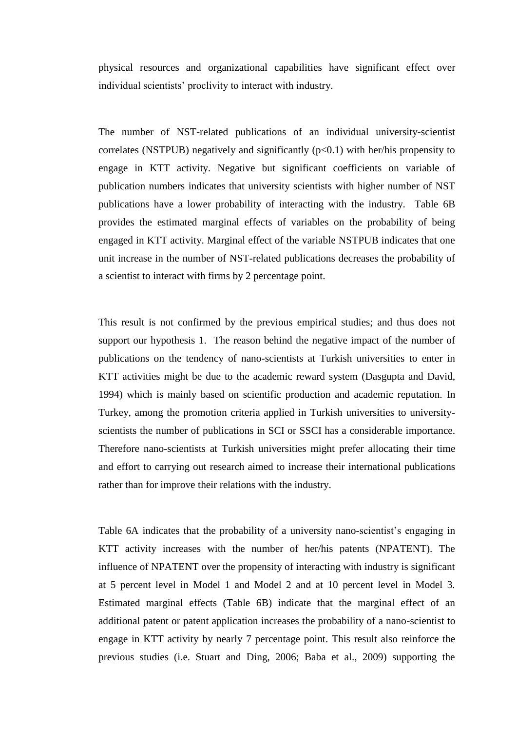physical resources and organizational capabilities have significant effect over individual scientists' proclivity to interact with industry.

The number of NST-related publications of an individual university-scientist correlates (NSTPUB) negatively and significantly ($p<0.1$) with her/his propensity to engage in KTT activity. Negative but significant coefficients on variable of publication numbers indicates that university scientists with higher number of NST publications have a lower probability of interacting with the industry. Table 6B provides the estimated marginal effects of variables on the probability of being engaged in KTT activity. Marginal effect of the variable NSTPUB indicates that one unit increase in the number of NST-related publications decreases the probability of a scientist to interact with firms by 2 percentage point.

This result is not confirmed by the previous empirical studies; and thus does not support our hypothesis 1. The reason behind the negative impact of the number of publications on the tendency of nano-scientists at Turkish universities to enter in KTT activities might be due to the academic reward system (Dasgupta and David, 1994) which is mainly based on scientific production and academic reputation. In Turkey, among the promotion criteria applied in Turkish universities to university-scientists the number of publications in SCI or SSCI has a considerable importance. Therefore nano-scientists at Turkish universities might prefer allocating their time and effort to carrying out research aimed to increase their international publications rather than for improve their relations with the industry.

Table 6A indicates that the probability of a university nano-scientist's engaging in KTT activity increases with the number of her/his patents (NPATENT). The influence of NPATENT over the propensity of interacting with industry is significant at 5 percent level in Model 1 and Model 2 and at 10 percent level in Model 3. Estimated marginal effects (Table 6B) indicate that the marginal effect of an additional patent or patent application increases the probability of a nano-scientist to engage in KTT activity by nearly 7 percentage point. This result also reinforce the previous studies (i.e. Stuart and Ding, 2006; Baba et al., 2009) supporting the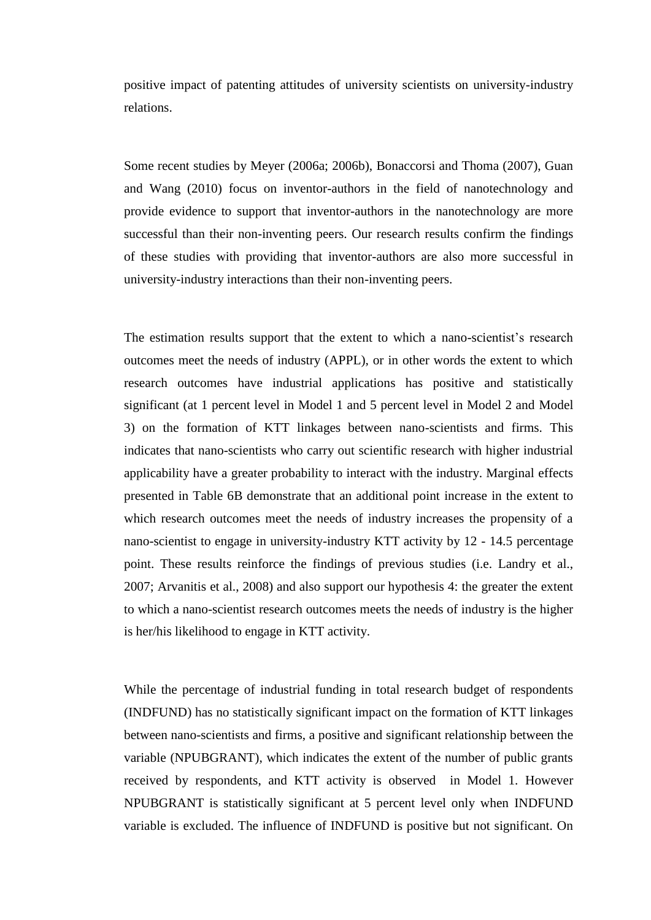positive impact of patenting attitudes of university scientists on university-industry relations.

Some recent studies by Meyer (2006a; 2006b), Bonaccorsi and Thoma (2007), Guan and Wang (2010) focus on inventor-authors in the field of nanotechnology and provide evidence to support that inventor-authors in the nanotechnology are more successful than their non-inventing peers. Our research results confirm the findings of these studies with providing that inventor-authors are also more successful in university-industry interactions than their non-inventing peers.

The estimation results support that the extent to which a nano-scientist's research outcomes meet the needs of industry (APPL), or in other words the extent to which research outcomes have industrial applications has positive and statistically significant (at 1 percent level in Model 1 and 5 percent level in Model 2 and Model 3) on the formation of KTT linkages between nano-scientists and firms. This indicates that nano-scientists who carry out scientific research with higher industrial applicability have a greater probability to interact with the industry. Marginal effects presented in Table 6B demonstrate that an additional point increase in the extent to which research outcomes meet the needs of industry increases the propensity of a nano-scientist to engage in university-industry KTT activity by 12 - 14.5 percentage point. These results reinforce the findings of previous studies (i.e. Landry et al., 2007; Arvanitis et al., 2008) and also support our hypothesis 4: the greater the extent to which a nano-scientist research outcomes meets the needs of industry is the higher is her/his likelihood to engage in KTT activity.

While the percentage of industrial funding in total research budget of respondents (INDFUND) has no statistically significant impact on the formation of KTT linkages between nano-scientists and firms, a positive and significant relationship between the variable (NPUBGRANT), which indicates the extent of the number of public grants received by respondents, and KTT activity is observed in Model 1. However NPUBGRANT is statistically significant at 5 percent level only when INDFUND variable is excluded. The influence of INDFUND is positive but not significant. On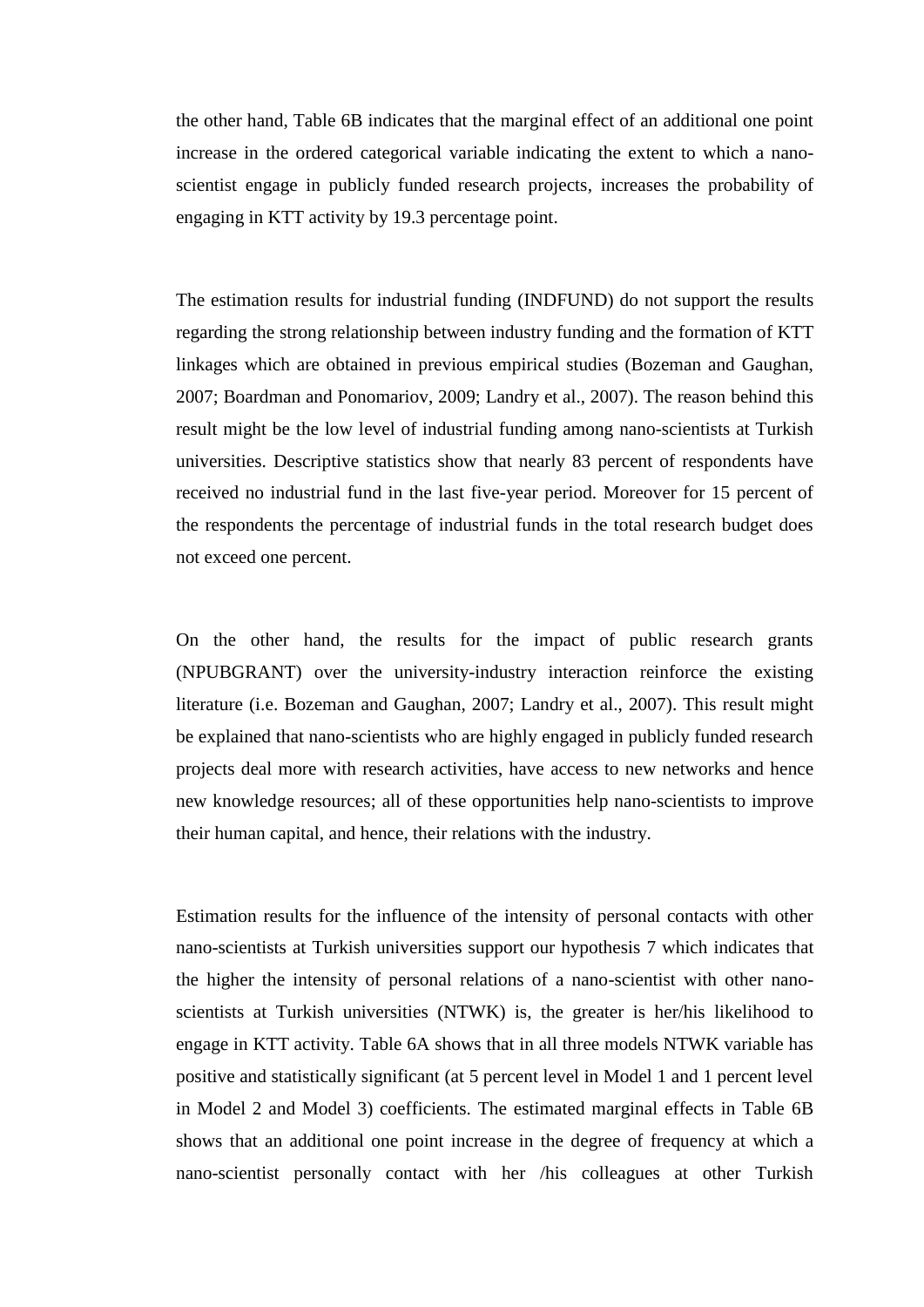the other hand, Table 6B indicates that the marginal effect of an additional one point increase in the ordered categorical variable indicating the extent to which a nano-scientist engage in publicly funded research projects, increases the probability of engaging in KTT activity by 19.3 percentage point.

The estimation results for industrial funding (INDFUND) do not support the results regarding the strong relationship between industry funding and the formation of KTT linkages which are obtained in previous empirical studies (Bozeman and Gaughan, 2007; Boardman and Ponomariov, 2009; Landry et al., 2007). The reason behind this result might be the low level of industrial funding among nano-scientists at Turkish universities. Descriptive statistics show that nearly 83 percent of respondents have received no industrial fund in the last five-year period. Moreover for 15 percent of the respondents the percentage of industrial funds in the total research budget does not exceed one percent.

On the other hand, the results for the impact of public research grants (NPUBGRANT) over the university-industry interaction reinforce the existing literature (i.e. Bozeman and Gaughan, 2007; Landry et al., 2007). This result might be explained that nano-scientists who are highly engaged in publicly funded research projects deal more with research activities, have access to new networks and hence new knowledge resources; all of these opportunities help nano-scientists to improve their human capital, and hence, their relations with the industry.

Estimation results for the influence of the intensity of personal contacts with other nano-scientists at Turkish universities support our hypothesis 7 which indicates that the higher the intensity of personal relations of a nano-scientist with other nano-scientists at Turkish universities (NTWK) is, the greater is her/his likelihood to engage in KTT activity. Table 6A shows that in all three models NTWK variable has positive and statistically significant (at 5 percent level in Model 1 and 1 percent level in Model 2 and Model 3) coefficients. The estimated marginal effects in Table 6B shows that an additional one point increase in the degree of frequency at which a nano-scientist personally contact with her /his colleagues at other Turkish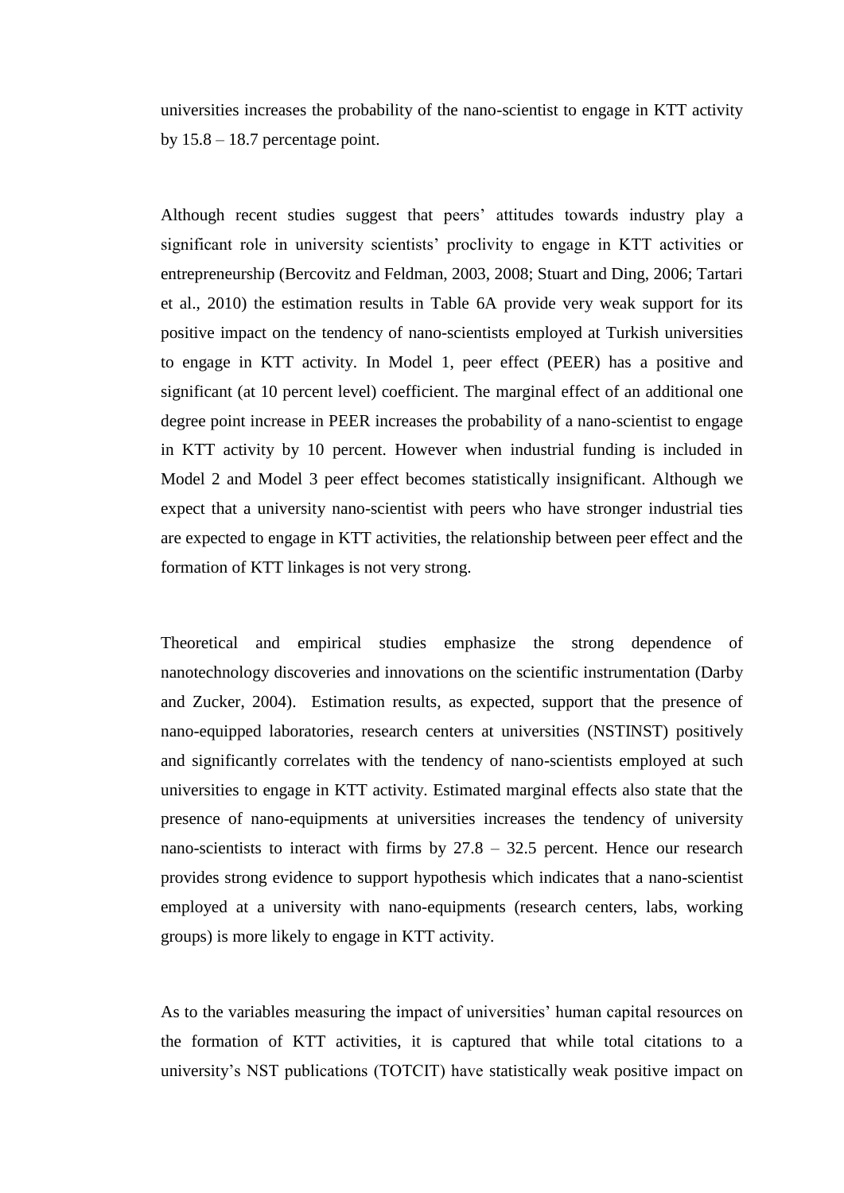universities increases the probability of the nano-scientist to engage in KTT activity by 15.8 – 18.7 percentage point.

Although recent studies suggest that peers' attitudes towards industry play a significant role in university scientists' proclivity to engage in KTT activities or entrepreneurship (Bercovitz and Feldman, 2003, 2008; Stuart and Ding, 2006; Tartari et al., 2010) the estimation results in Table 6A provide very weak support for its positive impact on the tendency of nano-scientists employed at Turkish universities to engage in KTT activity. In Model 1, peer effect (PEER) has a positive and significant (at 10 percent level) coefficient. The marginal effect of an additional one degree point increase in PEER increases the probability of a nano-scientist to engage in KTT activity by 10 percent. However when industrial funding is included in Model 2 and Model 3 peer effect becomes statistically insignificant. Although we expect that a university nano-scientist with peers who have stronger industrial ties are expected to engage in KTT activities, the relationship between peer effect and the formation of KTT linkages is not very strong.

Theoretical and empirical studies emphasize the strong dependence of nanotechnology discoveries and innovations on the scientific instrumentation (Darby and Zucker, 2004). Estimation results, as expected, support that the presence of nano-equipped laboratories, research centers at universities (NSTINST) positively and significantly correlates with the tendency of nano-scientists employed at such universities to engage in KTT activity. Estimated marginal effects also state that the presence of nano-equipments at universities increases the tendency of university nano-scientists to interact with firms by 27.8 – 32.5 percent. Hence our research provides strong evidence to support hypothesis which indicates that a nano-scientist employed at a university with nano-equipments (research centers, labs, working groups) is more likely to engage in KTT activity.

As to the variables measuring the impact of universities' human capital resources on the formation of KTT activities, it is captured that while total citations to a university's NST publications (TOTCIT) have statistically weak positive impact on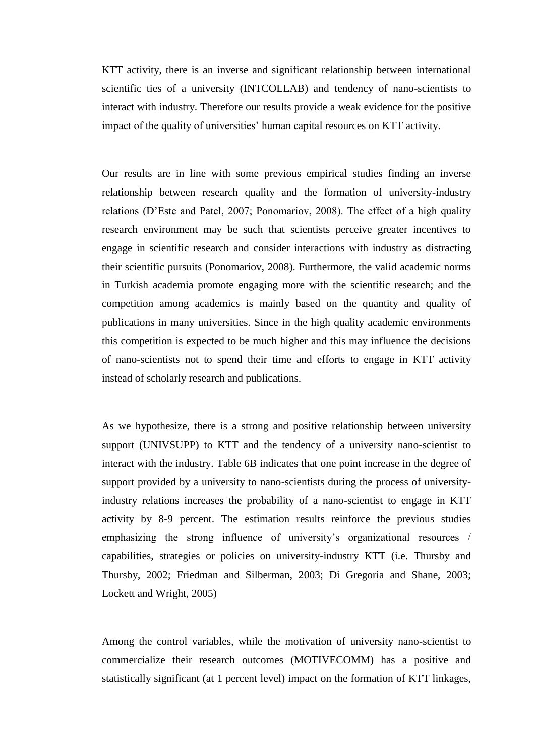KTT activity, there is an inverse and significant relationship between international scientific ties of a university (INTCOLLAB) and tendency of nano-scientists to interact with industry. Therefore our results provide a weak evidence for the positive impact of the quality of universities' human capital resources on KTT activity.

Our results are in line with some previous empirical studies finding an inverse relationship between research quality and the formation of university-industry relations (D'Este and Patel, 2007; Ponomariov, 2008). The effect of a high quality research environment may be such that scientists perceive greater incentives to engage in scientific research and consider interactions with industry as distracting their scientific pursuits (Ponomariov, 2008). Furthermore, the valid academic norms in Turkish academia promote engaging more with the scientific research; and the competition among academics is mainly based on the quantity and quality of publications in many universities. Since in the high quality academic environments this competition is expected to be much higher and this may influence the decisions of nano-scientists not to spend their time and efforts to engage in KTT activity instead of scholarly research and publications.

As we hypothesize, there is a strong and positive relationship between university support (UNIVSUPP) to KTT and the tendency of a university nano-scientist to interact with the industry. Table 6B indicates that one point increase in the degree of support provided by a university to nano-scientists during the process of university-industry relations increases the probability of a nano-scientist to engage in KTT activity by 8-9 percent. The estimation results reinforce the previous studies emphasizing the strong influence of university's organizational resources / capabilities, strategies or policies on university-industry KTT (i.e. Thursby and Thursby, 2002; Friedman and Silberman, 2003; Di Gregoria and Shane, 2003; Lockett and Wright, 2005)

Among the control variables, while the motivation of university nano-scientist to commercialize their research outcomes (MOTIVECOMM) has a positive and statistically significant (at 1 percent level) impact on the formation of KTT linkages,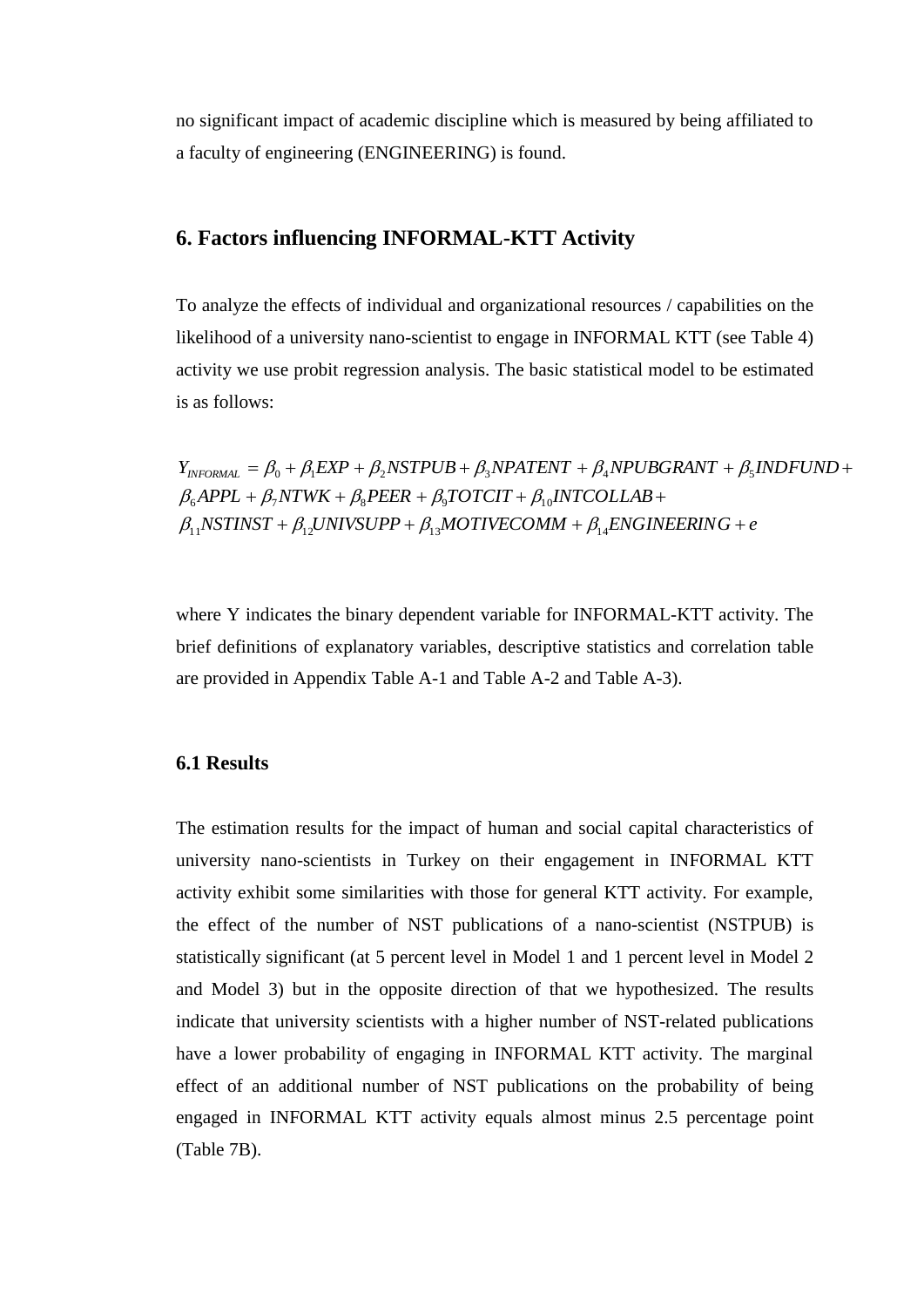no significant impact of academic discipline which is measured by being affiliated to a faculty of engineering (ENGINEERING) is found.

## 6. Factors influencing INFORMAL-KTT Activity

To analyze the effects of individual and organizational resources / capabilities on the likelihood of a university nano-scientist to engage in INFORMAL KTT (see Table 4) activity we use probit regression analysis. The basic statistical model to be estimated is as follows:

$$
\begin{aligned}
Y_{INFORMAL} = {} & \beta_0 + \beta_1 EXP + \beta_2 NSTPUB + \beta_3 NPATENT + \beta_4 NPUBGRANT + \beta_5 INDFUND + \\
& \beta_6 APPL + \beta_7 NTWK + \beta_8 PEER + \beta_9 TOTCIT + \beta_{10} INTCOLLAB + \\
& \beta_{11} NSTINST + \beta_{12} UNIVSUPP + \beta_{13} MOTIVECOMM + \beta_{14} ENGINEERING + e
\end{aligned}
$$

where Y indicates the binary dependent variable for INFORMAL-KTT activity. The brief definitions of explanatory variables, descriptive statistics and correlation table are provided in Appendix Table A-1 and Table A-2 and Table A-3).

### 6.1 Results

The estimation results for the impact of human and social capital characteristics of university nano-scientists in Turkey on their engagement in INFORMAL KTT activity exhibit some similarities with those for general KTT activity. For example, the effect of the number of NST publications of a nano-scientist (NSTPUB) is statistically significant (at 5 percent level in Model 1 and 1 percent level in Model 2 and Model 3) but in the opposite direction of that we hypothesized. The results indicate that university scientists with a higher number of NST-related publications have a lower probability of engaging in INFORMAL KTT activity. The marginal effect of an additional number of NST publications on the probability of being engaged in INFORMAL KTT activity equals almost minus 2.5 percentage point (Table 7B).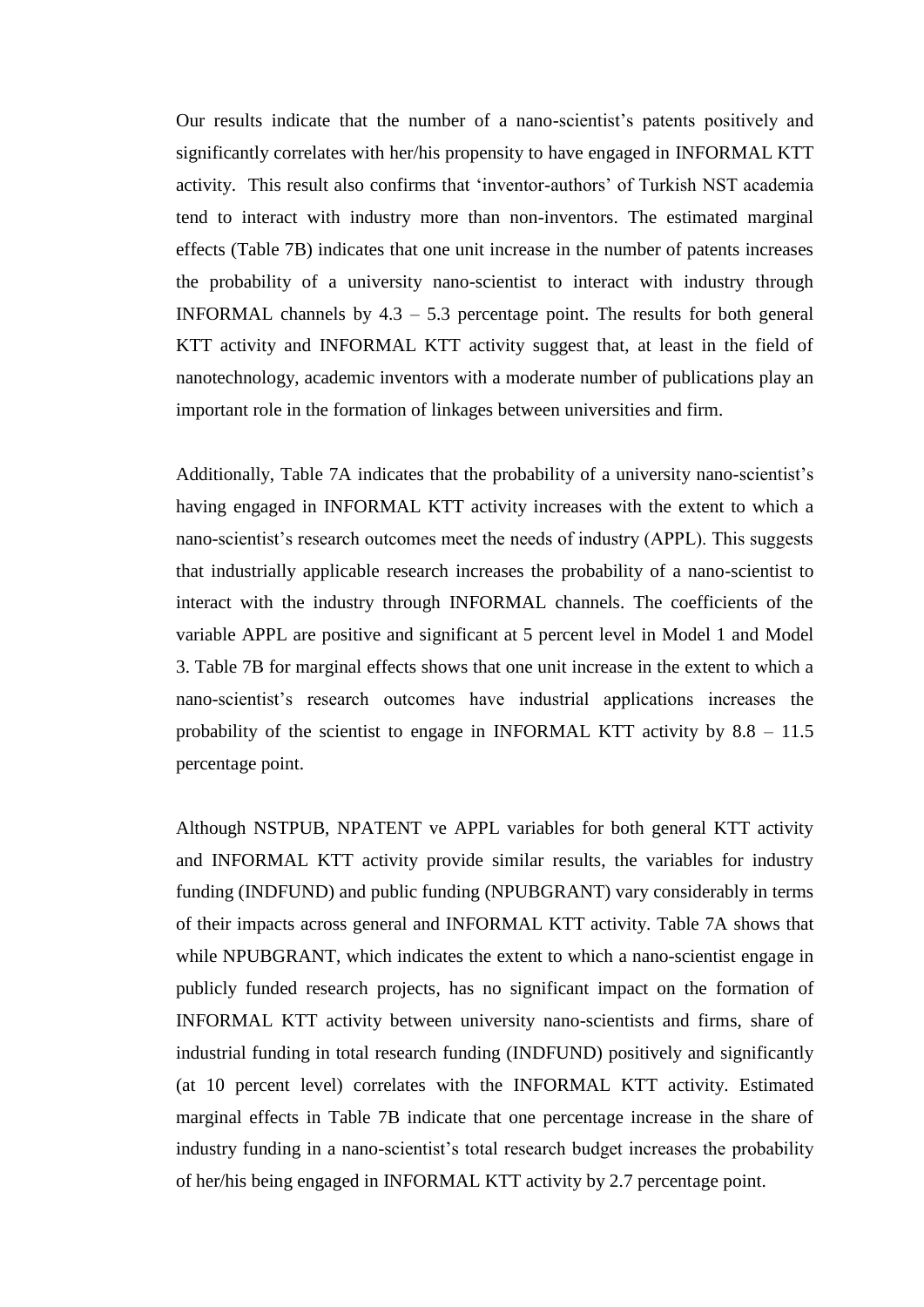Our results indicate that the number of a nano-scientist's patents positively and significantly correlates with her/his propensity to have engaged in INFORMAL KTT activity. This result also confirms that 'inventor-authors' of Turkish NST academia tend to interact with industry more than non-inventors. The estimated marginal effects (Table 7B) indicates that one unit increase in the number of patents increases the probability of a university nano-scientist to interact with industry through INFORMAL channels by 4.3 – 5.3 percentage point. The results for both general KTT activity and INFORMAL KTT activity suggest that, at least in the field of nanotechnology, academic inventors with a moderate number of publications play an important role in the formation of linkages between universities and firm.

Additionally, Table 7A indicates that the probability of a university nano-scientist's having engaged in INFORMAL KTT activity increases with the extent to which a nano-scientist's research outcomes meet the needs of industry (APPL). This suggests that industrially applicable research increases the probability of a nano-scientist to interact with the industry through INFORMAL channels. The coefficients of the variable APPL are positive and significant at 5 percent level in Model 1 and Model 3. Table 7B for marginal effects shows that one unit increase in the extent to which a nano-scientist's research outcomes have industrial applications increases the probability of the scientist to engage in INFORMAL KTT activity by 8.8 – 11.5 percentage point.

Although NSTPUB, NPATENT ve APPL variables for both general KTT activity and INFORMAL KTT activity provide similar results, the variables for industry funding (INDFUND) and public funding (NPUBGRANT) vary considerably in terms of their impacts across general and INFORMAL KTT activity. Table 7A shows that while NPUBGRANT, which indicates the extent to which a nano-scientist engage in publicly funded research projects, has no significant impact on the formation of INFORMAL KTT activity between university nano-scientists and firms, share of industrial funding in total research funding (INDFUND) positively and significantly (at 10 percent level) correlates with the INFORMAL KTT activity. Estimated marginal effects in Table 7B indicate that one percentage increase in the share of industry funding in a nano-scientist's total research budget increases the probability of her/his being engaged in INFORMAL KTT activity by 2.7 percentage point.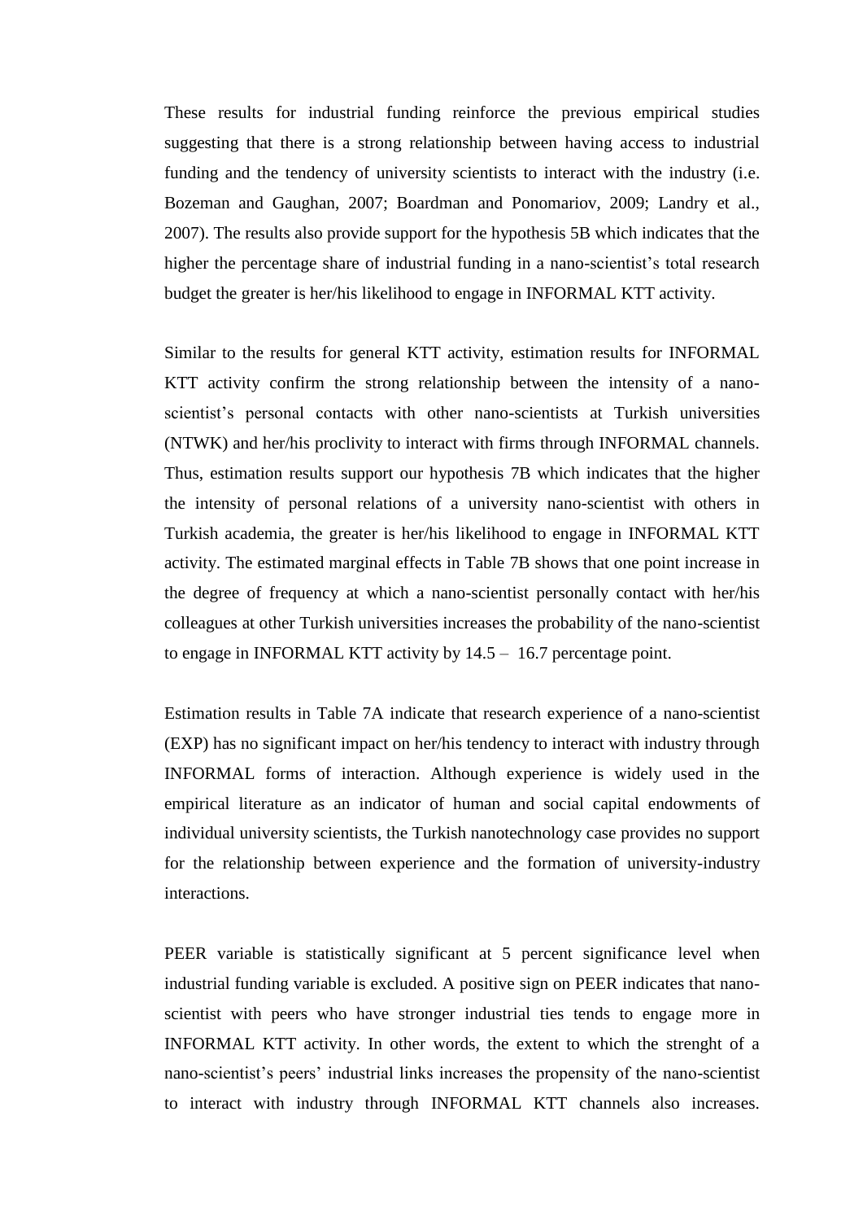These results for industrial funding reinforce the previous empirical studies suggesting that there is a strong relationship between having access to industrial funding and the tendency of university scientists to interact with the industry (i.e. Bozeman and Gaughan, 2007; Boardman and Ponomariov, 2009; Landry et al., 2007). The results also provide support for the hypothesis 5B which indicates that the higher the percentage share of industrial funding in a nano-scientist's total research budget the greater is her/his likelihood to engage in INFORMAL KTT activity.

Similar to the results for general KTT activity, estimation results for INFORMAL KTT activity confirm the strong relationship between the intensity of a nano-scientist's personal contacts with other nano-scientists at Turkish universities (NTWK) and her/his proclivity to interact with firms through INFORMAL channels. Thus, estimation results support our hypothesis 7B which indicates that the higher the intensity of personal relations of a university nano-scientist with others in Turkish academia, the greater is her/his likelihood to engage in INFORMAL KTT activity. The estimated marginal effects in Table 7B shows that one point increase in the degree of frequency at which a nano-scientist personally contact with her/his colleagues at other Turkish universities increases the probability of the nano-scientist to engage in INFORMAL KTT activity by 14.5 – 16.7 percentage point.

Estimation results in Table 7A indicate that research experience of a nano-scientist (EXP) has no significant impact on her/his tendency to interact with industry through INFORMAL forms of interaction. Although experience is widely used in the empirical literature as an indicator of human and social capital endowments of individual university scientists, the Turkish nanotechnology case provides no support for the relationship between experience and the formation of university-industry interactions.

PEER variable is statistically significant at 5 percent significance level when industrial funding variable is excluded. A positive sign on PEER indicates that nano-scientist with peers who have stronger industrial ties tends to engage more in INFORMAL KTT activity. In other words, the extent to which the strenght of a nano-scientist's peers' industrial links increases the propensity of the nano-scientist to interact with industry through INFORMAL KTT channels also increases.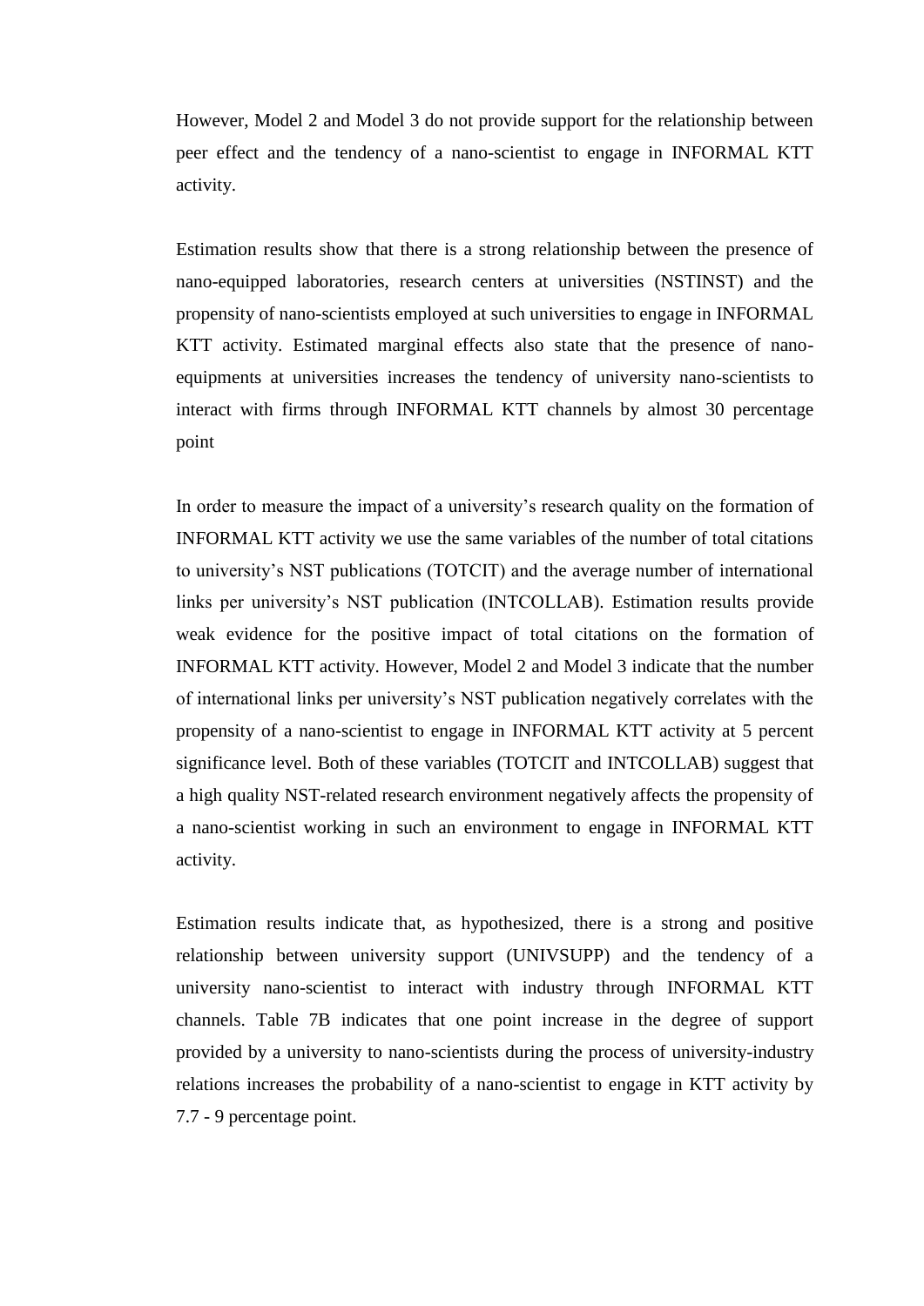However, Model 2 and Model 3 do not provide support for the relationship between peer effect and the tendency of a nano-scientist to engage in INFORMAL KTT activity.

Estimation results show that there is a strong relationship between the presence of nano-equipped laboratories, research centers at universities (NSTINST) and the propensity of nano-scientists employed at such universities to engage in INFORMAL KTT activity. Estimated marginal effects also state that the presence of nano-equipments at universities increases the tendency of university nano-scientists to interact with firms through INFORMAL KTT channels by almost 30 percentage point

In order to measure the impact of a university's research quality on the formation of INFORMAL KTT activity we use the same variables of the number of total citations to university's NST publications (TOTCIT) and the average number of international links per university's NST publication (INTCOLLAB). Estimation results provide weak evidence for the positive impact of total citations on the formation of INFORMAL KTT activity. However, Model 2 and Model 3 indicate that the number of international links per university's NST publication negatively correlates with the propensity of a nano-scientist to engage in INFORMAL KTT activity at 5 percent significance level. Both of these variables (TOTCIT and INTCOLLAB) suggest that a high quality NST-related research environment negatively affects the propensity of a nano-scientist working in such an environment to engage in INFORMAL KTT activity.

Estimation results indicate that, as hypothesized, there is a strong and positive relationship between university support (UNIVSUPP) and the tendency of a university nano-scientist to interact with industry through INFORMAL KTT channels. Table 7B indicates that one point increase in the degree of support provided by a university to nano-scientists during the process of university-industry relations increases the probability of a nano-scientist to engage in KTT activity by 7.7 - 9 percentage point.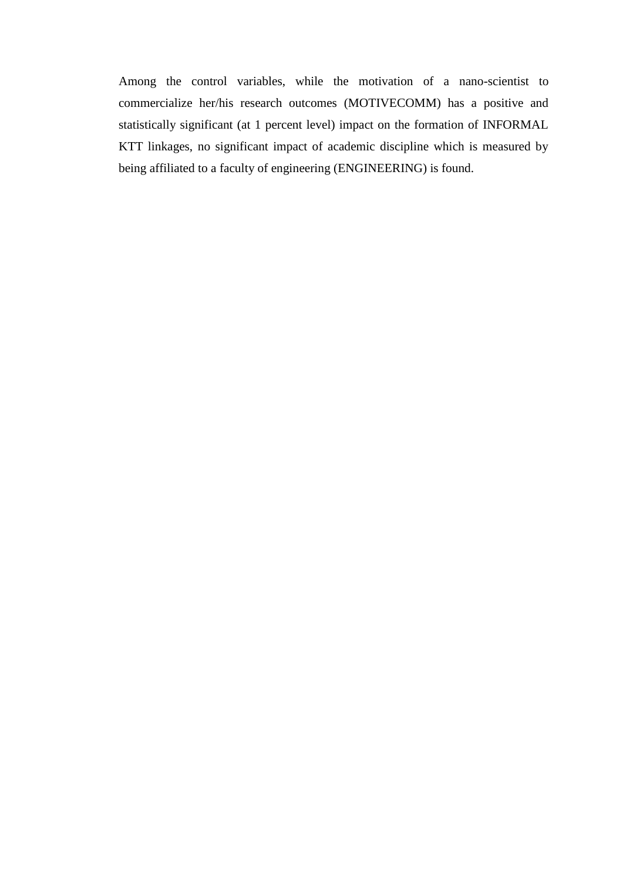Among the control variables, while the motivation of a nano-scientist to commercialize her/his research outcomes (MOTIVECOMM) has a positive and statistically significant (at 1 percent level) impact on the formation of INFORMAL KTT linkages, no significant impact of academic discipline which is measured by being affiliated to a faculty of engineering (ENGINEERING) is found.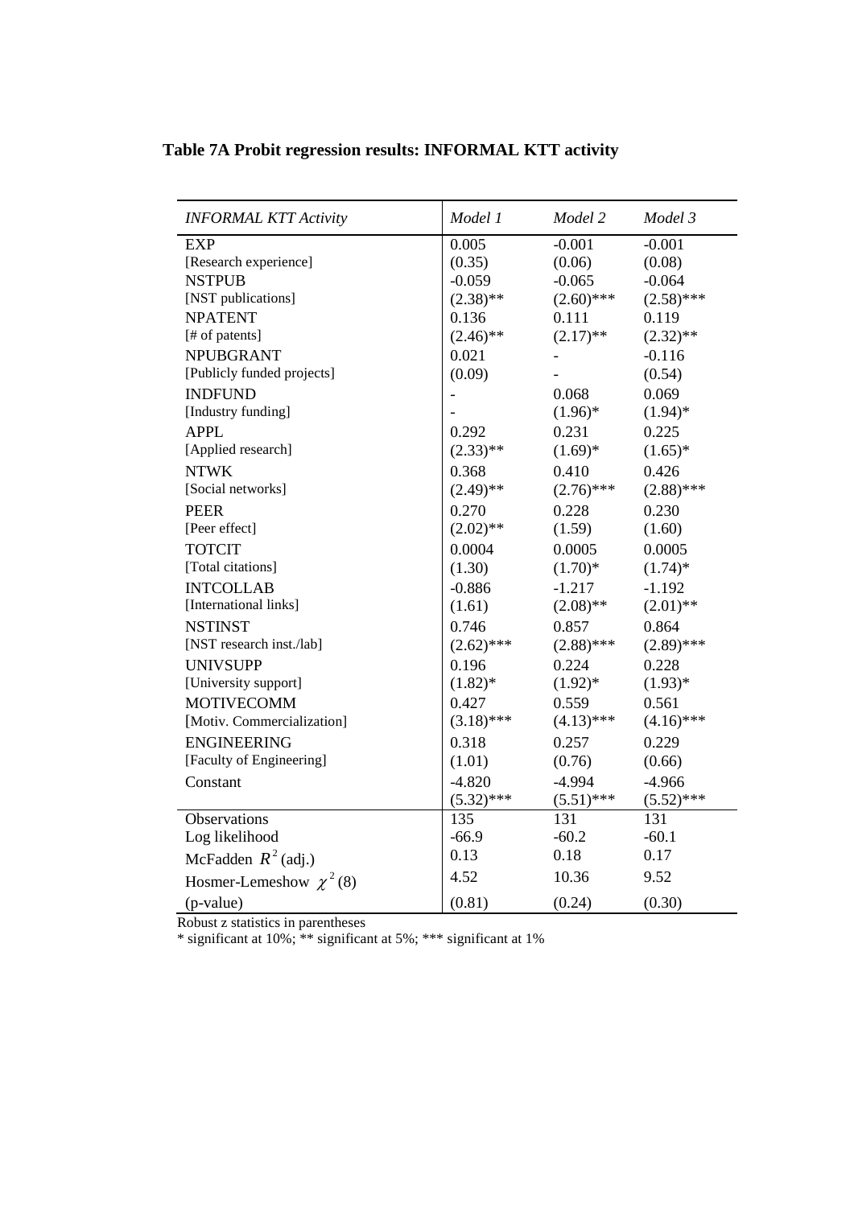**Table 7A Probit regression results: INFORMAL KTT activity**

| *INFORMAL KTT Activity* | *Model 1* | *Model 2* | *Model 3* |
|---|---|---|---|
| EXP | 0.005 | -0.001 | -0.001 |
| [Research experience] | (0.35) | (0.06) | (0.08) |
| NSTPUB | -0.059 | -0.065 | -0.064 |
| [NST publications] | (2.38)** | (2.60)*** | (2.58)*** |
| NPATENT | 0.136 | 0.111 | 0.119 |
| [# of patents] | (2.46)** | (2.17)** | (2.32)** |
| NPUBGRANT | 0.021 | - | -0.116 |
| [Publicly funded projects] | (0.09) | - | (0.54) |
| INDFUND | - | 0.068 | 0.069 |
| [Industry funding] | - | (1.96)* | (1.94)* |
| APPL | 0.292 | 0.231 | 0.225 |
| [Applied research] | (2.33)** | (1.69)* | (1.65)* |
| NTWK | 0.368 | 0.410 | 0.426 |
| [Social networks] | (2.49)** | (2.76)*** | (2.88)*** |
| PEER | 0.270 | 0.228 | 0.230 |
| [Peer effect] | (2.02)** | (1.59) | (1.60) |
| TOTCIT | 0.0004 | 0.0005 | 0.0005 |
| [Total citations] | (1.30) | (1.70)* | (1.74)* |
| INTCOLLAB | -0.886 | -1.217 | -1.192 |
| [International links] | (1.61) | (2.08)** | (2.01)** |
| NSTINST | 0.746 | 0.857 | 0.864 |
| [NST research inst./lab] | (2.62)*** | (2.88)*** | (2.89)*** |
| UNIVSUPP | 0.196 | 0.224 | 0.228 |
| [University support] | (1.82)* | (1.92)* | (1.93)* |
| MOTIVECOMM | 0.427 | 0.559 | 0.561 |
| [Motiv. Commercialization] | (3.18)*** | (4.13)*** | (4.16)*** |
| ENGINEERING | 0.318 | 0.257 | 0.229 |
| [Faculty of Engineering] | (1.01) | (0.76) | (0.66) |
| Constant | -4.820 | -4.994 | -4.966 |
| | (5.32)*** | (5.51)*** | (5.52)*** |
| Observations | 135 | 131 | 131 |
| Log likelihood | -66.9 | -60.2 | -60.1 |
| McFadden $R^2$ (adj.) | 0.13 | 0.18 | 0.17 |
| Hosmer-Lemeshow $\chi^2(8)$ | 4.52 | 10.36 | 9.52 |
| (p-value) | (0.81) | (0.24) | (0.30) |

Robust z statistics in parentheses

* significant at 10%; ** significant at 5%; *** significant at 1%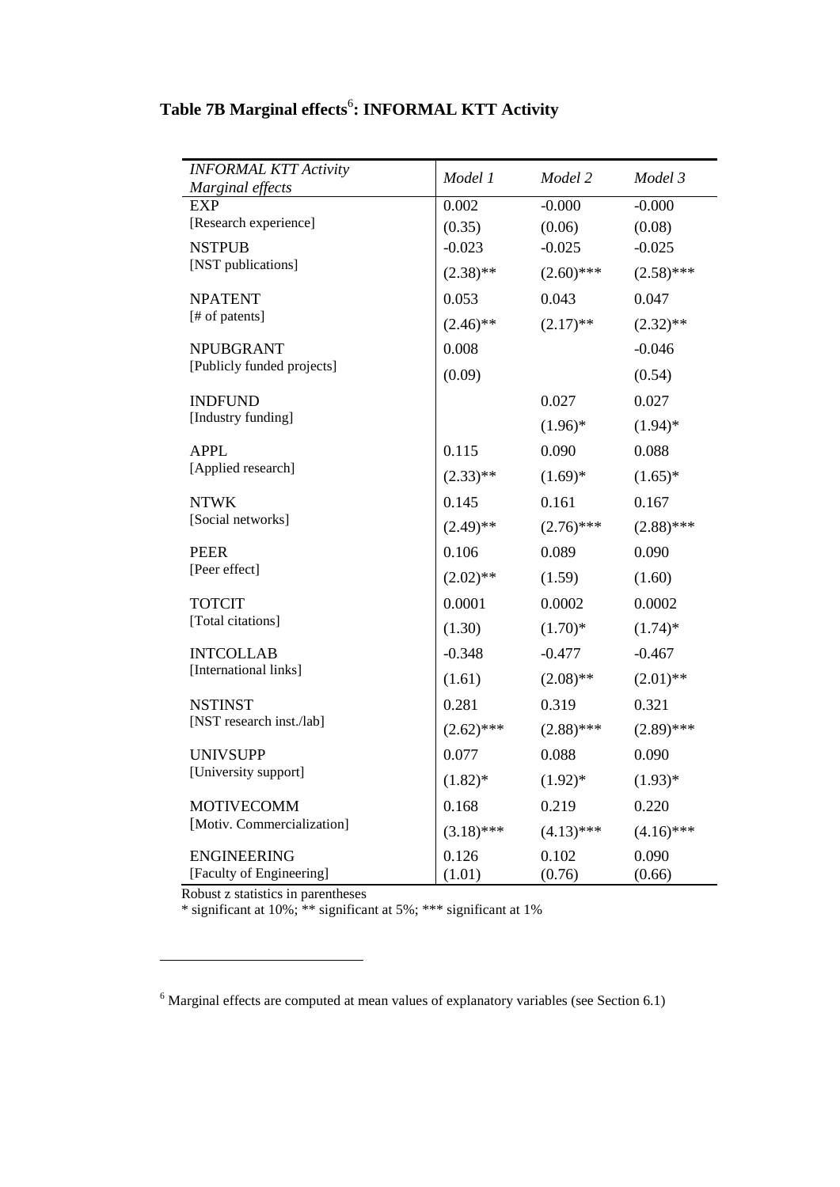# Table 7B Marginal effects[6]: INFORMAL KTT Activity

| *INFORMAL KTT Activity* *Marginal effects* | *Model 1* | *Model 2* | *Model 3* |
|---|---|---|---|
| EXP [Research experience] | 0.002 (0.35) | -0.000 (0.06) | -0.000 (0.08) |
| NSTPUB [NST publications] | -0.023 (2.38)** | -0.025 (2.60)*** | -0.025 (2.58)*** |
| NPATENT [# of patents] | 0.053 (2.46)** | 0.043 (2.17)** | 0.047 (2.32)** |
| NPUBGRANT [Publicly funded projects] | 0.008 (0.09) | | -0.046 (0.54) |
| INDFUND [Industry funding] | | 0.027 (1.96)* | 0.027 (1.94)* |
| APPL [Applied research] | 0.115 (2.33)** | 0.090 (1.69)* | 0.088 (1.65)* |
| NTWK [Social networks] | 0.145 (2.49)** | 0.161 (2.76)*** | 0.167 (2.88)*** |
| PEER [Peer effect] | 0.106 (2.02)** | 0.089 (1.59) | 0.090 (1.60) |
| TOTCIT [Total citations] | 0.0001 (1.30) | 0.0002 (1.70)* | 0.0002 (1.74)* |
| INTCOLLAB [International links] | -0.348 (1.61) | -0.477 (2.08)** | -0.467 (2.01)** |
| NSTINST [NST research inst./lab] | 0.281 (2.62)*** | 0.319 (2.88)*** | 0.321 (2.89)*** |
| UNIVSUPP [University support] | 0.077 (1.82)* | 0.088 (1.92)* | 0.090 (1.93)* |
| MOTIVECOMM [Motiv. Commercialization] | 0.168 (3.18)*** | 0.219 (4.13)*** | 0.220 (4.16)*** |
| ENGINEERING [Faculty of Engineering] | 0.126 (1.01) | 0.102 (0.76) | 0.090 (0.66) |

Robust z statistics in parentheses
* significant at 10%; ** significant at 5%; *** significant at 1%

[6] Marginal effects are computed at mean values of explanatory variables (see Section 6.1)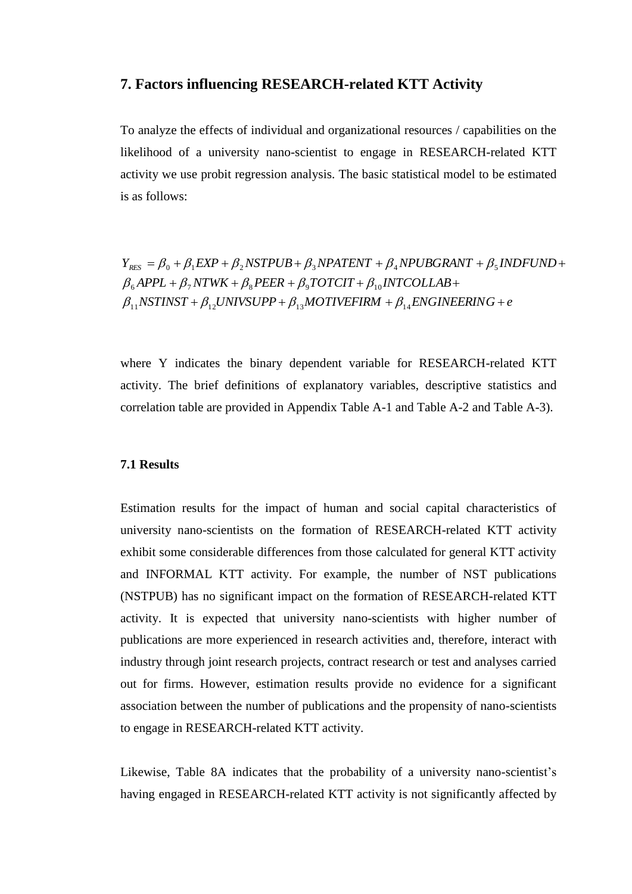## 7. Factors influencing RESEARCH-related KTT Activity

To analyze the effects of individual and organizational resources / capabilities on the likelihood of a university nano-scientist to engage in RESEARCH-related KTT activity we use probit regression analysis. The basic statistical model to be estimated is as follows:

$$
\begin{aligned}
Y_{RES} &= \beta_0 + \beta_1 EXP + \beta_2 NSTPUB + \beta_3 NPATENT + \beta_4 NPUBGRANT + \beta_5 INDFUND + \\
&\beta_6 APPL + \beta_7 NTWK + \beta_8 PEER + \beta_9 TOTCIT + \beta_{10} INTCOLLAB + \\
&\beta_{11} NSTINST + \beta_{12} UNIVSUPP + \beta_{13} MOTIVEFIRM + \beta_{14} ENGINEERING + e
\end{aligned}
$$

where Y indicates the binary dependent variable for RESEARCH-related KTT activity. The brief definitions of explanatory variables, descriptive statistics and correlation table are provided in Appendix Table A-1 and Table A-2 and Table A-3).

### 7.1 Results

Estimation results for the impact of human and social capital characteristics of university nano-scientists on the formation of RESEARCH-related KTT activity exhibit some considerable differences from those calculated for general KTT activity and INFORMAL KTT activity. For example, the number of NST publications (NSTPUB) has no significant impact on the formation of RESEARCH-related KTT activity. It is expected that university nano-scientists with higher number of publications are more experienced in research activities and, therefore, interact with industry through joint research projects, contract research or test and analyses carried out for firms. However, estimation results provide no evidence for a significant association between the number of publications and the propensity of nano-scientists to engage in RESEARCH-related KTT activity.

Likewise, Table 8A indicates that the probability of a university nano-scientist's having engaged in RESEARCH-related KTT activity is not significantly affected by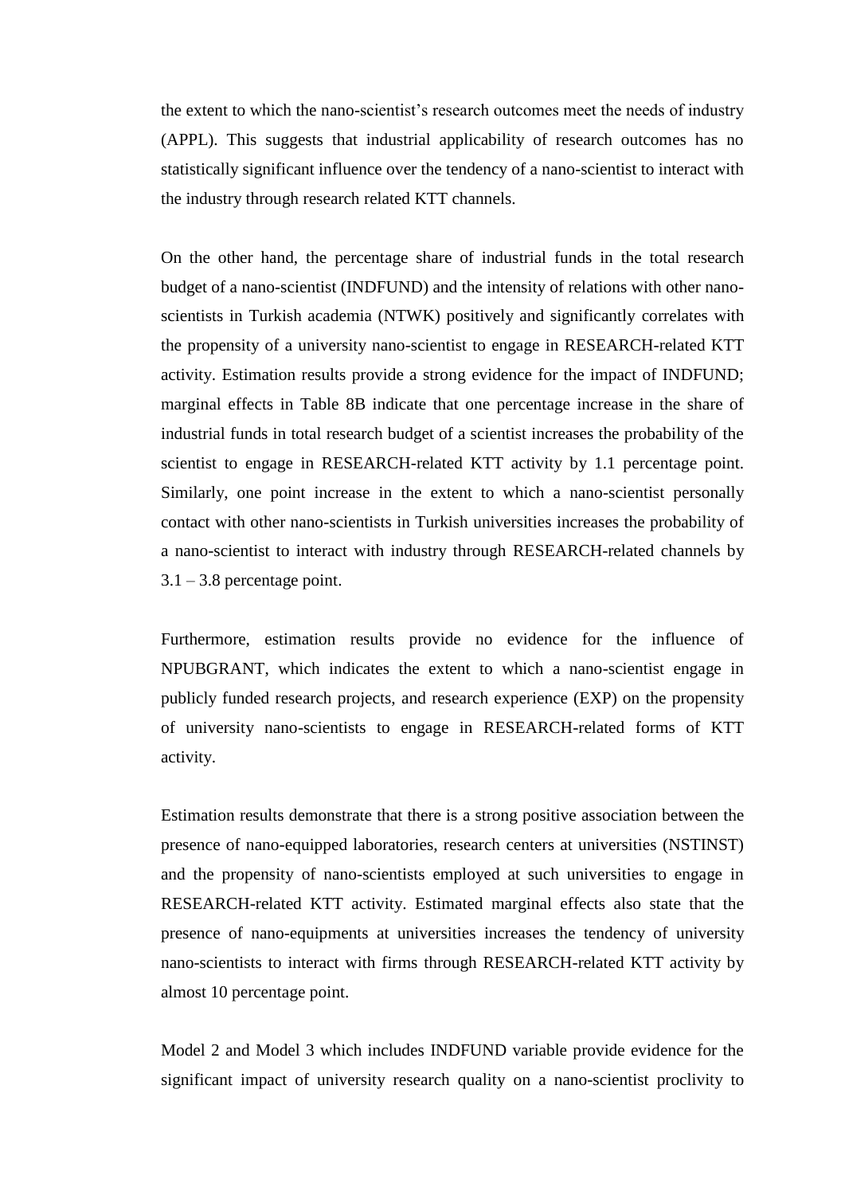the extent to which the nano-scientist's research outcomes meet the needs of industry (APPL). This suggests that industrial applicability of research outcomes has no statistically significant influence over the tendency of a nano-scientist to interact with the industry through research related KTT channels.

On the other hand, the percentage share of industrial funds in the total research budget of a nano-scientist (INDFUND) and the intensity of relations with other nano-scientists in Turkish academia (NTWK) positively and significantly correlates with the propensity of a university nano-scientist to engage in RESEARCH-related KTT activity. Estimation results provide a strong evidence for the impact of INDFUND; marginal effects in Table 8B indicate that one percentage increase in the share of industrial funds in total research budget of a scientist increases the probability of the scientist to engage in RESEARCH-related KTT activity by 1.1 percentage point. Similarly, one point increase in the extent to which a nano-scientist personally contact with other nano-scientists in Turkish universities increases the probability of a nano-scientist to interact with industry through RESEARCH-related channels by 3.1 – 3.8 percentage point.

Furthermore, estimation results provide no evidence for the influence of NPUBGRANT, which indicates the extent to which a nano-scientist engage in publicly funded research projects, and research experience (EXP) on the propensity of university nano-scientists to engage in RESEARCH-related forms of KTT activity.

Estimation results demonstrate that there is a strong positive association between the presence of nano-equipped laboratories, research centers at universities (NSTINST) and the propensity of nano-scientists employed at such universities to engage in RESEARCH-related KTT activity. Estimated marginal effects also state that the presence of nano-equipments at universities increases the tendency of university nano-scientists to interact with firms through RESEARCH-related KTT activity by almost 10 percentage point.

Model 2 and Model 3 which includes INDFUND variable provide evidence for the significant impact of university research quality on a nano-scientist proclivity to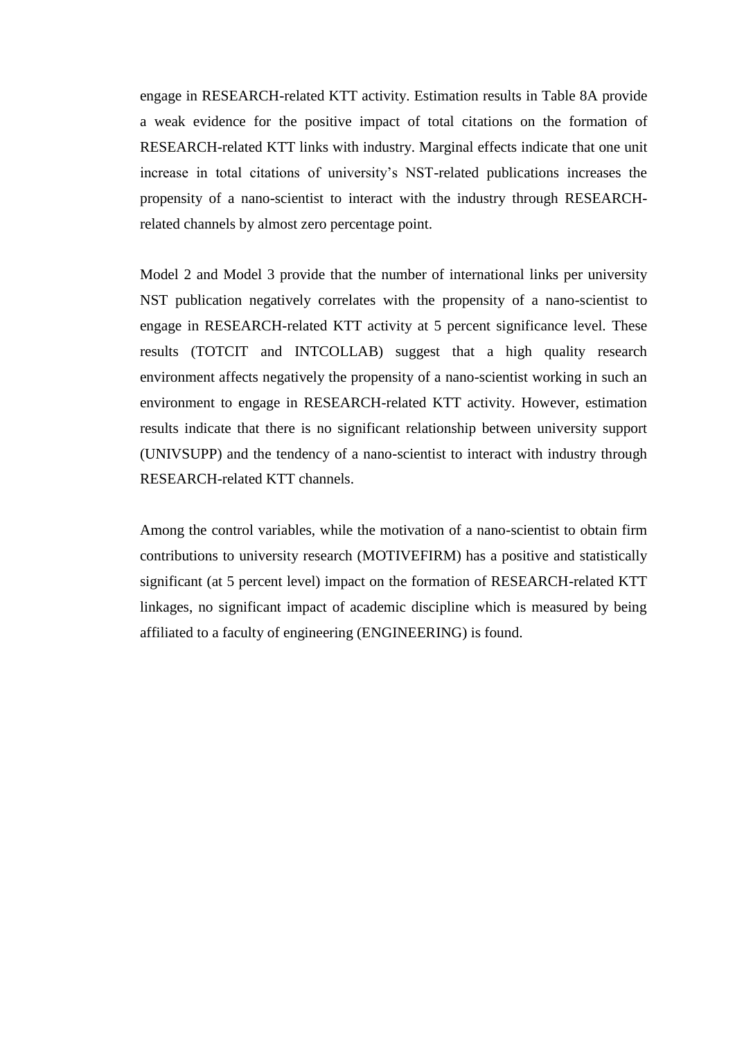engage in RESEARCH-related KTT activity. Estimation results in Table 8A provide a weak evidence for the positive impact of total citations on the formation of RESEARCH-related KTT links with industry. Marginal effects indicate that one unit increase in total citations of university's NST-related publications increases the propensity of a nano-scientist to interact with the industry through RESEARCH-related channels by almost zero percentage point.

Model 2 and Model 3 provide that the number of international links per university NST publication negatively correlates with the propensity of a nano-scientist to engage in RESEARCH-related KTT activity at 5 percent significance level. These results (TOTCIT and INTCOLLAB) suggest that a high quality research environment affects negatively the propensity of a nano-scientist working in such an environment to engage in RESEARCH-related KTT activity. However, estimation results indicate that there is no significant relationship between university support (UNIVSUPP) and the tendency of a nano-scientist to interact with industry through RESEARCH-related KTT channels.

Among the control variables, while the motivation of a nano-scientist to obtain firm contributions to university research (MOTIVEFIRM) has a positive and statistically significant (at 5 percent level) impact on the formation of RESEARCH-related KTT linkages, no significant impact of academic discipline which is measured by being affiliated to a faculty of engineering (ENGINEERING) is found.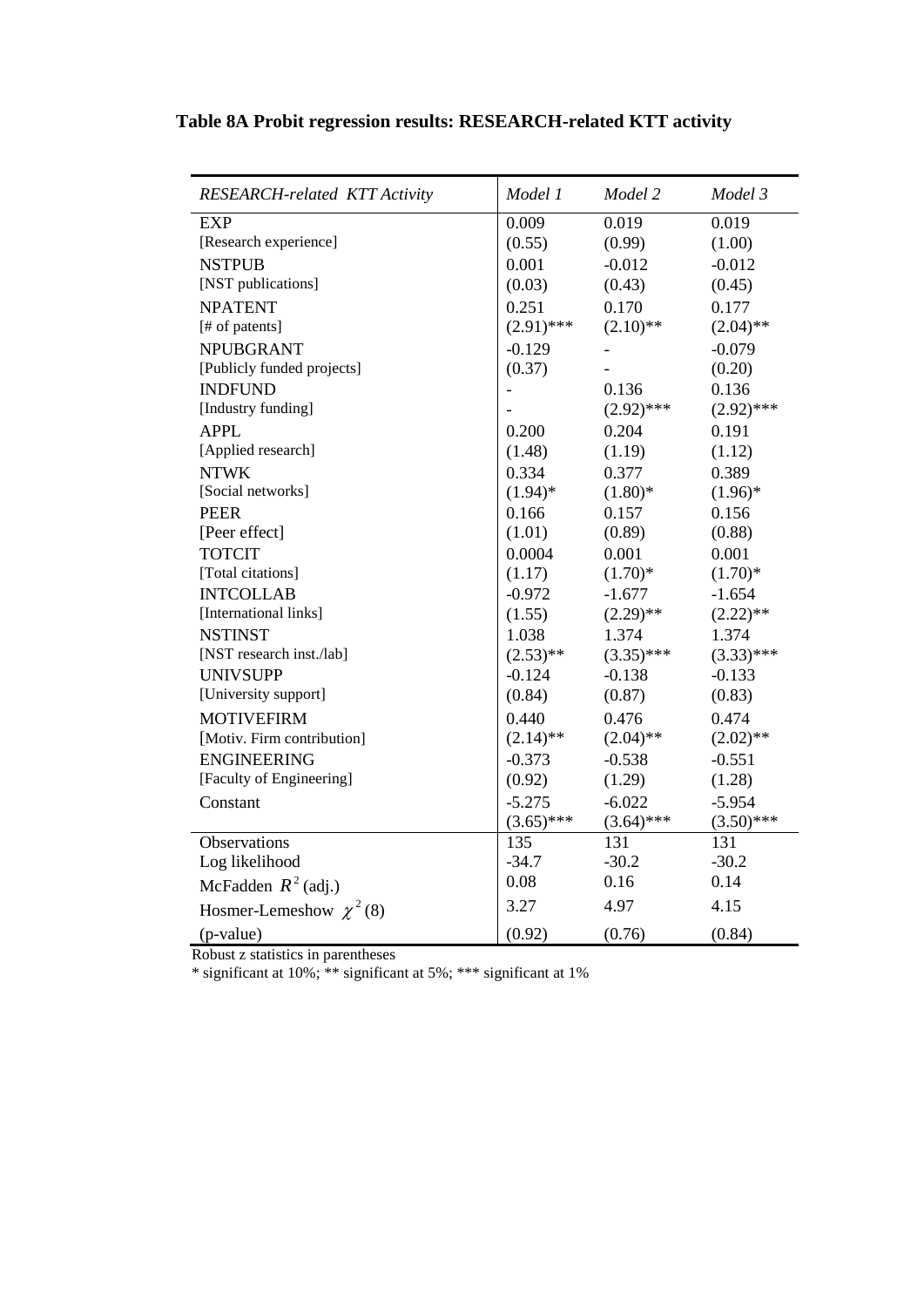**Table 8A Probit regression results: RESEARCH-related KTT activity**

| *RESEARCH-related KTT Activity* | *Model 1* | *Model 2* | *Model 3* |
|---|---|---|---|
| EXP | 0.009 | 0.019 | 0.019 |
| [Research experience] | (0.55) | (0.99) | (1.00) |
| NSTPUB | 0.001 | -0.012 | -0.012 |
| [NST publications] | (0.03) | (0.43) | (0.45) |
| NPATENT | 0.251 | 0.170 | 0.177 |
| [# of patents] | (2.91)*** | (2.10)** | (2.04)** |
| NPUBGRANT | -0.129 | - | -0.079 |
| [Publicly funded projects] | (0.37) | - | (0.20) |
| INDFUND | - | 0.136 | 0.136 |
| [Industry funding] | - | (2.92)*** | (2.92)*** |
| APPL | 0.200 | 0.204 | 0.191 |
| [Applied research] | (1.48) | (1.19) | (1.12) |
| NTWK | 0.334 | 0.377 | 0.389 |
| [Social networks] | (1.94)* | (1.80)* | (1.96)* |
| PEER | 0.166 | 0.157 | 0.156 |
| [Peer effect] | (1.01) | (0.89) | (0.88) |
| TOTCIT | 0.0004 | 0.001 | 0.001 |
| [Total citations] | (1.17) | (1.70)* | (1.70)* |
| INTCOLLAB | -0.972 | -1.677 | -1.654 |
| [International links] | (1.55) | (2.29)** | (2.22)** |
| NSTINST | 1.038 | 1.374 | 1.374 |
| [NST research inst./lab] | (2.53)** | (3.35)*** | (3.33)*** |
| UNIVSUPP | -0.124 | -0.138 | -0.133 |
| [University support] | (0.84) | (0.87) | (0.83) |
| MOTIVEFIRM | 0.440 | 0.476 | 0.474 |
| [Motiv. Firm contribution] | (2.14)** | (2.04)** | (2.02)** |
| ENGINEERING | -0.373 | -0.538 | -0.551 |
| [Faculty of Engineering] | (0.92) | (1.29) | (1.28) |
| Constant | -5.275 | -6.022 | -5.954 |
| | (3.65)*** | (3.64)*** | (3.50)*** |
| Observations | 135 | 131 | 131 |
| Log likelihood | -34.7 | -30.2 | -30.2 |
| McFadden $R^2$ (adj.) | 0.08 | 0.16 | 0.14 |
| Hosmer-Lemeshow $\chi^2(8)$ | 3.27 | 4.97 | 4.15 |
| (p-value) | (0.92) | (0.76) | (0.84) |

Robust z statistics in parentheses

* significant at 10%; ** significant at 5%; *** significant at 1%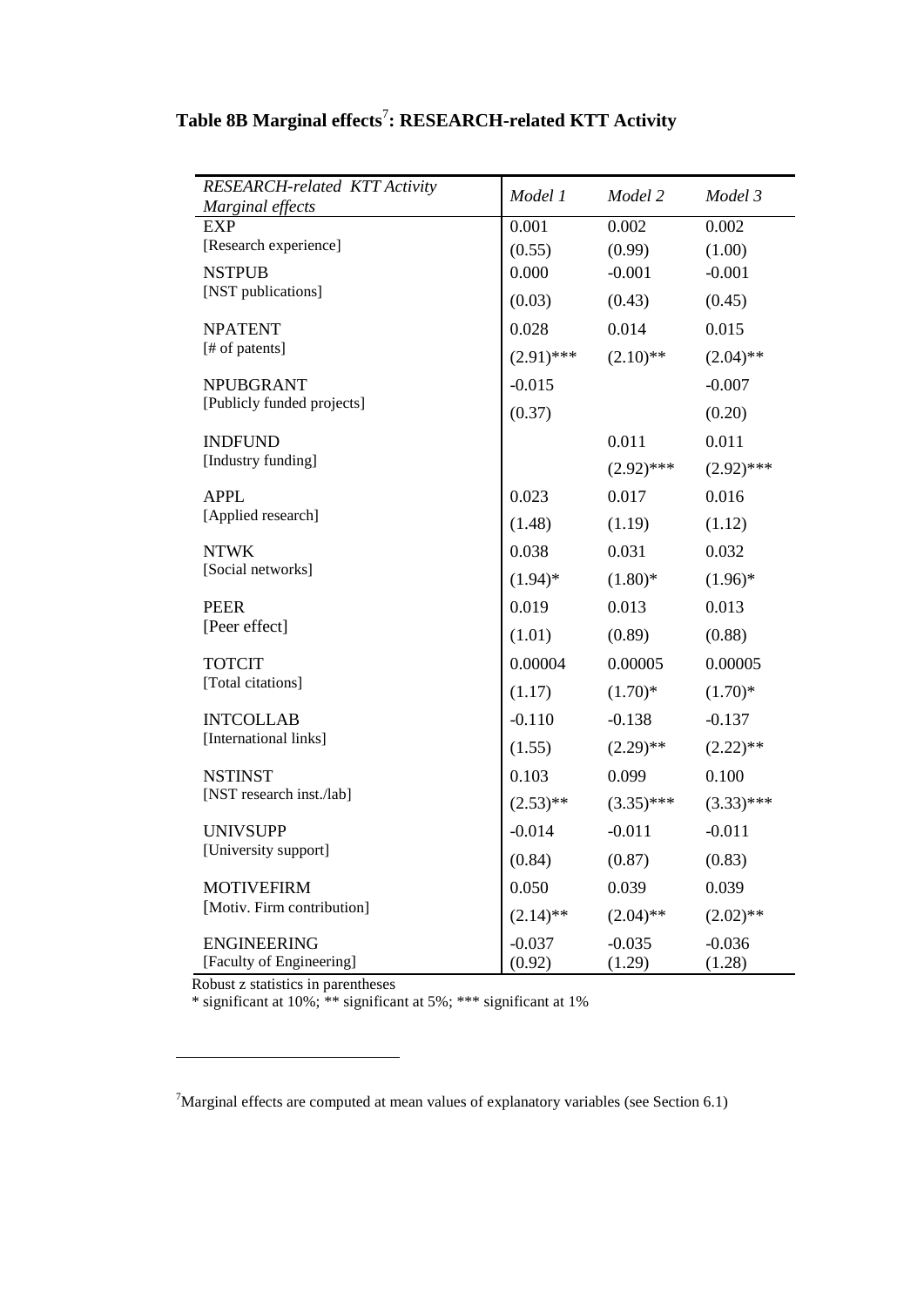## Table 8B Marginal effects[7]: RESEARCH-related KTT Activity

| *RESEARCH-related KTT Activity Marginal effects* | *Model 1* | *Model 2* | *Model 3* |
|---|---|---|---|
| EXP | 0.001 | 0.002 | 0.002 |
| [Research experience] | (0.55) | (0.99) | (1.00) |
| NSTPUB | 0.000 | -0.001 | -0.001 |
| [NST publications] | (0.03) | (0.43) | (0.45) |
| NPATENT | 0.028 | 0.014 | 0.015 |
| [# of patents] | (2.91)*** | (2.10)** | (2.04)** |
| NPUBGRANT | -0.015 | | -0.007 |
| [Publicly funded projects] | (0.37) | | (0.20) |
| INDFUND | | 0.011 | 0.011 |
| [Industry funding] | | (2.92)*** | (2.92)*** |
| APPL | 0.023 | 0.017 | 0.016 |
| [Applied research] | (1.48) | (1.19) | (1.12) |
| NTWK | 0.038 | 0.031 | 0.032 |
| [Social networks] | (1.94)* | (1.80)* | (1.96)* |
| PEER | 0.019 | 0.013 | 0.013 |
| [Peer effect] | (1.01) | (0.89) | (0.88) |
| TOTCIT | 0.00004 | 0.00005 | 0.00005 |
| [Total citations] | (1.17) | (1.70)* | (1.70)* |
| INTCOLLAB | -0.110 | -0.138 | -0.137 |
| [International links] | (1.55) | (2.29)** | (2.22)** |
| NSTINST | 0.103 | 0.099 | 0.100 |
| [NST research inst./lab] | (2.53)** | (3.35)*** | (3.33)*** |
| UNIVSUPP | -0.014 | -0.011 | -0.011 |
| [University support] | (0.84) | (0.87) | (0.83) |
| MOTIVEFIRM | 0.050 | 0.039 | 0.039 |
| [Motiv. Firm contribution] | (2.14)** | (2.04)** | (2.02)** |
| ENGINEERING | -0.037 | -0.035 | -0.036 |
| [Faculty of Engineering] | (0.92) | (1.29) | (1.28) |

Robust z statistics in parentheses
\* significant at 10%; ** significant at 5%; *** significant at 1%

[7]Marginal effects are computed at mean values of explanatory variables (see Section 6.1)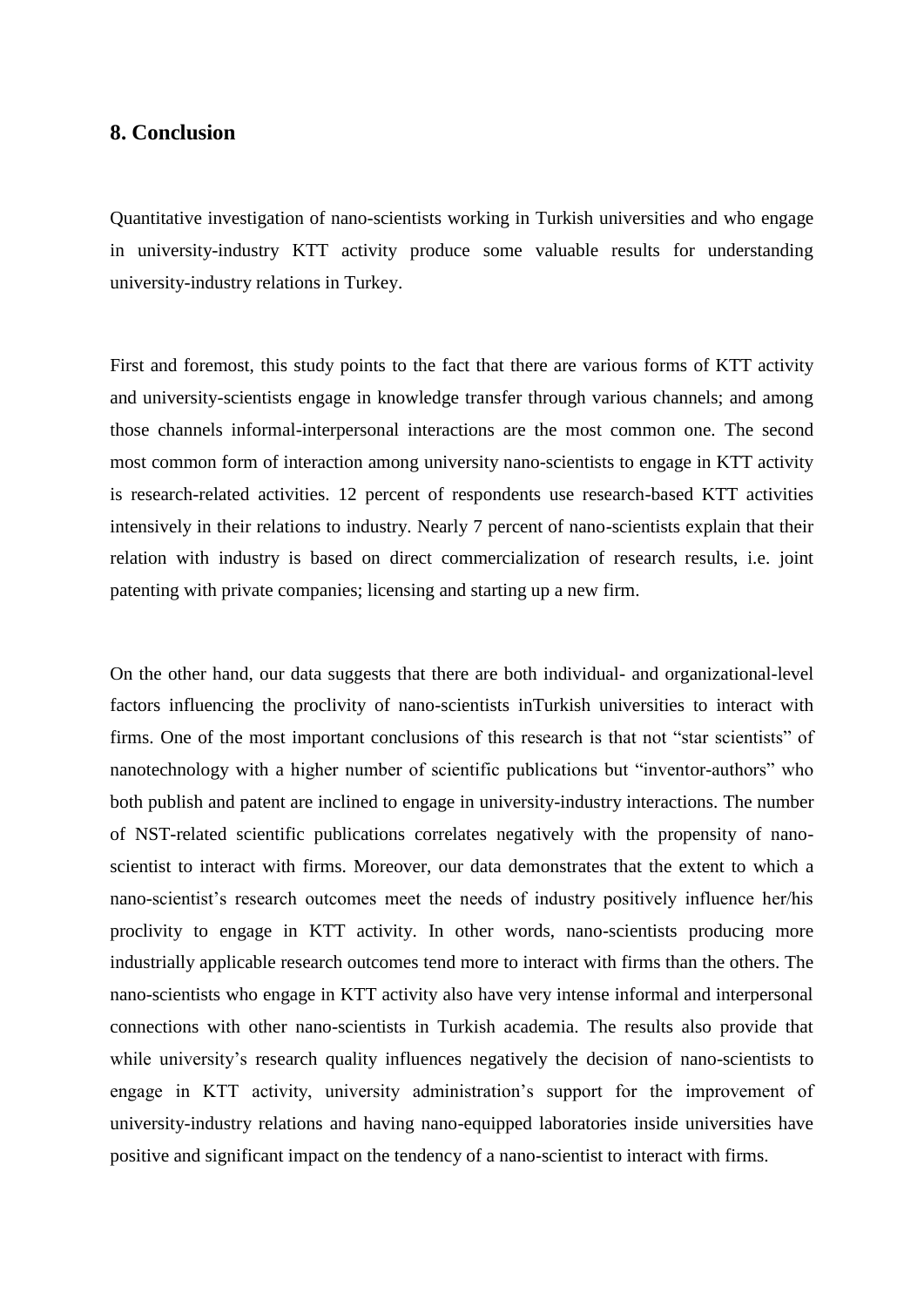## 8. Conclusion

Quantitative investigation of nano-scientists working in Turkish universities and who engage in university-industry KTT activity produce some valuable results for understanding university-industry relations in Turkey.

First and foremost, this study points to the fact that there are various forms of KTT activity and university-scientists engage in knowledge transfer through various channels; and among those channels informal-interpersonal interactions are the most common one. The second most common form of interaction among university nano-scientists to engage in KTT activity is research-related activities. 12 percent of respondents use research-based KTT activities intensively in their relations to industry. Nearly 7 percent of nano-scientists explain that their relation with industry is based on direct commercialization of research results, i.e. joint patenting with private companies; licensing and starting up a new firm.

On the other hand, our data suggests that there are both individual- and organizational-level factors influencing the proclivity of nano-scientists inTurkish universities to interact with firms. One of the most important conclusions of this research is that not “star scientists” of nanotechnology with a higher number of scientific publications but “inventor-authors” who both publish and patent are inclined to engage in university-industry interactions. The number of NST-related scientific publications correlates negatively with the propensity of nano-scientist to interact with firms. Moreover, our data demonstrates that the extent to which a nano-scientist’s research outcomes meet the needs of industry positively influence her/his proclivity to engage in KTT activity. In other words, nano-scientists producing more industrially applicable research outcomes tend more to interact with firms than the others. The nano-scientists who engage in KTT activity also have very intense informal and interpersonal connections with other nano-scientists in Turkish academia. The results also provide that while university’s research quality influences negatively the decision of nano-scientists to engage in KTT activity, university administration’s support for the improvement of university-industry relations and having nano-equipped laboratories inside universities have positive and significant impact on the tendency of a nano-scientist to interact with firms.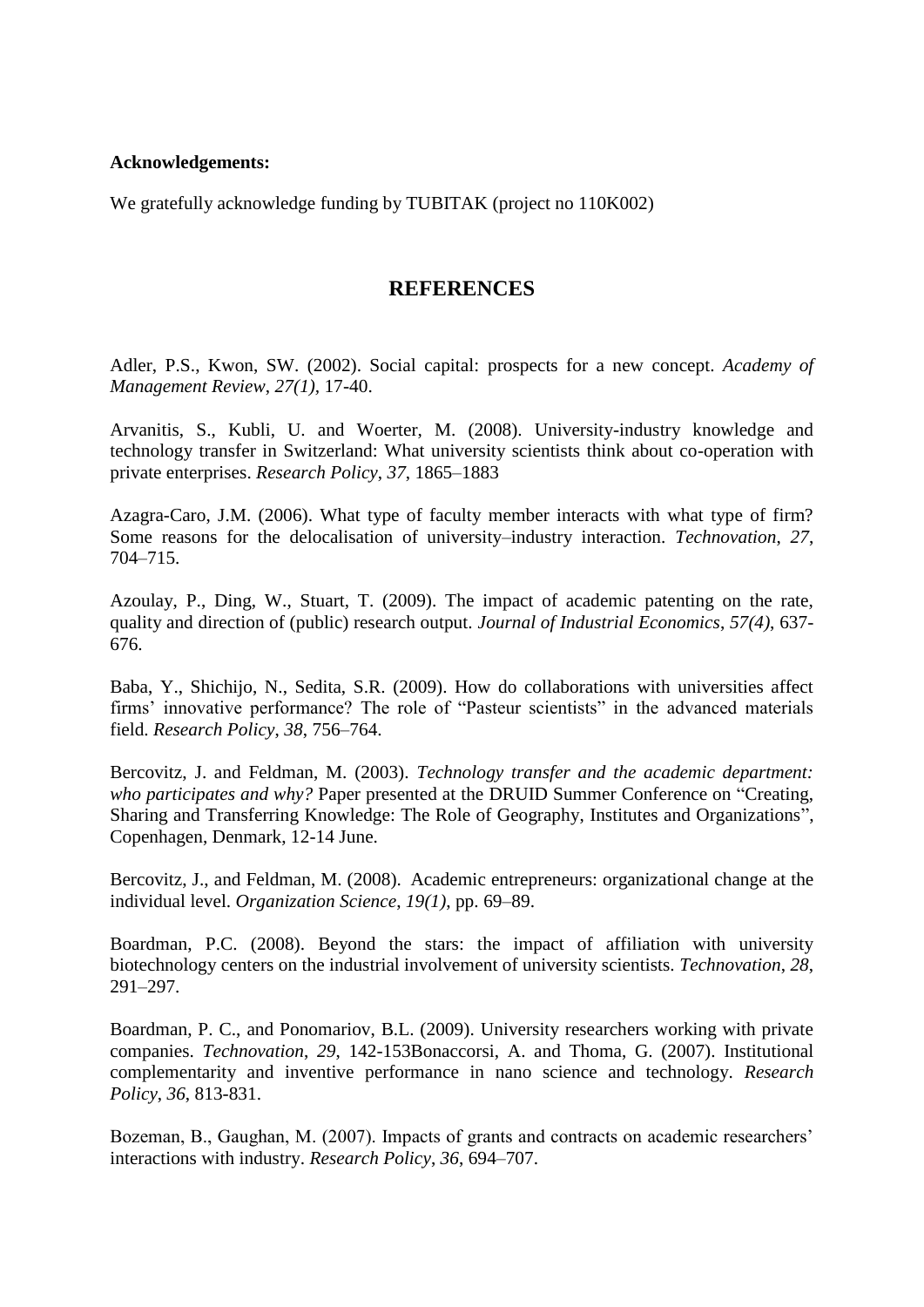**Acknowledgements:**

We gratefully acknowledge funding by TUBITAK (project no 110K002)

## REFERENCES

Adler, P.S., Kwon, SW. (2002). Social capital: prospects for a new concept. *Academy of Management Review*, *27(1)*, 17-40.

Arvanitis, S., Kubli, U. and Woerter, M. (2008). University-industry knowledge and technology transfer in Switzerland: What university scientists think about co-operation with private enterprises. *Research Policy*, *37*, 1865–1883

Azagra-Caro, J.M. (2006). What type of faculty member interacts with what type of firm? Some reasons for the delocalisation of university–industry interaction. *Technovation*, *27*, 704–715.

Azoulay, P., Ding, W., Stuart, T. (2009). The impact of academic patenting on the rate, quality and direction of (public) research output. *Journal of Industrial Economics*, *57(4)*, 637-676.

Baba, Y., Shichijo, N., Sedita, S.R. (2009). How do collaborations with universities affect firms' innovative performance? The role of "Pasteur scientists" in the advanced materials field. *Research Policy*, *38*, 756–764.

Bercovitz, J. and Feldman, M. (2003). *Technology transfer and the academic department: who participates and why?* Paper presented at the DRUID Summer Conference on "Creating, Sharing and Transferring Knowledge: The Role of Geography, Institutes and Organizations", Copenhagen, Denmark, 12-14 June.

Bercovitz, J., and Feldman, M. (2008). Academic entrepreneurs: organizational change at the individual level. *Organization Science*, *19(1)*, pp. 69–89.

Boardman, P.C. (2008). Beyond the stars: the impact of affiliation with university biotechnology centers on the industrial involvement of university scientists. *Technovation*, *28*, 291–297.

Boardman, P. C., and Ponomariov, B.L. (2009). University researchers working with private companies. *Technovation*, *29*, 142-153Bonaccorsi, A. and Thoma, G. (2007). Institutional complementarity and inventive performance in nano science and technology. *Research Policy*, *36*, 813-831.

Bozeman, B., Gaughan, M. (2007). Impacts of grants and contracts on academic researchers' interactions with industry. *Research Policy*, *36*, 694–707.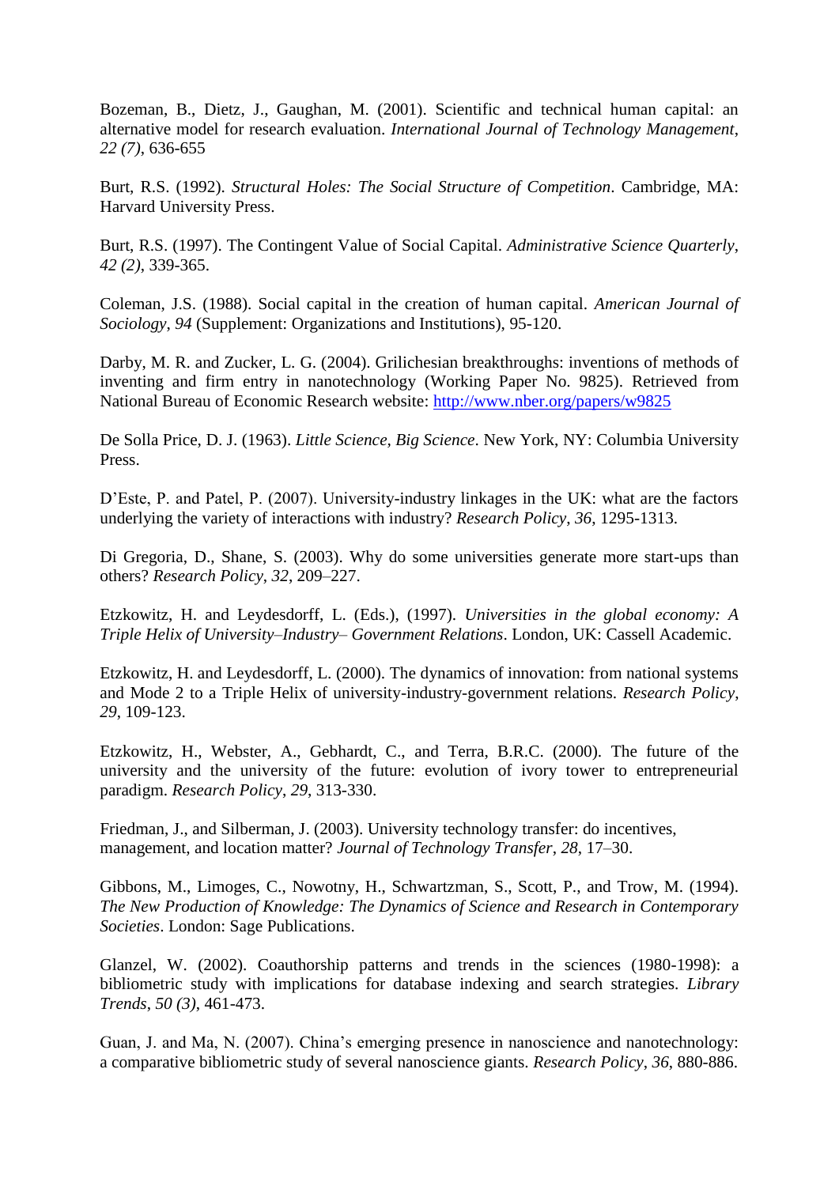Bozeman, B., Dietz, J., Gaughan, M. (2001). Scientific and technical human capital: an alternative model for research evaluation. *International Journal of Technology Management*, *22 (7)*, 636-655

Burt, R.S. (1992). *Structural Holes: The Social Structure of Competition*. Cambridge, MA: Harvard University Press.

Burt, R.S. (1997). The Contingent Value of Social Capital. *Administrative Science Quarterly*, *42 (2)*, 339-365.

Coleman, J.S. (1988). Social capital in the creation of human capital. *American Journal of Sociology*, *94* (Supplement: Organizations and Institutions), 95-120.

Darby, M. R. and Zucker, L. G. (2004). Grilichesian breakthroughs: inventions of methods of inventing and firm entry in nanotechnology (Working Paper No. 9825). Retrieved from National Bureau of Economic Research website: http://www.nber.org/papers/w9825

De Solla Price, D. J. (1963). *Little Science, Big Science*. New York, NY: Columbia University Press.

D'Este, P. and Patel, P. (2007). University-industry linkages in the UK: what are the factors underlying the variety of interactions with industry? *Research Policy*, *36*, 1295-1313.

Di Gregoria, D., Shane, S. (2003). Why do some universities generate more start-ups than others? *Research Policy*, *32*, 209–227.

Etzkowitz, H. and Leydesdorff, L. (Eds.), (1997). *Universities in the global economy: A Triple Helix of University–Industry– Government Relations*. London, UK: Cassell Academic.

Etzkowitz, H. and Leydesdorff, L. (2000). The dynamics of innovation: from national systems and Mode 2 to a Triple Helix of university-industry-government relations. *Research Policy*, *29*, 109-123.

Etzkowitz, H., Webster, A., Gebhardt, C., and Terra, B.R.C. (2000). The future of the university and the university of the future: evolution of ivory tower to entrepreneurial paradigm. *Research Policy*, *29*, 313-330.

Friedman, J., and Silberman, J. (2003). University technology transfer: do incentives, management, and location matter? *Journal of Technology Transfer*, *28*, 17–30.

Gibbons, M., Limoges, C., Nowotny, H., Schwartzman, S., Scott, P., and Trow, M. (1994). *The New Production of Knowledge: The Dynamics of Science and Research in Contemporary Societies*. London: Sage Publications.

Glanzel, W. (2002). Coauthorship patterns and trends in the sciences (1980-1998): a bibliometric study with implications for database indexing and search strategies. *Library Trends*, *50 (3)*, 461-473.

Guan, J. and Ma, N. (2007). China's emerging presence in nanoscience and nanotechnology: a comparative bibliometric study of several nanoscience giants. *Research Policy*, *36*, 880-886.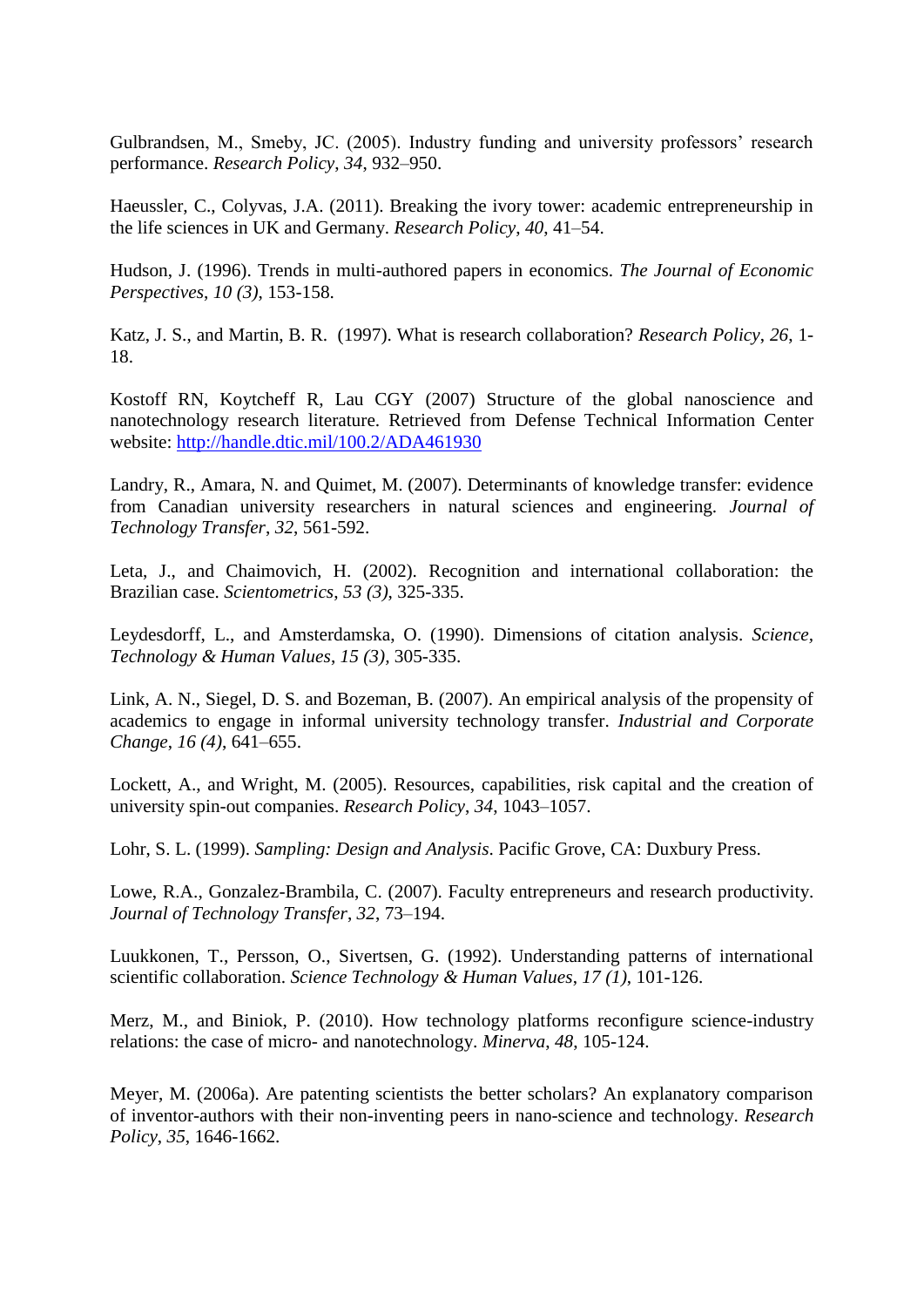Gulbrandsen, M., Smeby, JC. (2005). Industry funding and university professors' research performance. *Research Policy*, *34*, 932–950.

Haeussler, C., Colyvas, J.A. (2011). Breaking the ivory tower: academic entrepreneurship in the life sciences in UK and Germany. *Research Policy*, *40*, 41–54.

Hudson, J. (1996). Trends in multi-authored papers in economics. *The Journal of Economic Perspectives*, *10 (3)*, 153-158.

Katz, J. S., and Martin, B. R. (1997). What is research collaboration? *Research Policy*, *26*, 1-18.

Kostoff RN, Koytcheff R, Lau CGY (2007) Structure of the global nanoscience and nanotechnology research literature. Retrieved from Defense Technical Information Center website: http://handle.dtic.mil/100.2/ADA461930

Landry, R., Amara, N. and Quimet, M. (2007). Determinants of knowledge transfer: evidence from Canadian university researchers in natural sciences and engineering. *Journal of Technology Transfer*, *32*, 561-592.

Leta, J., and Chaimovich, H. (2002). Recognition and international collaboration: the Brazilian case. *Scientometrics*, *53 (3)*, 325-335.

Leydesdorff, L., and Amsterdamska, O. (1990). Dimensions of citation analysis. *Science, Technology & Human Values*, *15 (3)*, 305-335.

Link, A. N., Siegel, D. S. and Bozeman, B. (2007). An empirical analysis of the propensity of academics to engage in informal university technology transfer. *Industrial and Corporate Change*, *16 (4)*, 641–655.

Lockett, A., and Wright, M. (2005). Resources, capabilities, risk capital and the creation of university spin-out companies. *Research Policy*, *34*, 1043–1057.

Lohr, S. L. (1999). *Sampling: Design and Analysis*. Pacific Grove, CA: Duxbury Press.

Lowe, R.A., Gonzalez-Brambila, C. (2007). Faculty entrepreneurs and research productivity. *Journal of Technology Transfer*, *32*, 73–194.

Luukkonen, T., Persson, O., Sivertsen, G. (1992). Understanding patterns of international scientific collaboration. *Science Technology & Human Values*, *17 (1)*, 101-126.

Merz, M., and Biniok, P. (2010). How technology platforms reconfigure science-industry relations: the case of micro- and nanotechnology. *Minerva*, *48*, 105-124.

Meyer, M. (2006a). Are patenting scientists the better scholars? An explanatory comparison of inventor-authors with their non-inventing peers in nano-science and technology. *Research Policy*, *35*, 1646-1662.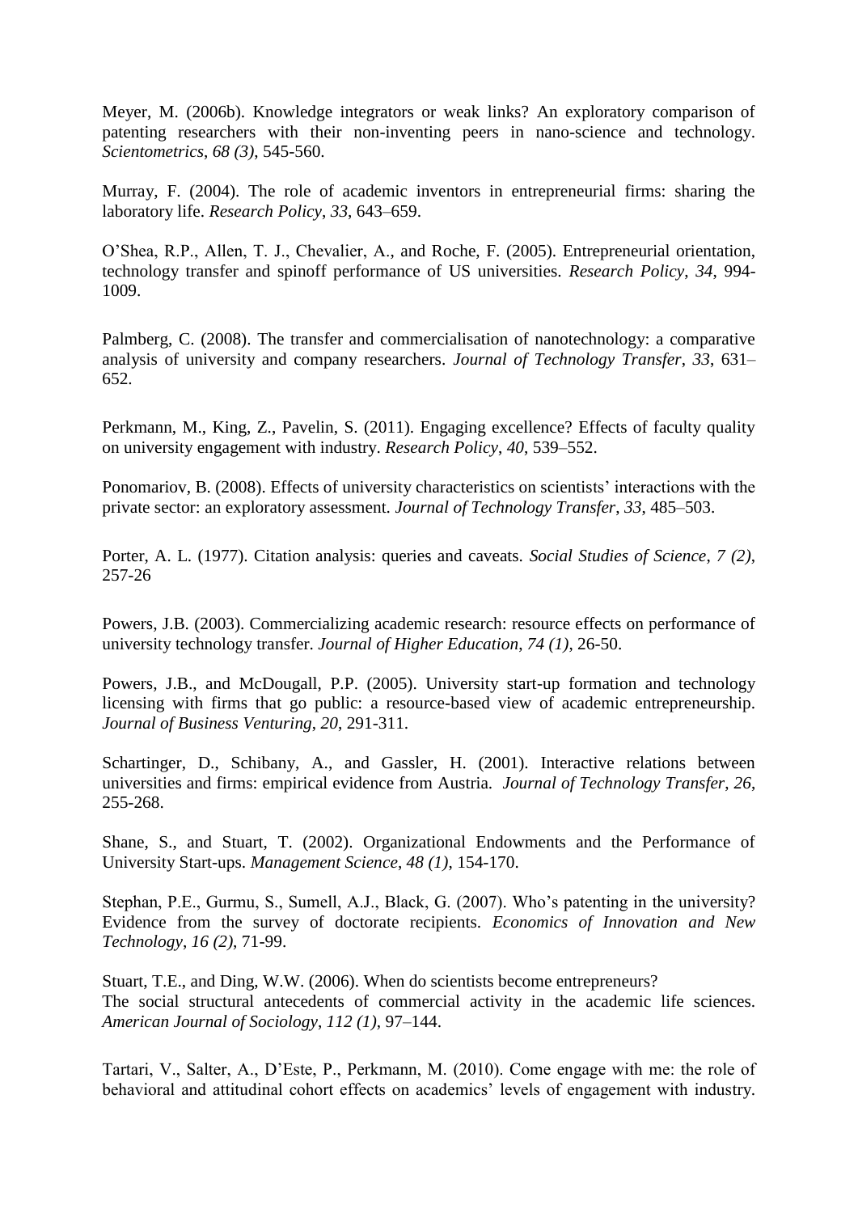Meyer, M. (2006b). Knowledge integrators or weak links? An exploratory comparison of patenting researchers with their non-inventing peers in nano-science and technology. *Scientometrics*, *68 (3)*, 545-560.

Murray, F. (2004). The role of academic inventors in entrepreneurial firms: sharing the laboratory life. *Research Policy*, *33*, 643–659.

O'Shea, R.P., Allen, T. J., Chevalier, A., and Roche, F. (2005). Entrepreneurial orientation, technology transfer and spinoff performance of US universities. *Research Policy*, *34*, 994-1009.

Palmberg, C. (2008). The transfer and commercialisation of nanotechnology: a comparative analysis of university and company researchers. *Journal of Technology Transfer*, *33*, 631–652.

Perkmann, M., King, Z., Pavelin, S. (2011). Engaging excellence? Effects of faculty quality on university engagement with industry. *Research Policy*, *40*, 539–552.

Ponomariov, B. (2008). Effects of university characteristics on scientists' interactions with the private sector: an exploratory assessment. *Journal of Technology Transfer*, *33*, 485–503.

Porter, A. L. (1977). Citation analysis: queries and caveats. *Social Studies of Science*, *7 (2)*, 257-26

Powers, J.B. (2003). Commercializing academic research: resource effects on performance of university technology transfer. *Journal of Higher Education*, *74 (1)*, 26-50.

Powers, J.B., and McDougall, P.P. (2005). University start-up formation and technology licensing with firms that go public: a resource-based view of academic entrepreneurship. *Journal of Business Venturing*, *20*, 291-311.

Schartinger, D., Schibany, A., and Gassler, H. (2001). Interactive relations between universities and firms: empirical evidence from Austria. *Journal of Technology Transfer*, *26*, 255-268.

Shane, S., and Stuart, T. (2002). Organizational Endowments and the Performance of University Start-ups. *Management Science*, *48 (1)*, 154-170.

Stephan, P.E., Gurmu, S., Sumell, A.J., Black, G. (2007). Who's patenting in the university? Evidence from the survey of doctorate recipients. *Economics of Innovation and New Technology*, *16 (2)*, 71-99.

Stuart, T.E., and Ding, W.W. (2006). When do scientists become entrepreneurs? The social structural antecedents of commercial activity in the academic life sciences. *American Journal of Sociology*, *112 (1)*, 97–144.

Tartari, V., Salter, A., D'Este, P., Perkmann, M. (2010). Come engage with me: the role of behavioral and attitudinal cohort effects on academics' levels of engagement with industry.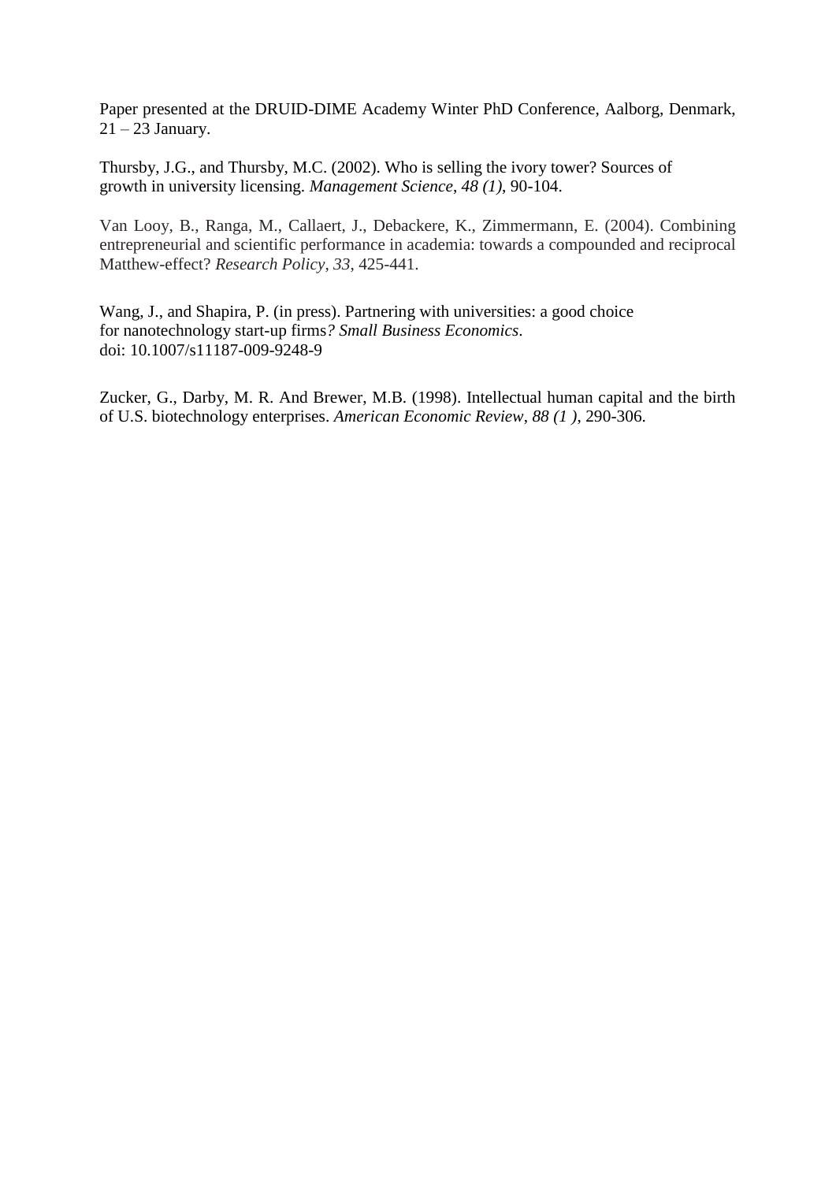Paper presented at the DRUID-DIME Academy Winter PhD Conference, Aalborg, Denmark, 21 – 23 January.

Thursby, J.G., and Thursby, M.C. (2002). Who is selling the ivory tower? Sources of growth in university licensing. *Management Science*, *48 (1)*, 90-104.

Van Looy, B., Ranga, M., Callaert, J., Debackere, K., Zimmermann, E. (2004). Combining entrepreneurial and scientific performance in academia: towards a compounded and reciprocal Matthew-effect? *Research Policy*, *33*, 425-441.

Wang, J., and Shapira, P. (in press). Partnering with universities: a good choice for nanotechnology start-up firms*? Small Business Economics*. doi: 10.1007/s11187-009-9248-9

Zucker, G., Darby, M. R. And Brewer, M.B. (1998). Intellectual human capital and the birth of U.S. biotechnology enterprises. *American Economic Review*, *88 (1 )*, 290-306.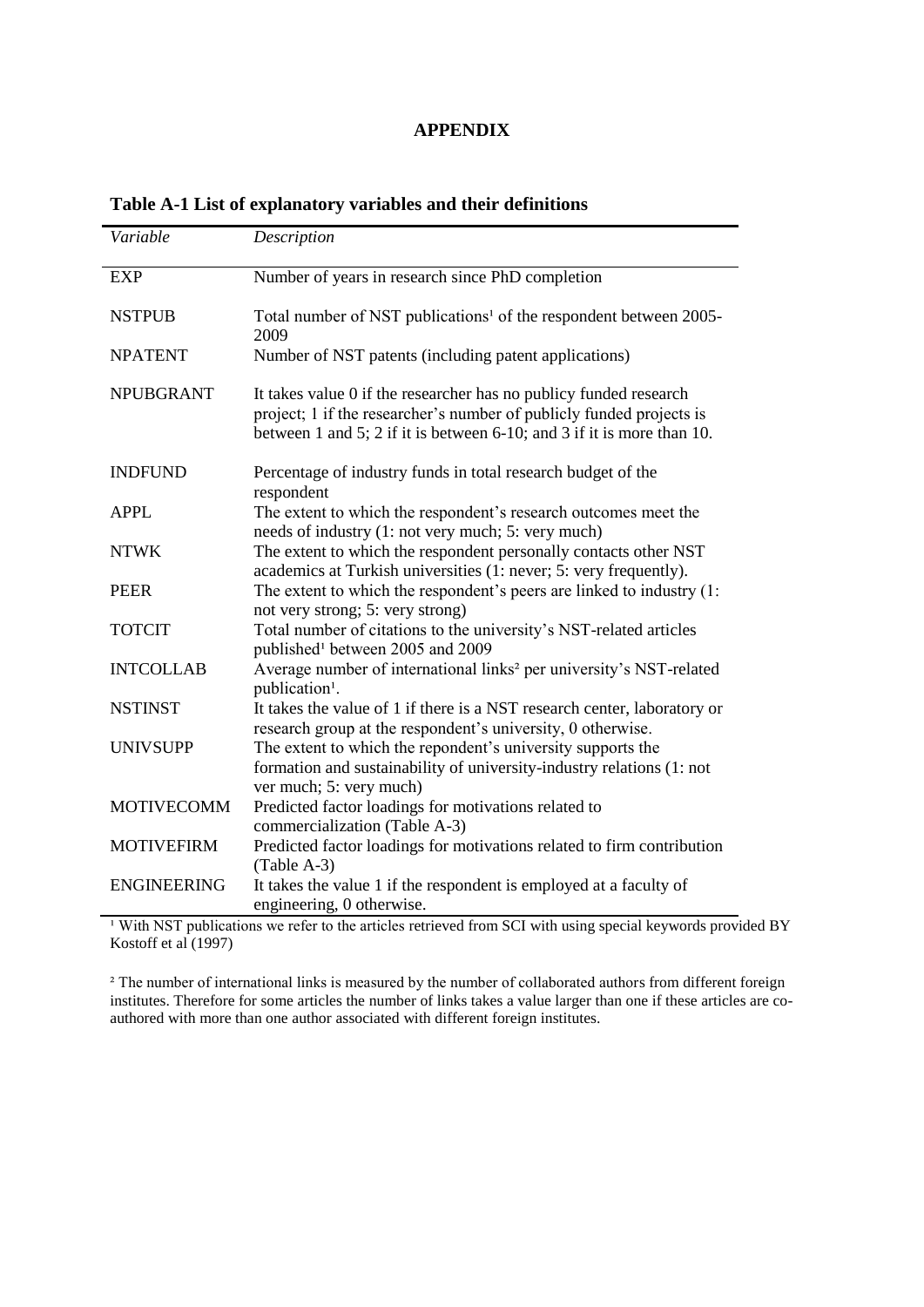# APPENDIX

**Table A-1 List of explanatory variables and their definitions**

| *Variable* | *Description* |
|---|---|
| EXP | Number of years in research since PhD completion |
| NSTPUB | Total number of NST publications[1] of the respondent between 2005-2009 |
| NPATENT | Number of NST patents (including patent applications) |
| NPUBGRANT | It takes value 0 if the researcher has no publicly funded research project; 1 if the researcher's number of publicly funded projects is between 1 and 5; 2 if it is between 6-10; and 3 if it is more than 10. |
| INDFUND | Percentage of industry funds in total research budget of the respondent |
| APPL | The extent to which the respondent's research outcomes meet the needs of industry (1: not very much; 5: very much) |
| NTWK | The extent to which the respondent personally contacts other NST academics at Turkish universities (1: never; 5: very frequently). |
| PEER | The extent to which the respondent's peers are linked to industry (1: not very strong; 5: very strong) |
| TOTCIT | Total number of citations to the university's NST-related articles published[1] between 2005 and 2009 |
| INTCOLLAB | Average number of international links[2] per university's NST-related publication[1]. |
| NSTINST | It takes the value of 1 if there is a NST research center, laboratory or research group at the respondent's university, 0 otherwise. |
| UNIVSUPP | The extent to which the repondent's university supports the formation and sustainability of university-industry relations (1: not ver much; 5: very much) |
| MOTIVECOMM | Predicted factor loadings for motivations related to commercialization (Table A-3) |
| MOTIVEFIRM | Predicted factor loadings for motivations related to firm contribution (Table A-3) |
| ENGINEERING | It takes the value 1 if the respondent is employed at a faculty of engineering, 0 otherwise. |

[1] With NST publications we refer to the articles retrieved from SCI with using special keywords provided BY Kostoff et al (1997)

[2] The number of international links is measured by the number of collaborated authors from different foreign institutes. Therefore for some articles the number of links takes a value larger than one if these articles are co-authored with more than one author associated with different foreign institutes.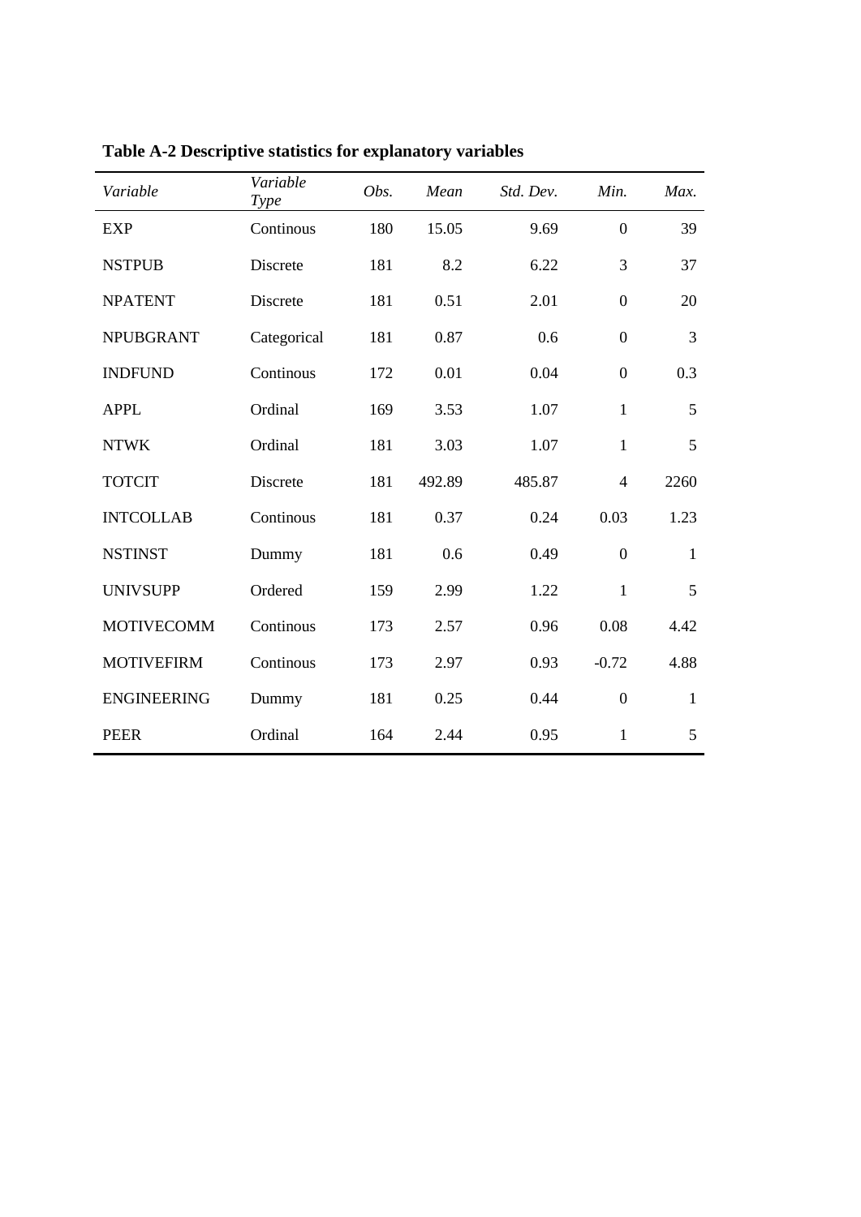**Table A-2 Descriptive statistics for explanatory variables**

| *Variable* | *Variable Type* | *Obs.* | *Mean* | *Std. Dev.* | *Min.* | *Max.* |
|---|---|---|---|---|---|---|
| EXP | Continous | 180 | 15.05 | 9.69 | 0 | 39 |
| NSTPUB | Discrete | 181 | 8.2 | 6.22 | 3 | 37 |
| NPATENT | Discrete | 181 | 0.51 | 2.01 | 0 | 20 |
| NPUBGRANT | Categorical | 181 | 0.87 | 0.6 | 0 | 3 |
| INDFUND | Continous | 172 | 0.01 | 0.04 | 0 | 0.3 |
| APPL | Ordinal | 169 | 3.53 | 1.07 | 1 | 5 |
| NTWK | Ordinal | 181 | 3.03 | 1.07 | 1 | 5 |
| TOTCIT | Discrete | 181 | 492.89 | 485.87 | 4 | 2260 |
| INTCOLLAB | Continous | 181 | 0.37 | 0.24 | 0.03 | 1.23 |
| NSTINST | Dummy | 181 | 0.6 | 0.49 | 0 | 1 |
| UNIVSUPP | Ordered | 159 | 2.99 | 1.22 | 1 | 5 |
| MOTIVECOMM | Continous | 173 | 2.57 | 0.96 | 0.08 | 4.42 |
| MOTIVEFIRM | Continous | 173 | 2.97 | 0.93 | -0.72 | 4.88 |
| ENGINEERING | Dummy | 181 | 0.25 | 0.44 | 0 | 1 |
| PEER | Ordinal | 164 | 2.44 | 0.95 | 1 | 5 |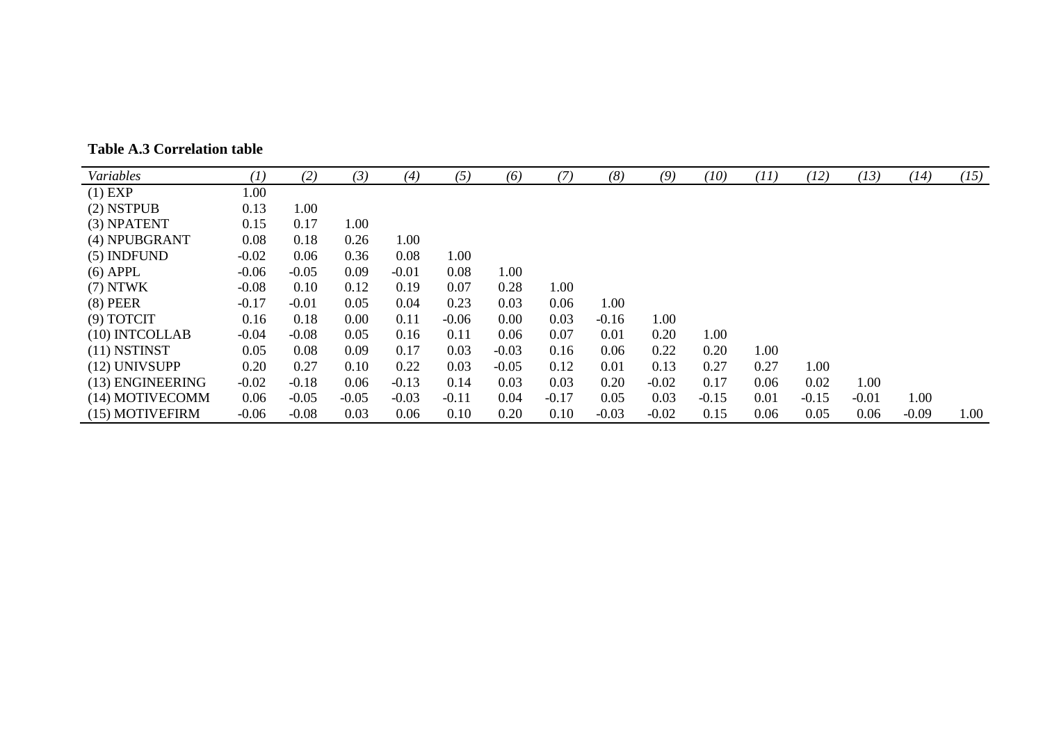**Table A.3 Correlation table**

| *Variables* | *(1)* | *(2)* | *(3)* | *(4)* | *(5)* | *(6)* | *(7)* | *(8)* | *(9)* | *(10)* | *(11)* | *(12)* | *(13)* | *(14)* | *(15)* |
|---|---|---|---|---|---|---|---|---|---|---|---|---|---|---|---|
| (1) EXP | 1.00 | | | | | | | | | | | | | | |
| (2) NSTPUB | 0.13 | 1.00 | | | | | | | | | | | | | |
| (3) NPATENT | 0.15 | 0.17 | 1.00 | | | | | | | | | | | | |
| (4) NPUBGRANT | 0.08 | 0.18 | 0.26 | 1.00 | | | | | | | | | | | |
| (5) INDFUND | -0.02 | 0.06 | 0.36 | 0.08 | 1.00 | | | | | | | | | | |
| (6) APPL | -0.06 | -0.05 | 0.09 | -0.01 | 0.08 | 1.00 | | | | | | | | | |
| (7) NTWK | -0.08 | 0.10 | 0.12 | 0.19 | 0.07 | 0.28 | 1.00 | | | | | | | | |
| (8) PEER | -0.17 | -0.01 | 0.05 | 0.04 | 0.23 | 0.03 | 0.06 | 1.00 | | | | | | | |
| (9) TOTCIT | 0.16 | 0.18 | 0.00 | 0.11 | -0.06 | 0.00 | 0.03 | -0.16 | 1.00 | | | | | | |
| (10) INTCOLLAB | -0.04 | -0.08 | 0.05 | 0.16 | 0.11 | 0.06 | 0.07 | 0.01 | 0.20 | 1.00 | | | | | |
| (11) NSTINST | 0.05 | 0.08 | 0.09 | 0.17 | 0.03 | -0.03 | 0.16 | 0.06 | 0.22 | 0.20 | 1.00 | | | | |
| (12) UNIVSUPP | 0.20 | 0.27 | 0.10 | 0.22 | 0.03 | -0.05 | 0.12 | 0.01 | 0.13 | 0.27 | 0.27 | 1.00 | | | |
| (13) ENGINEERING | -0.02 | -0.18 | 0.06 | -0.13 | 0.14 | 0.03 | 0.03 | 0.20 | -0.02 | 0.17 | 0.06 | 0.02 | 1.00 | | |
| (14) MOTIVECOMM | 0.06 | -0.05 | -0.05 | -0.03 | -0.11 | 0.04 | -0.17 | 0.05 | 0.03 | -0.15 | 0.01 | -0.15 | -0.01 | 1.00 | |
| (15) MOTIVEFIRM | -0.06 | -0.08 | 0.03 | 0.06 | 0.10 | 0.20 | 0.10 | -0.03 | -0.02 | 0.15 | 0.06 | 0.05 | 0.06 | -0.09 | 1.00 |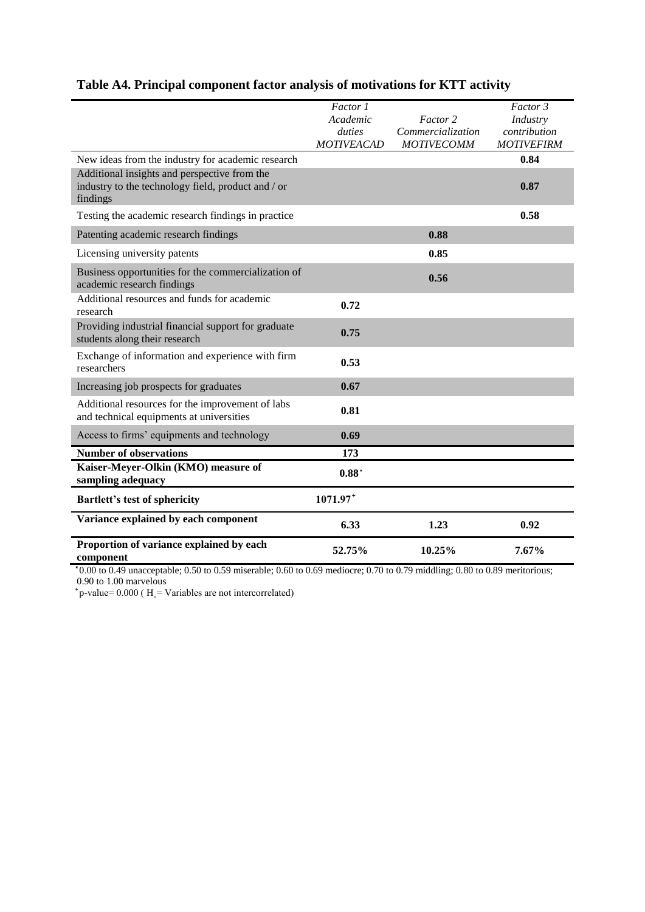## Table A4. Principal component factor analysis of motivations for KTT activity

| | *Factor 1 Academic duties MOTIVEACAD* | *Factor 2 Commercialization MOTIVECOMM* | *Factor 3 Industry contribution MOTIVEFIRM* |
|---|---|---|---|
| New ideas from the industry for academic research | | | **0.84** |
| Additional insights and perspective from the industry to the technology field, product and / or findings | | | **0.87** |
| Testing the academic research findings in practice | | | **0.58** |
| Patenting academic research findings | | **0.88** | |
| Licensing university patents | | **0.85** | |
| Business opportunities for the commercialization of academic research findings | | **0.56** | |
| Additional resources and funds for academic research | **0.72** | | |
| Providing industrial financial support for graduate students along their research | **0.75** | | |
| Exchange of information and experience with firm researchers | **0.53** | | |
| Increasing job prospects for graduates | **0.67** | | |
| Additional resources for the improvement of labs and technical equipments at universities | **0.81** | | |
| Access to firms' equipments and technology | **0.69** | | |
| **Number of observations** | **173** | | |
| **Kaiser-Meyer-Olkin (KMO) measure of sampling adequacy** | **0.88*** | | |
| **Bartlett's test of sphericity** | **1071.97**[+] | | |
| **Variance explained by each component** | **6.33** | **1.23** | **0.92** |
| **Proportion of variance explained by each component** | **52.75%** | **10.25%** | **7.67%** |

*0.00 to 0.49 unacceptable; 0.50 to 0.59 miserable; 0.60 to 0.69 mediocre; 0.70 to 0.79 middling; 0.80 to 0.89 meritorious; 0.90 to 1.00 marvelous

[+] p-value= 0.000 ( $H_0$ = Variables are not intercorrelated)